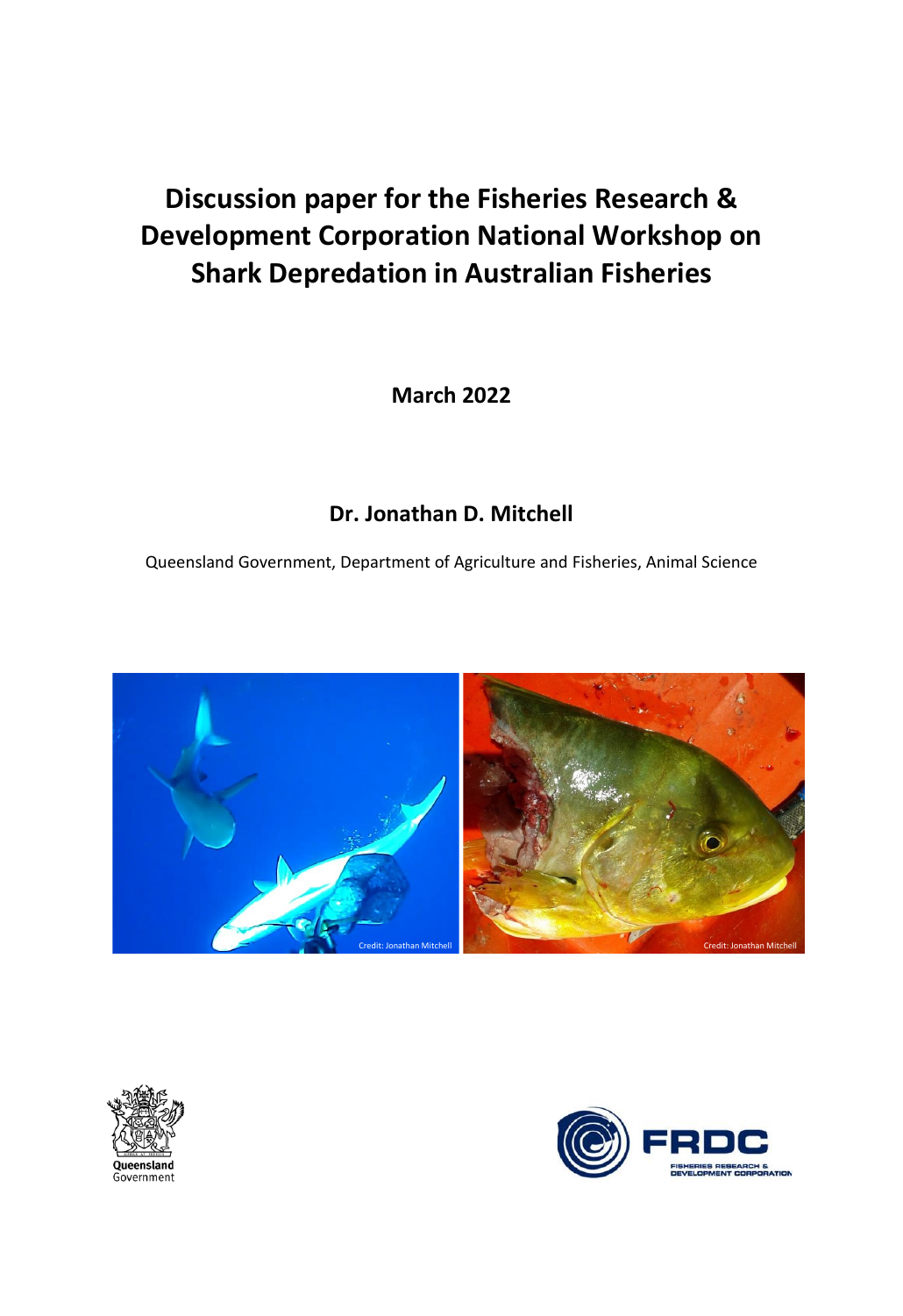# Discussion paper for the Fisheries Research & Development Corporation National Workshop on Shark Depredation in Australian Fisheries

**March 2022**

**Dr. Jonathan D. Mitchell**

Queensland Government, Department of Agriculture and Fisheries, Animal Science

Credit: Jonathan Mitchell

Credit: Jonathan Mitchell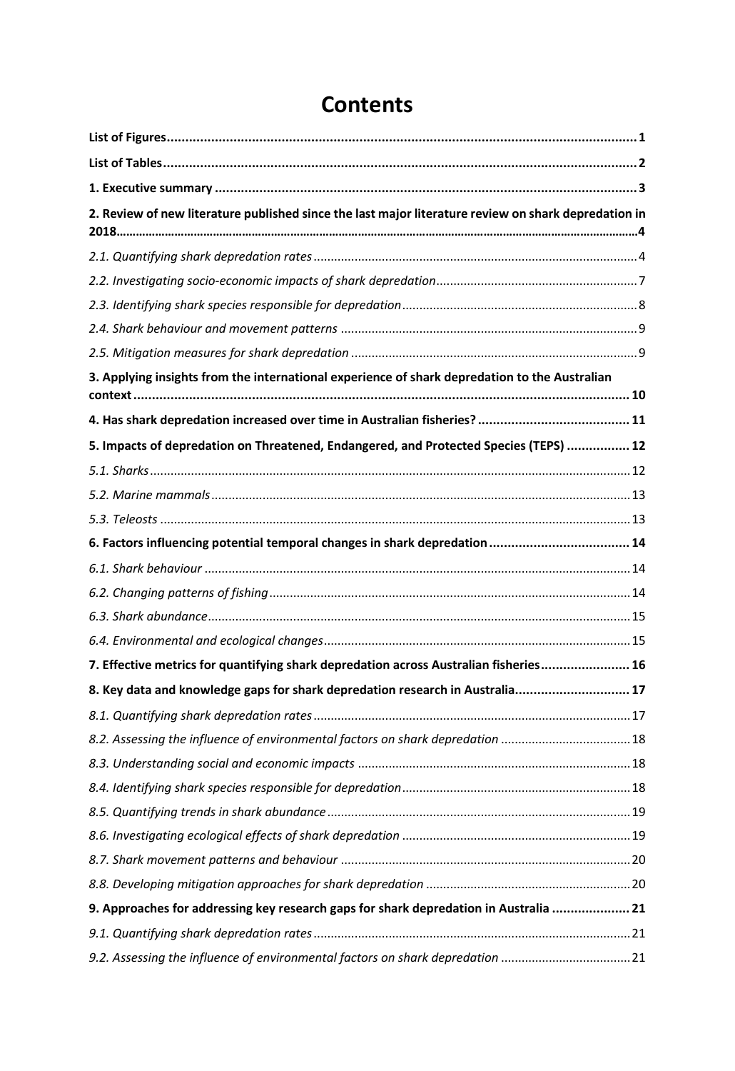# Contents

**List of Figures** .......... **1**

**List of Tables** .......... **2**

**1. Executive summary** .......... **3**

**2. Review of new literature published since the last major literature review on shark depredation in 2018** .......... **4**

*2.1. Quantifying shark depredation rates* .......... 4

*2.2. Investigating socio-economic impacts of shark depredation* .......... 7

*2.3. Identifying shark species responsible for depredation* .......... 8

*2.4. Shark behaviour and movement patterns* .......... 9

*2.5. Mitigation measures for shark depredation* .......... 9

**3. Applying insights from the international experience of shark depredation to the Australian context** .......... **10**

**4. Has shark depredation increased over time in Australian fisheries?** .......... **11**

**5. Impacts of depredation on Threatened, Endangered, and Protected Species (TEPS)** .......... **12**

*5.1. Sharks* .......... 12

*5.2. Marine mammals* .......... 13

*5.3. Teleosts* .......... 13

**6. Factors influencing potential temporal changes in shark depredation** .......... **14**

*6.1. Shark behaviour* .......... 14

*6.2. Changing patterns of fishing* .......... 14

*6.3. Shark abundance* .......... 15

*6.4. Environmental and ecological changes* .......... 15

**7. Effective metrics for quantifying shark depredation across Australian fisheries** .......... **16**

**8. Key data and knowledge gaps for shark depredation research in Australia** .......... **17**

*8.1. Quantifying shark depredation rates* .......... 17

*8.2. Assessing the influence of environmental factors on shark depredation* .......... 18

*8.3. Understanding social and economic impacts* .......... 18

*8.4. Identifying shark species responsible for depredation* .......... 18

*8.5. Quantifying trends in shark abundance* .......... 19

*8.6. Investigating ecological effects of shark depredation* .......... 19

*8.7. Shark movement patterns and behaviour* .......... 20

*8.8. Developing mitigation approaches for shark depredation* .......... 20

**9. Approaches for addressing key research gaps for shark depredation in Australia** .......... **21**

*9.1. Quantifying shark depredation rates* .......... 21

*9.2. Assessing the influence of environmental factors on shark depredation* .......... 21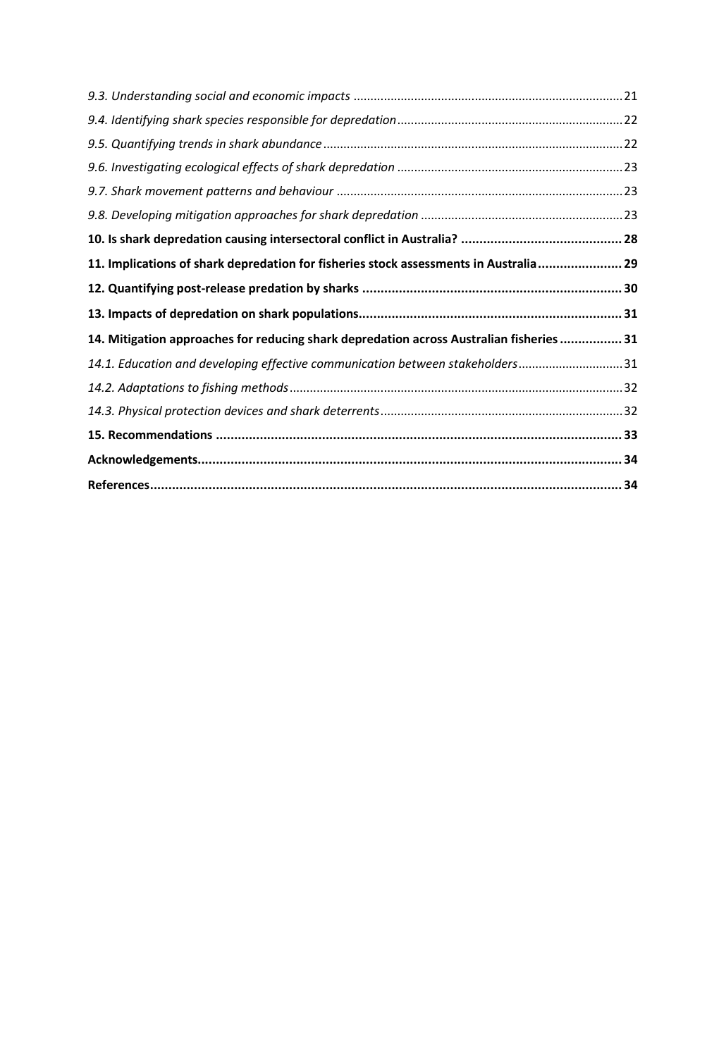*9.3. Understanding social and economic impacts* .......... 21

*9.4. Identifying shark species responsible for depredation* .......... 22

*9.5. Quantifying trends in shark abundance* .......... 22

*9.6. Investigating ecological effects of shark depredation* .......... 23

*9.7. Shark movement patterns and behaviour* .......... 23

*9.8. Developing mitigation approaches for shark depredation* .......... 23

**10. Is shark depredation causing intersectoral conflict in Australia? .......... 28**

**11. Implications of shark depredation for fisheries stock assessments in Australia .......... 29**

**12. Quantifying post-release predation by sharks .......... 30**

**13. Impacts of depredation on shark populations .......... 31**

**14. Mitigation approaches for reducing shark depredation across Australian fisheries .......... 31**

*14.1. Education and developing effective communication between stakeholders* .......... 31

*14.2. Adaptations to fishing methods* .......... 32

*14.3. Physical protection devices and shark deterrents* .......... 32

**15. Recommendations .......... 33**

**Acknowledgements .......... 34**

**References .......... 34**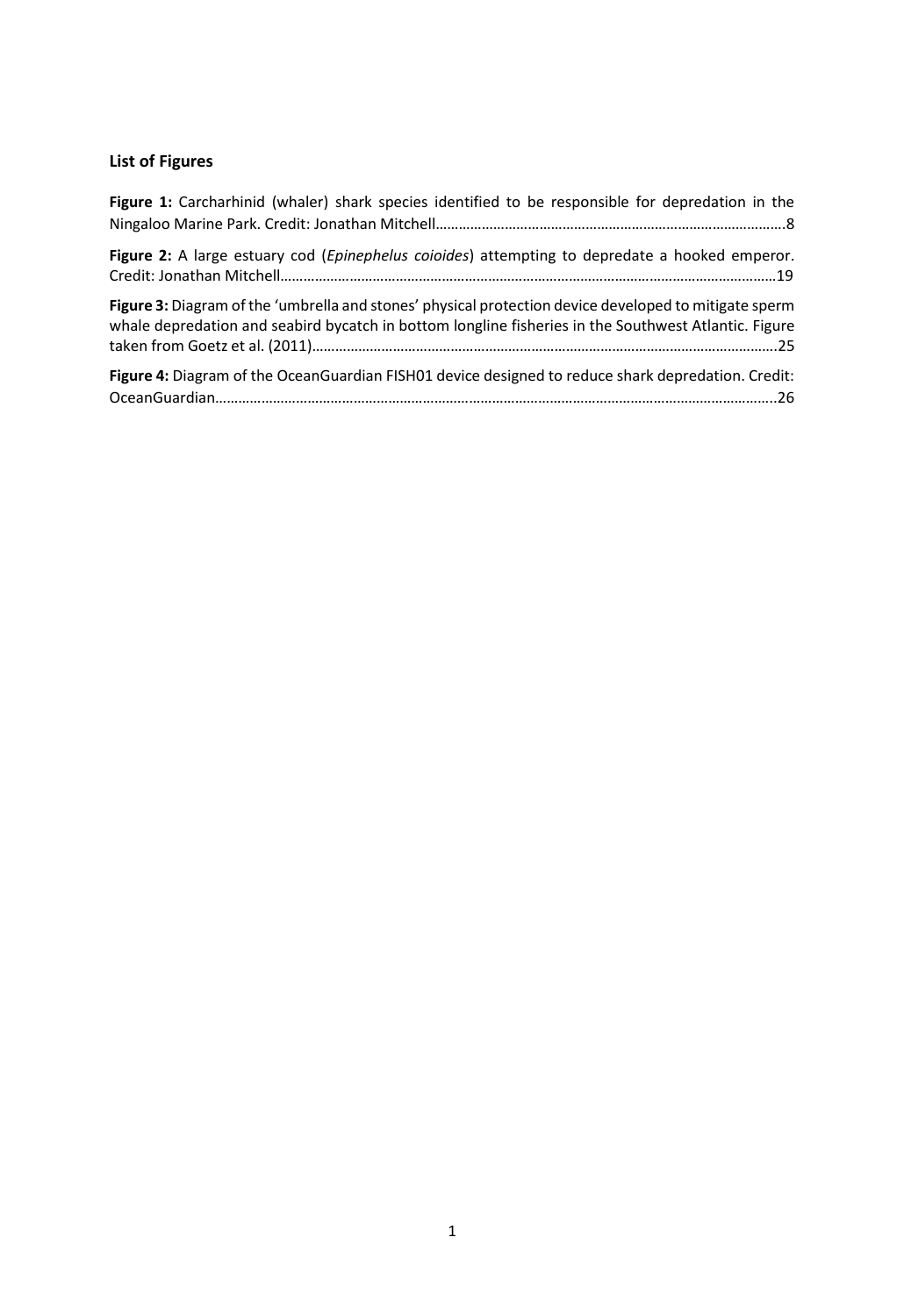## List of Figures

**Figure 1:** Carcharhinid (whaler) shark species identified to be responsible for depredation in the Ningaloo Marine Park. Credit: Jonathan Mitchell.......................................................................................8

**Figure 2:** A large estuary cod (*Epinephelus coioides*) attempting to depredate a hooked emperor. Credit: Jonathan Mitchell.......................................................................................................................19

**Figure 3:** Diagram of the 'umbrella and stones' physical protection device developed to mitigate sperm whale depredation and seabird bycatch in bottom longline fisheries in the Southwest Atlantic. Figure taken from Goetz et al. (2011)..........................................................................................................25

**Figure 4:** Diagram of the OceanGuardian FISH01 device designed to reduce shark depredation. Credit: OceanGuardian.......................................................................................................................................26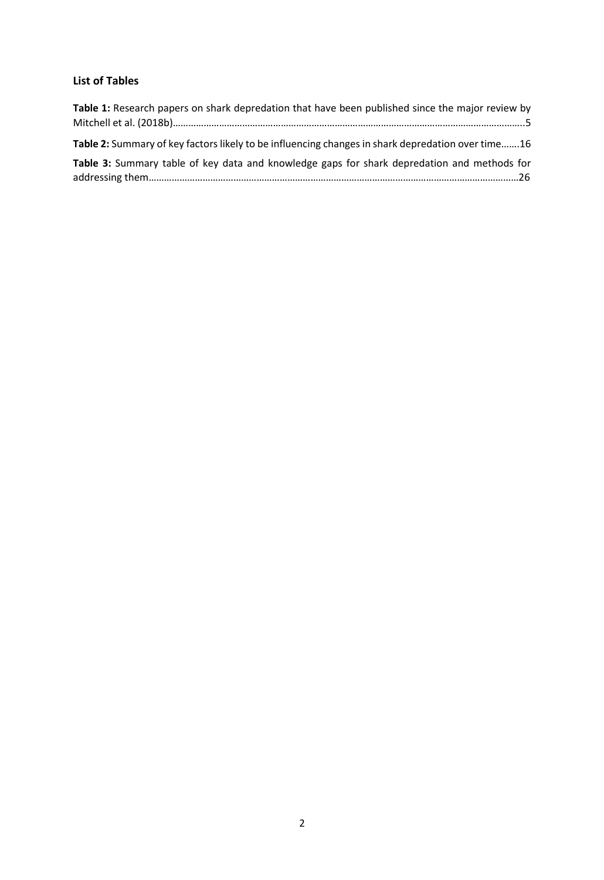### List of Tables

**Table 1:** Research papers on shark depredation that have been published since the major review by Mitchell et al. (2018b)……………………………………………………………………………………………………………………..5

**Table 2:** Summary of key factors likely to be influencing changes in shark depredation over time…….16

**Table 3:** Summary table of key data and knowledge gaps for shark depredation and methods for addressing them………………………………………………………………………………………………………………………26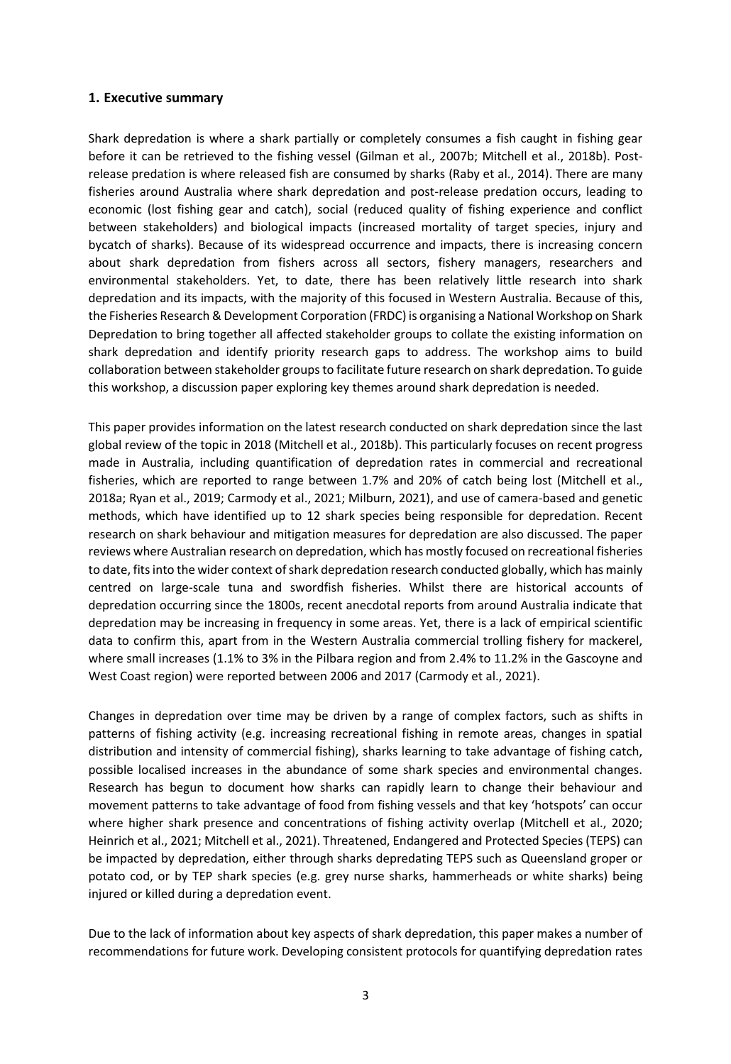## 1. Executive summary

Shark depredation is where a shark partially or completely consumes a fish caught in fishing gear before it can be retrieved to the fishing vessel (Gilman et al., 2007b; Mitchell et al., 2018b). Post-release predation is where released fish are consumed by sharks (Raby et al., 2014). There are many fisheries around Australia where shark depredation and post-release predation occurs, leading to economic (lost fishing gear and catch), social (reduced quality of fishing experience and conflict between stakeholders) and biological impacts (increased mortality of target species, injury and bycatch of sharks). Because of its widespread occurrence and impacts, there is increasing concern about shark depredation from fishers across all sectors, fishery managers, researchers and environmental stakeholders. Yet, to date, there has been relatively little research into shark depredation and its impacts, with the majority of this focused in Western Australia. Because of this, the Fisheries Research & Development Corporation (FRDC) is organising a National Workshop on Shark Depredation to bring together all affected stakeholder groups to collate the existing information on shark depredation and identify priority research gaps to address. The workshop aims to build collaboration between stakeholder groups to facilitate future research on shark depredation. To guide this workshop, a discussion paper exploring key themes around shark depredation is needed.

This paper provides information on the latest research conducted on shark depredation since the last global review of the topic in 2018 (Mitchell et al., 2018b). This particularly focuses on recent progress made in Australia, including quantification of depredation rates in commercial and recreational fisheries, which are reported to range between 1.7% and 20% of catch being lost (Mitchell et al., 2018a; Ryan et al., 2019; Carmody et al., 2021; Milburn, 2021), and use of camera-based and genetic methods, which have identified up to 12 shark species being responsible for depredation. Recent research on shark behaviour and mitigation measures for depredation are also discussed. The paper reviews where Australian research on depredation, which has mostly focused on recreational fisheries to date, fits into the wider context of shark depredation research conducted globally, which has mainly centred on large-scale tuna and swordfish fisheries. Whilst there are historical accounts of depredation occurring since the 1800s, recent anecdotal reports from around Australia indicate that depredation may be increasing in frequency in some areas. Yet, there is a lack of empirical scientific data to confirm this, apart from in the Western Australia commercial trolling fishery for mackerel, where small increases (1.1% to 3% in the Pilbara region and from 2.4% to 11.2% in the Gascoyne and West Coast region) were reported between 2006 and 2017 (Carmody et al., 2021).

Changes in depredation over time may be driven by a range of complex factors, such as shifts in patterns of fishing activity (e.g. increasing recreational fishing in remote areas, changes in spatial distribution and intensity of commercial fishing), sharks learning to take advantage of fishing catch, possible localised increases in the abundance of some shark species and environmental changes. Research has begun to document how sharks can rapidly learn to change their behaviour and movement patterns to take advantage of food from fishing vessels and that key 'hotspots' can occur where higher shark presence and concentrations of fishing activity overlap (Mitchell et al., 2020; Heinrich et al., 2021; Mitchell et al., 2021). Threatened, Endangered and Protected Species (TEPS) can be impacted by depredation, either through sharks depredating TEPS such as Queensland groper or potato cod, or by TEP shark species (e.g. grey nurse sharks, hammerheads or white sharks) being injured or killed during a depredation event.

Due to the lack of information about key aspects of shark depredation, this paper makes a number of recommendations for future work. Developing consistent protocols for quantifying depredation rates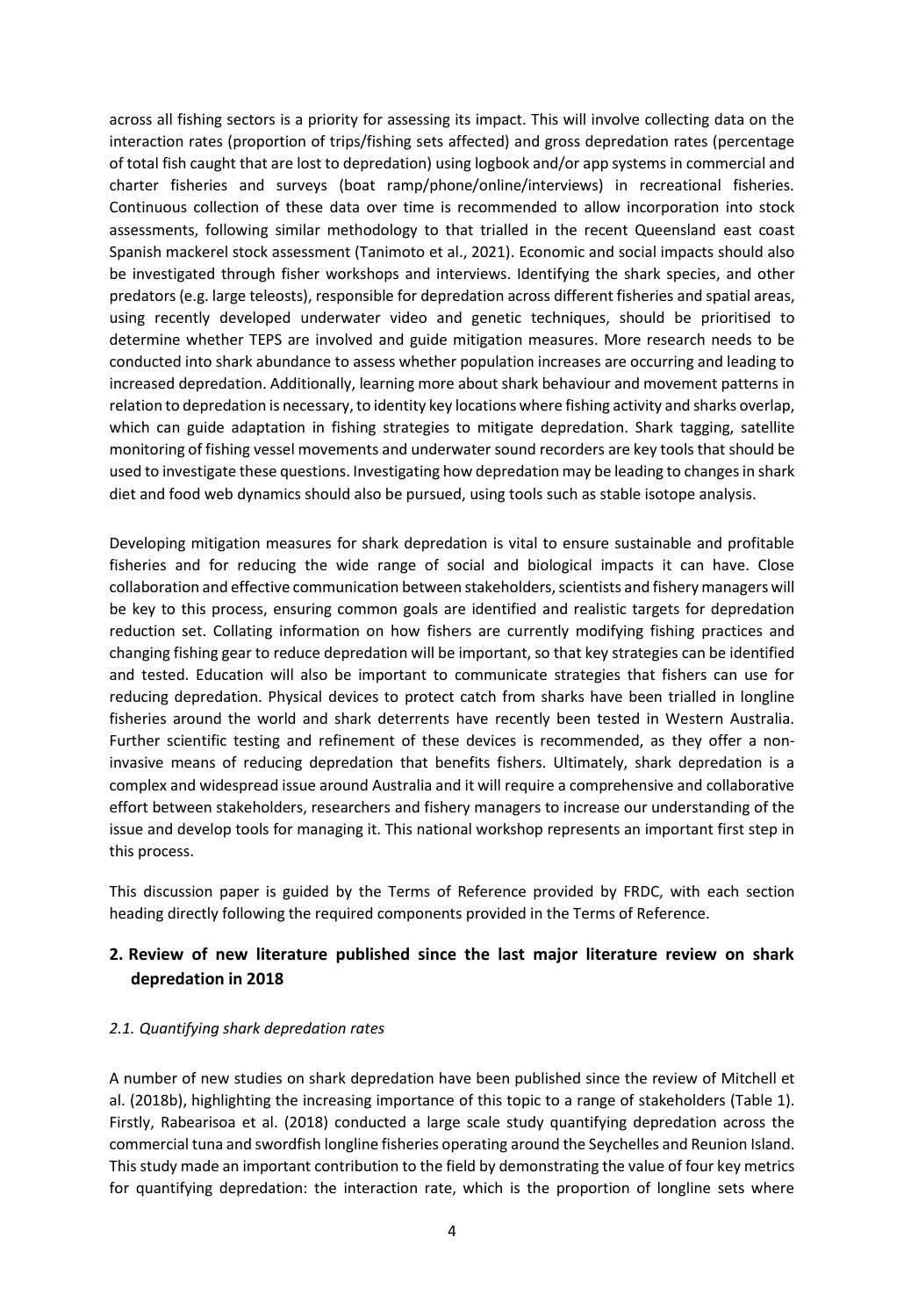across all fishing sectors is a priority for assessing its impact. This will involve collecting data on the interaction rates (proportion of trips/fishing sets affected) and gross depredation rates (percentage of total fish caught that are lost to depredation) using logbook and/or app systems in commercial and charter fisheries and surveys (boat ramp/phone/online/interviews) in recreational fisheries. Continuous collection of these data over time is recommended to allow incorporation into stock assessments, following similar methodology to that trialled in the recent Queensland east coast Spanish mackerel stock assessment (Tanimoto et al., 2021). Economic and social impacts should also be investigated through fisher workshops and interviews. Identifying the shark species, and other predators (e.g. large teleosts), responsible for depredation across different fisheries and spatial areas, using recently developed underwater video and genetic techniques, should be prioritised to determine whether TEPS are involved and guide mitigation measures. More research needs to be conducted into shark abundance to assess whether population increases are occurring and leading to increased depredation. Additionally, learning more about shark behaviour and movement patterns in relation to depredation is necessary, to identity key locations where fishing activity and sharks overlap, which can guide adaptation in fishing strategies to mitigate depredation. Shark tagging, satellite monitoring of fishing vessel movements and underwater sound recorders are key tools that should be used to investigate these questions. Investigating how depredation may be leading to changes in shark diet and food web dynamics should also be pursued, using tools such as stable isotope analysis.

Developing mitigation measures for shark depredation is vital to ensure sustainable and profitable fisheries and for reducing the wide range of social and biological impacts it can have. Close collaboration and effective communication between stakeholders, scientists and fishery managers will be key to this process, ensuring common goals are identified and realistic targets for depredation reduction set. Collating information on how fishers are currently modifying fishing practices and changing fishing gear to reduce depredation will be important, so that key strategies can be identified and tested. Education will also be important to communicate strategies that fishers can use for reducing depredation. Physical devices to protect catch from sharks have been trialled in longline fisheries around the world and shark deterrents have recently been tested in Western Australia. Further scientific testing and refinement of these devices is recommended, as they offer a non-invasive means of reducing depredation that benefits fishers. Ultimately, shark depredation is a complex and widespread issue around Australia and it will require a comprehensive and collaborative effort between stakeholders, researchers and fishery managers to increase our understanding of the issue and develop tools for managing it. This national workshop represents an important first step in this process.

This discussion paper is guided by the Terms of Reference provided by FRDC, with each section heading directly following the required components provided in the Terms of Reference.

## 2. Review of new literature published since the last major literature review on shark depredation in 2018

### *2.1. Quantifying shark depredation rates*

A number of new studies on shark depredation have been published since the review of Mitchell et al. (2018b), highlighting the increasing importance of this topic to a range of stakeholders (Table 1). Firstly, Rabearisoa et al. (2018) conducted a large scale study quantifying depredation across the commercial tuna and swordfish longline fisheries operating around the Seychelles and Reunion Island. This study made an important contribution to the field by demonstrating the value of four key metrics for quantifying depredation: the interaction rate, which is the proportion of longline sets where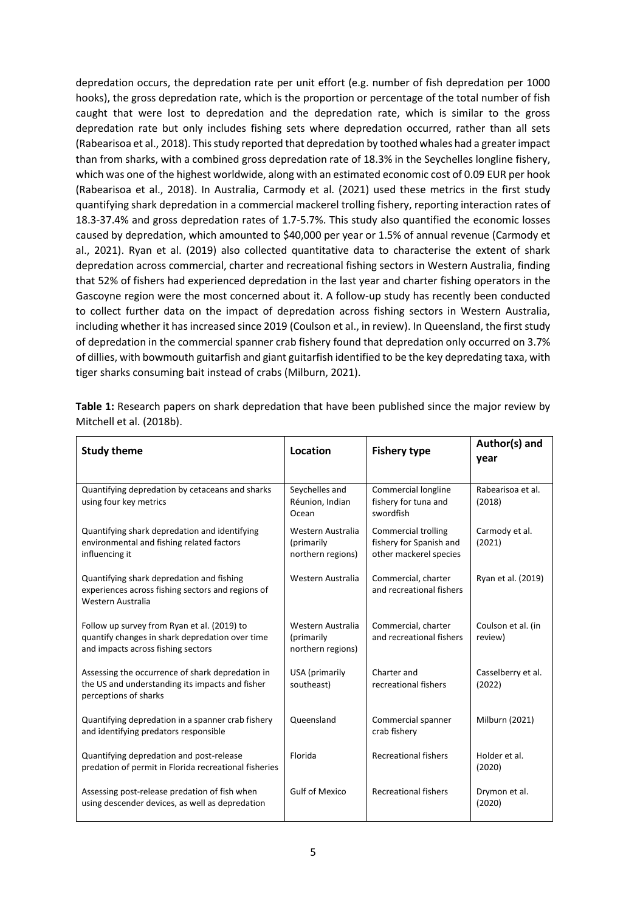depredation occurs, the depredation rate per unit effort (e.g. number of fish depredation per 1000 hooks), the gross depredation rate, which is the proportion or percentage of the total number of fish caught that were lost to depredation and the depredation rate, which is similar to the gross depredation rate but only includes fishing sets where depredation occurred, rather than all sets (Rabearisoa et al., 2018). This study reported that depredation by toothed whales had a greater impact than from sharks, with a combined gross depredation rate of 18.3% in the Seychelles longline fishery, which was one of the highest worldwide, along with an estimated economic cost of 0.09 EUR per hook (Rabearisoa et al., 2018). In Australia, Carmody et al. (2021) used these metrics in the first study quantifying shark depredation in a commercial mackerel trolling fishery, reporting interaction rates of 18.3-37.4% and gross depredation rates of 1.7-5.7%. This study also quantified the economic losses caused by depredation, which amounted to $40,000 per year or 1.5% of annual revenue (Carmody et al., 2021). Ryan et al. (2019) also collected quantitative data to characterise the extent of shark depredation across commercial, charter and recreational fishing sectors in Western Australia, finding that 52% of fishers had experienced depredation in the last year and charter fishing operators in the Gascoyne region were the most concerned about it. A follow-up study has recently been conducted to collect further data on the impact of depredation across fishing sectors in Western Australia, including whether it has increased since 2019 (Coulson et al., in review). In Queensland, the first study of depredation in the commercial spanner crab fishery found that depredation only occurred on 3.7% of dillies, with bowmouth guitarfish and giant guitarfish identified to be the key depredating taxa, with tiger sharks consuming bait instead of crabs (Milburn, 2021).

**Table 1:** Research papers on shark depredation that have been published since the major review by Mitchell et al. (2018b).

| Study theme | Location | Fishery type | Author(s) and year |
|---|---|---|---|
| Quantifying depredation by cetaceans and sharks using four key metrics | Seychelles and Réunion, Indian Ocean | Commercial longline fishery for tuna and swordfish | Rabearisoa et al. (2018) |
| Quantifying shark depredation and identifying environmental and fishing related factors influencing it | Western Australia (primarily northern regions) | Commercial trolling fishery for Spanish and other mackerel species | Carmody et al. (2021) |
| Quantifying shark depredation and fishing experiences across fishing sectors and regions of Western Australia | Western Australia | Commercial, charter and recreational fishers | Ryan et al. (2019) |
| Follow up survey from Ryan et al. (2019) to quantify changes in shark depredation over time and impacts across fishing sectors | Western Australia (primarily northern regions) | Commercial, charter and recreational fishers | Coulson et al. (in review) |
| Assessing the occurrence of shark depredation in the US and understanding its impacts and fisher perceptions of sharks | USA (primarily southeast) | Charter and recreational fishers | Casselberry et al. (2022) |
| Quantifying depredation in a spanner crab fishery and identifying predators responsible | Queensland | Commercial spanner crab fishery | Milburn (2021) |
| Quantifying depredation and post-release predation of permit in Florida recreational fisheries | Florida | Recreational fishers | Holder et al. (2020) |
| Assessing post-release predation of fish when using descender devices, as well as depredation | Gulf of Mexico | Recreational fishers | Drymon et al. (2020) |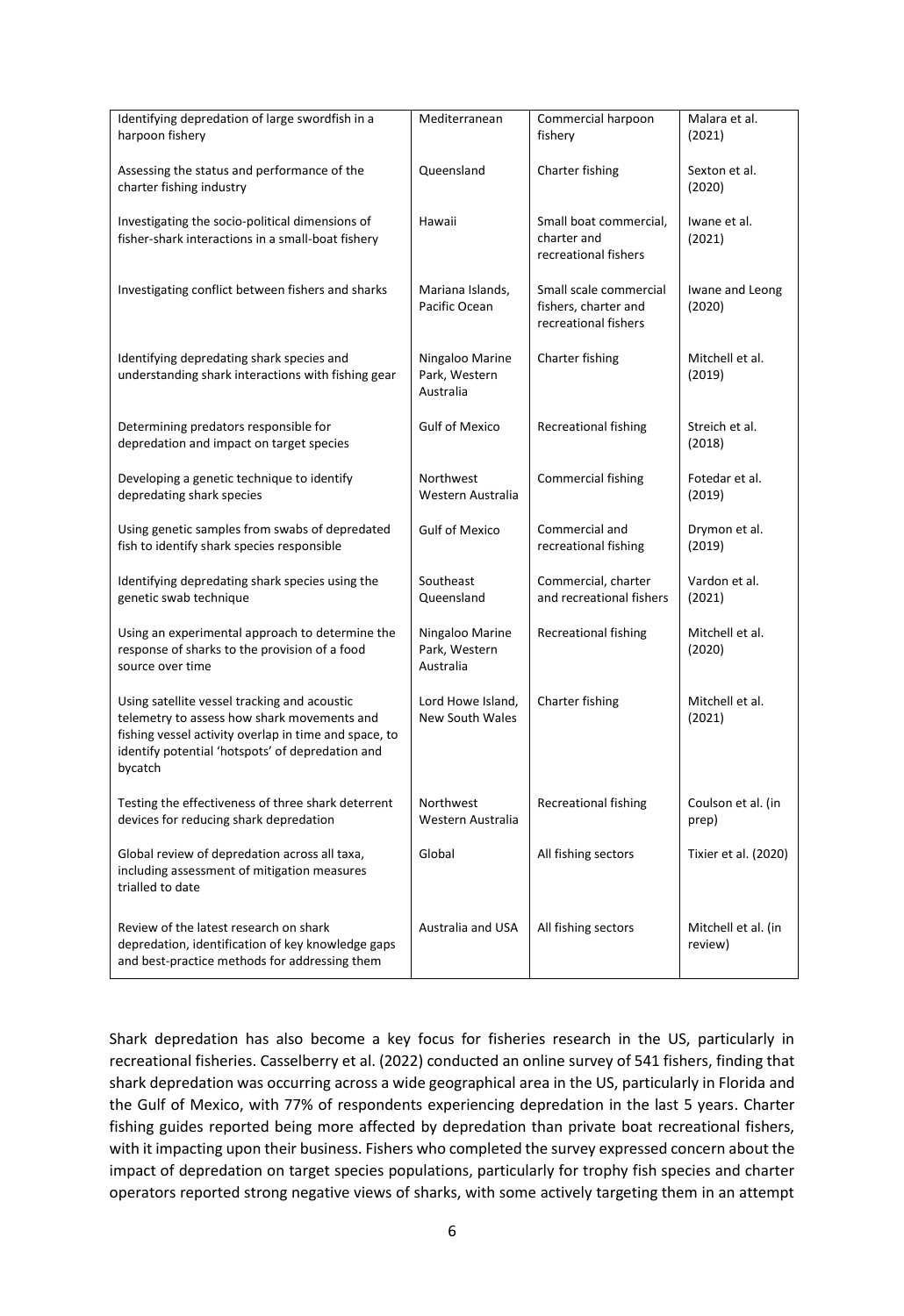| | | | |
|---|---|---|---|
| Identifying depredation of large swordfish in a harpoon fishery | Mediterranean | Commercial harpoon fishery | Malara et al. (2021) |
| Assessing the status and performance of the charter fishing industry | Queensland | Charter fishing | Sexton et al. (2020) |
| Investigating the socio-political dimensions of fisher-shark interactions in a small-boat fishery | Hawaii | Small boat commercial, charter and recreational fishers | Iwane et al. (2021) |
| Investigating conflict between fishers and sharks | Mariana Islands, Pacific Ocean | Small scale commercial fishers, charter and recreational fishers | Iwane and Leong (2020) |
| Identifying depredating shark species and understanding shark interactions with fishing gear | Ningaloo Marine Park, Western Australia | Charter fishing | Mitchell et al. (2019) |
| Determining predators responsible for depredation and impact on target species | Gulf of Mexico | Recreational fishing | Streich et al. (2018) |
| Developing a genetic technique to identify depredating shark species | Northwest Western Australia | Commercial fishing | Fotedar et al. (2019) |
| Using genetic samples from swabs of depredated fish to identify shark species responsible | Gulf of Mexico | Commercial and recreational fishing | Drymon et al. (2019) |
| Identifying depredating shark species using the genetic swab technique | Southeast Queensland | Commercial, charter and recreational fishers | Vardon et al. (2021) |
| Using an experimental approach to determine the response of sharks to the provision of a food source over time | Ningaloo Marine Park, Western Australia | Recreational fishing | Mitchell et al. (2020) |
| Using satellite vessel tracking and acoustic telemetry to assess how shark movements and fishing vessel activity overlap in time and space, to identify potential 'hotspots' of depredation and bycatch | Lord Howe Island, New South Wales | Charter fishing | Mitchell et al. (2021) |
| Testing the effectiveness of three shark deterrent devices for reducing shark depredation | Northwest Western Australia | Recreational fishing | Coulson et al. (in prep) |
| Global review of depredation across all taxa, including assessment of mitigation measures trialled to date | Global | All fishing sectors | Tixier et al. (2020) |
| Review of the latest research on shark depredation, identification of key knowledge gaps and best-practice methods for addressing them | Australia and USA | All fishing sectors | Mitchell et al. (in review) |

Shark depredation has also become a key focus for fisheries research in the US, particularly in recreational fisheries. Casselberry et al. (2022) conducted an online survey of 541 fishers, finding that shark depredation was occurring across a wide geographical area in the US, particularly in Florida and the Gulf of Mexico, with 77% of respondents experiencing depredation in the last 5 years. Charter fishing guides reported being more affected by depredation than private boat recreational fishers, with it impacting upon their business. Fishers who completed the survey expressed concern about the impact of depredation on target species populations, particularly for trophy fish species and charter operators reported strong negative views of sharks, with some actively targeting them in an attempt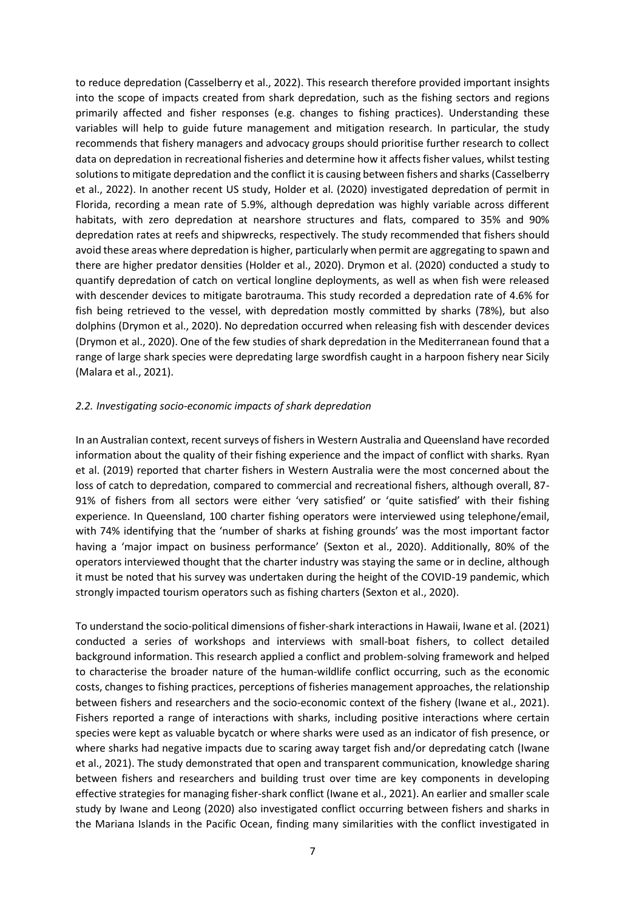to reduce depredation (Casselberry et al., 2022). This research therefore provided important insights into the scope of impacts created from shark depredation, such as the fishing sectors and regions primarily affected and fisher responses (e.g. changes to fishing practices). Understanding these variables will help to guide future management and mitigation research. In particular, the study recommends that fishery managers and advocacy groups should prioritise further research to collect data on depredation in recreational fisheries and determine how it affects fisher values, whilst testing solutions to mitigate depredation and the conflict it is causing between fishers and sharks (Casselberry et al., 2022). In another recent US study, Holder et al. (2020) investigated depredation of permit in Florida, recording a mean rate of 5.9%, although depredation was highly variable across different habitats, with zero depredation at nearshore structures and flats, compared to 35% and 90% depredation rates at reefs and shipwrecks, respectively. The study recommended that fishers should avoid these areas where depredation is higher, particularly when permit are aggregating to spawn and there are higher predator densities (Holder et al., 2020). Drymon et al. (2020) conducted a study to quantify depredation of catch on vertical longline deployments, as well as when fish were released with descender devices to mitigate barotrauma. This study recorded a depredation rate of 4.6% for fish being retrieved to the vessel, with depredation mostly committed by sharks (78%), but also dolphins (Drymon et al., 2020). No depredation occurred when releasing fish with descender devices (Drymon et al., 2020). One of the few studies of shark depredation in the Mediterranean found that a range of large shark species were depredating large swordfish caught in a harpoon fishery near Sicily (Malara et al., 2021).

### *2.2. Investigating socio-economic impacts of shark depredation*

In an Australian context, recent surveys of fishers in Western Australia and Queensland have recorded information about the quality of their fishing experience and the impact of conflict with sharks. Ryan et al. (2019) reported that charter fishers in Western Australia were the most concerned about the loss of catch to depredation, compared to commercial and recreational fishers, although overall, 87-91% of fishers from all sectors were either 'very satisfied' or 'quite satisfied' with their fishing experience. In Queensland, 100 charter fishing operators were interviewed using telephone/email, with 74% identifying that the 'number of sharks at fishing grounds' was the most important factor having a 'major impact on business performance' (Sexton et al., 2020). Additionally, 80% of the operators interviewed thought that the charter industry was staying the same or in decline, although it must be noted that his survey was undertaken during the height of the COVID-19 pandemic, which strongly impacted tourism operators such as fishing charters (Sexton et al., 2020).

To understand the socio-political dimensions of fisher-shark interactions in Hawaii, Iwane et al. (2021) conducted a series of workshops and interviews with small-boat fishers, to collect detailed background information. This research applied a conflict and problem-solving framework and helped to characterise the broader nature of the human-wildlife conflict occurring, such as the economic costs, changes to fishing practices, perceptions of fisheries management approaches, the relationship between fishers and researchers and the socio-economic context of the fishery (Iwane et al., 2021). Fishers reported a range of interactions with sharks, including positive interactions where certain species were kept as valuable bycatch or where sharks were used as an indicator of fish presence, or where sharks had negative impacts due to scaring away target fish and/or depredating catch (Iwane et al., 2021). The study demonstrated that open and transparent communication, knowledge sharing between fishers and researchers and building trust over time are key components in developing effective strategies for managing fisher-shark conflict (Iwane et al., 2021). An earlier and smaller scale study by Iwane and Leong (2020) also investigated conflict occurring between fishers and sharks in the Mariana Islands in the Pacific Ocean, finding many similarities with the conflict investigated in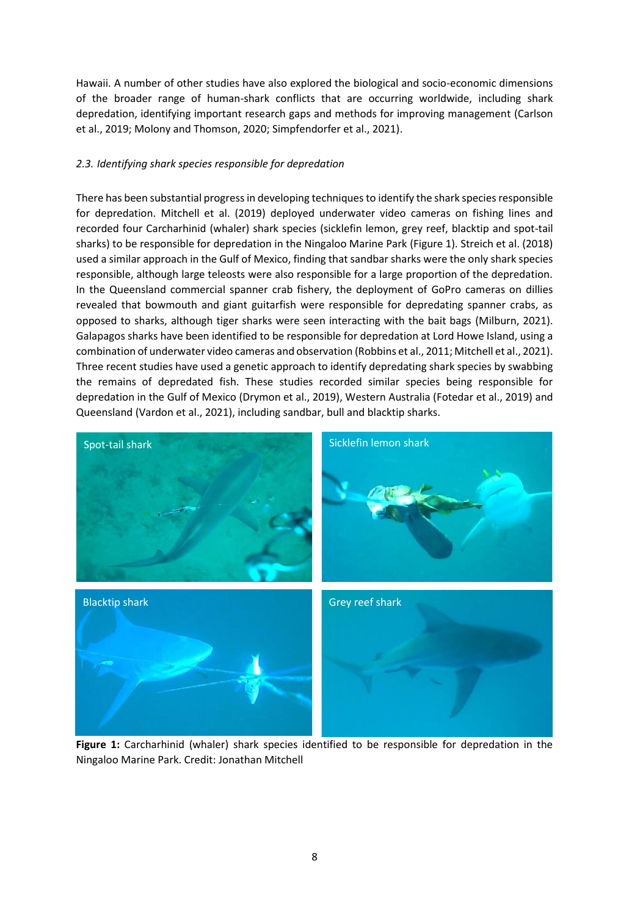Hawaii. A number of other studies have also explored the biological and socio-economic dimensions of the broader range of human-shark conflicts that are occurring worldwide, including shark depredation, identifying important research gaps and methods for improving management (Carlson et al., 2019; Molony and Thomson, 2020; Simpfendorfer et al., 2021).

### *2.3. Identifying shark species responsible for depredation*

There has been substantial progress in developing techniques to identify the shark species responsible for depredation. Mitchell et al. (2019) deployed underwater video cameras on fishing lines and recorded four Carcharhinid (whaler) shark species (sicklefin lemon, grey reef, blacktip and spot-tail sharks) to be responsible for depredation in the Ningaloo Marine Park (Figure 1). Streich et al. (2018) used a similar approach in the Gulf of Mexico, finding that sandbar sharks were the only shark species responsible, although large teleosts were also responsible for a large proportion of the depredation. In the Queensland commercial spanner crab fishery, the deployment of GoPro cameras on dillies revealed that bowmouth and giant guitarfish were responsible for depredating spanner crabs, as opposed to sharks, although tiger sharks were seen interacting with the bait bags (Milburn, 2021). Galapagos sharks have been identified to be responsible for depredation at Lord Howe Island, using a combination of underwater video cameras and observation (Robbins et al., 2011; Mitchell et al., 2021). Three recent studies have used a genetic approach to identify depredating shark species by swabbing the remains of depredated fish. These studies recorded similar species being responsible for depredation in the Gulf of Mexico (Drymon et al., 2019), Western Australia (Fotedar et al., 2019) and Queensland (Vardon et al., 2021), including sandbar, bull and blacktip sharks.

**Figure 1:** Carcharhinid (whaler) shark species identified to be responsible for depredation in the Ningaloo Marine Park. Credit: Jonathan Mitchell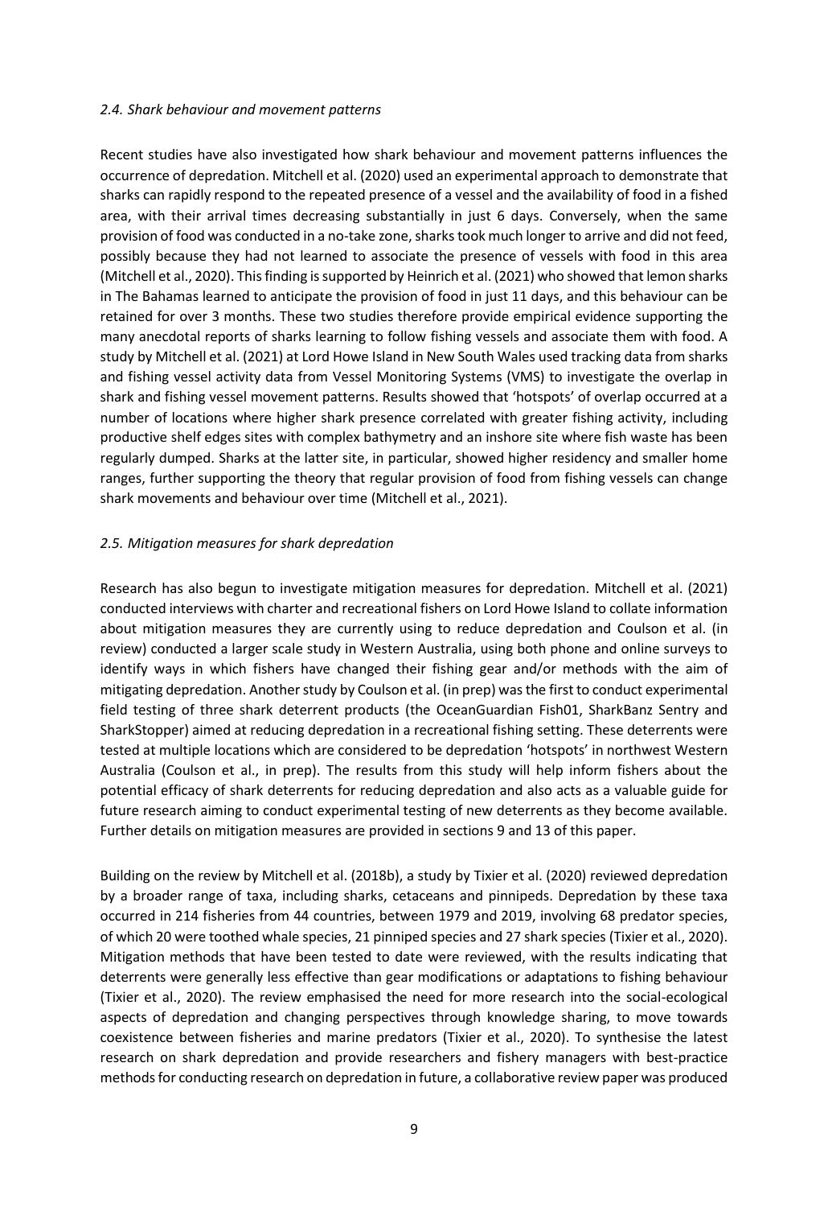### *2.4. Shark behaviour and movement patterns*

Recent studies have also investigated how shark behaviour and movement patterns influences the occurrence of depredation. Mitchell et al. (2020) used an experimental approach to demonstrate that sharks can rapidly respond to the repeated presence of a vessel and the availability of food in a fished area, with their arrival times decreasing substantially in just 6 days. Conversely, when the same provision of food was conducted in a no-take zone, sharks took much longer to arrive and did not feed, possibly because they had not learned to associate the presence of vessels with food in this area (Mitchell et al., 2020). This finding is supported by Heinrich et al. (2021) who showed that lemon sharks in The Bahamas learned to anticipate the provision of food in just 11 days, and this behaviour can be retained for over 3 months. These two studies therefore provide empirical evidence supporting the many anecdotal reports of sharks learning to follow fishing vessels and associate them with food. A study by Mitchell et al. (2021) at Lord Howe Island in New South Wales used tracking data from sharks and fishing vessel activity data from Vessel Monitoring Systems (VMS) to investigate the overlap in shark and fishing vessel movement patterns. Results showed that 'hotspots' of overlap occurred at a number of locations where higher shark presence correlated with greater fishing activity, including productive shelf edges sites with complex bathymetry and an inshore site where fish waste has been regularly dumped. Sharks at the latter site, in particular, showed higher residency and smaller home ranges, further supporting the theory that regular provision of food from fishing vessels can change shark movements and behaviour over time (Mitchell et al., 2021).

### *2.5. Mitigation measures for shark depredation*

Research has also begun to investigate mitigation measures for depredation. Mitchell et al. (2021) conducted interviews with charter and recreational fishers on Lord Howe Island to collate information about mitigation measures they are currently using to reduce depredation and Coulson et al. (in review) conducted a larger scale study in Western Australia, using both phone and online surveys to identify ways in which fishers have changed their fishing gear and/or methods with the aim of mitigating depredation. Another study by Coulson et al. (in prep) was the first to conduct experimental field testing of three shark deterrent products (the OceanGuardian Fish01, SharkBanz Sentry and SharkStopper) aimed at reducing depredation in a recreational fishing setting. These deterrents were tested at multiple locations which are considered to be depredation 'hotspots' in northwest Western Australia (Coulson et al., in prep). The results from this study will help inform fishers about the potential efficacy of shark deterrents for reducing depredation and also acts as a valuable guide for future research aiming to conduct experimental testing of new deterrents as they become available. Further details on mitigation measures are provided in sections 9 and 13 of this paper.

Building on the review by Mitchell et al. (2018b), a study by Tixier et al. (2020) reviewed depredation by a broader range of taxa, including sharks, cetaceans and pinnipeds. Depredation by these taxa occurred in 214 fisheries from 44 countries, between 1979 and 2019, involving 68 predator species, of which 20 were toothed whale species, 21 pinniped species and 27 shark species (Tixier et al., 2020). Mitigation methods that have been tested to date were reviewed, with the results indicating that deterrents were generally less effective than gear modifications or adaptations to fishing behaviour (Tixier et al., 2020). The review emphasised the need for more research into the social-ecological aspects of depredation and changing perspectives through knowledge sharing, to move towards coexistence between fisheries and marine predators (Tixier et al., 2020). To synthesise the latest research on shark depredation and provide researchers and fishery managers with best-practice methods for conducting research on depredation in future, a collaborative review paper was produced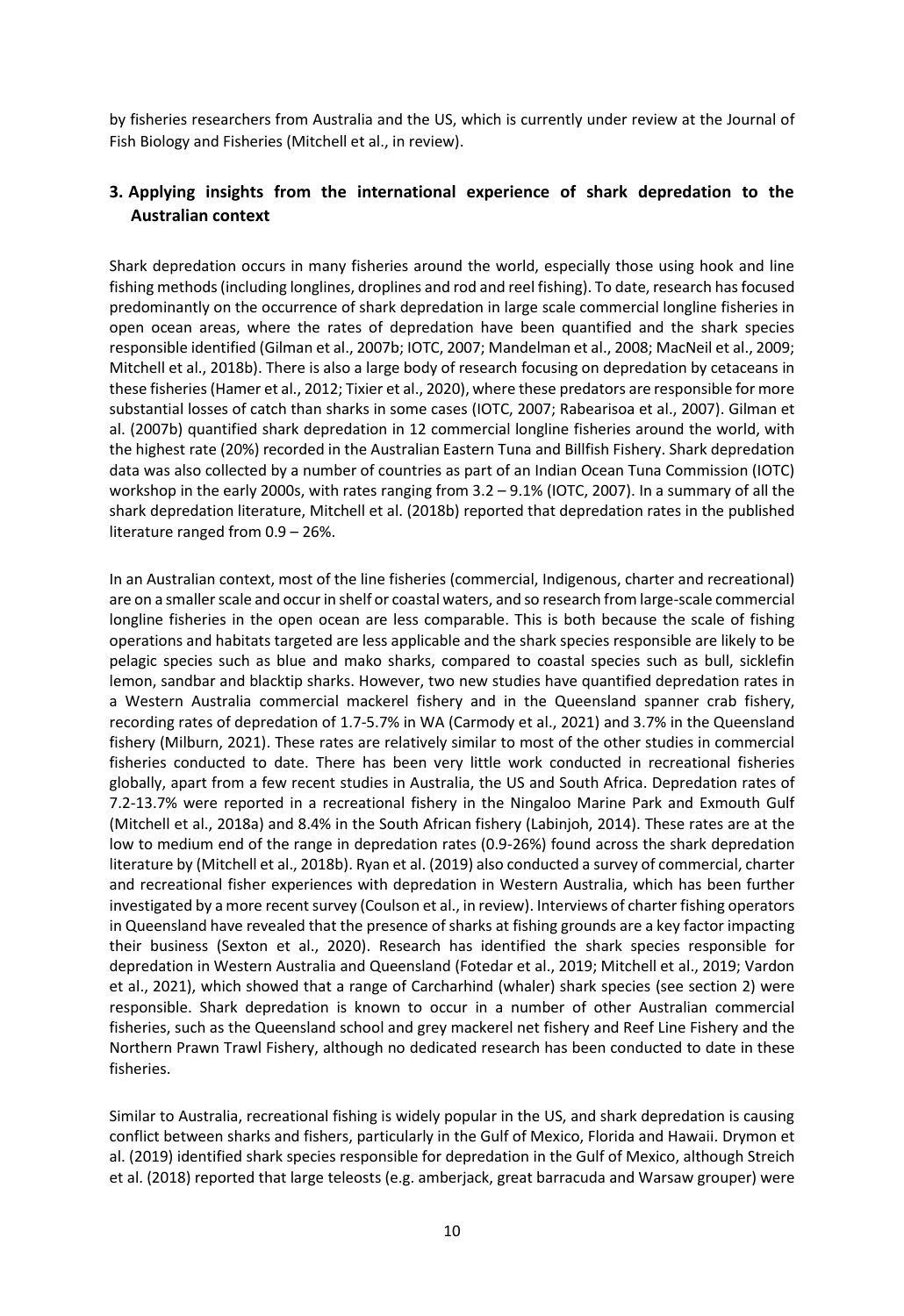by fisheries researchers from Australia and the US, which is currently under review at the Journal of Fish Biology and Fisheries (Mitchell et al., in review).

## 3. Applying insights from the international experience of shark depredation to the Australian context

Shark depredation occurs in many fisheries around the world, especially those using hook and line fishing methods (including longlines, droplines and rod and reel fishing). To date, research has focused predominantly on the occurrence of shark depredation in large scale commercial longline fisheries in open ocean areas, where the rates of depredation have been quantified and the shark species responsible identified (Gilman et al., 2007b; IOTC, 2007; Mandelman et al., 2008; MacNeil et al., 2009; Mitchell et al., 2018b). There is also a large body of research focusing on depredation by cetaceans in these fisheries (Hamer et al., 2012; Tixier et al., 2020), where these predators are responsible for more substantial losses of catch than sharks in some cases (IOTC, 2007; Rabearisoa et al., 2007). Gilman et al. (2007b) quantified shark depredation in 12 commercial longline fisheries around the world, with the highest rate (20%) recorded in the Australian Eastern Tuna and Billfish Fishery. Shark depredation data was also collected by a number of countries as part of an Indian Ocean Tuna Commission (IOTC) workshop in the early 2000s, with rates ranging from 3.2 – 9.1% (IOTC, 2007). In a summary of all the shark depredation literature, Mitchell et al. (2018b) reported that depredation rates in the published literature ranged from 0.9 – 26%.

In an Australian context, most of the line fisheries (commercial, Indigenous, charter and recreational) are on a smaller scale and occur in shelf or coastal waters, and so research from large-scale commercial longline fisheries in the open ocean are less comparable. This is both because the scale of fishing operations and habitats targeted are less applicable and the shark species responsible are likely to be pelagic species such as blue and mako sharks, compared to coastal species such as bull, sicklefin lemon, sandbar and blacktip sharks. However, two new studies have quantified depredation rates in a Western Australia commercial mackerel fishery and in the Queensland spanner crab fishery, recording rates of depredation of 1.7-5.7% in WA (Carmody et al., 2021) and 3.7% in the Queensland fishery (Milburn, 2021). These rates are relatively similar to most of the other studies in commercial fisheries conducted to date. There has been very little work conducted in recreational fisheries globally, apart from a few recent studies in Australia, the US and South Africa. Depredation rates of 7.2-13.7% were reported in a recreational fishery in the Ningaloo Marine Park and Exmouth Gulf (Mitchell et al., 2018a) and 8.4% in the South African fishery (Labinjoh, 2014). These rates are at the low to medium end of the range in depredation rates (0.9-26%) found across the shark depredation literature by (Mitchell et al., 2018b). Ryan et al. (2019) also conducted a survey of commercial, charter and recreational fisher experiences with depredation in Western Australia, which has been further investigated by a more recent survey (Coulson et al., in review). Interviews of charter fishing operators in Queensland have revealed that the presence of sharks at fishing grounds are a key factor impacting their business (Sexton et al., 2020). Research has identified the shark species responsible for depredation in Western Australia and Queensland (Fotedar et al., 2019; Mitchell et al., 2019; Vardon et al., 2021), which showed that a range of Carcharhind (whaler) shark species (see section 2) were responsible. Shark depredation is known to occur in a number of other Australian commercial fisheries, such as the Queensland school and grey mackerel net fishery and Reef Line Fishery and the Northern Prawn Trawl Fishery, although no dedicated research has been conducted to date in these fisheries.

Similar to Australia, recreational fishing is widely popular in the US, and shark depredation is causing conflict between sharks and fishers, particularly in the Gulf of Mexico, Florida and Hawaii. Drymon et al. (2019) identified shark species responsible for depredation in the Gulf of Mexico, although Streich et al. (2018) reported that large teleosts (e.g. amberjack, great barracuda and Warsaw grouper) were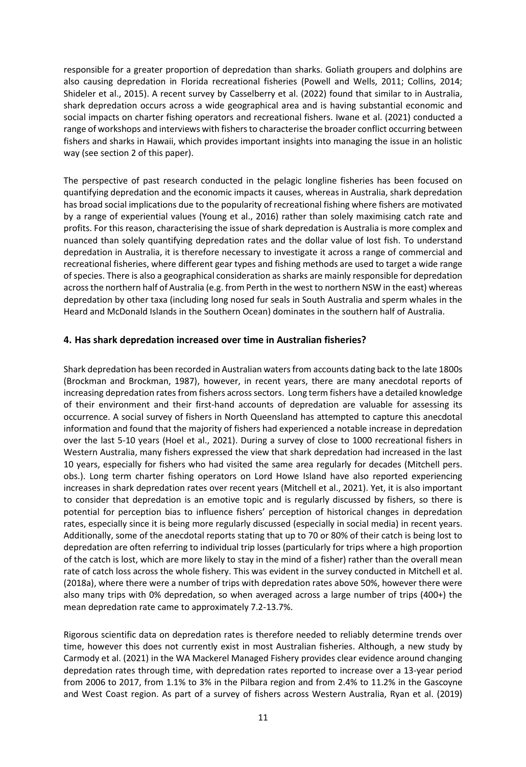responsible for a greater proportion of depredation than sharks. Goliath groupers and dolphins are also causing depredation in Florida recreational fisheries (Powell and Wells, 2011; Collins, 2014; Shideler et al., 2015). A recent survey by Casselberry et al. (2022) found that similar to in Australia, shark depredation occurs across a wide geographical area and is having substantial economic and social impacts on charter fishing operators and recreational fishers. Iwane et al. (2021) conducted a range of workshops and interviews with fishers to characterise the broader conflict occurring between fishers and sharks in Hawaii, which provides important insights into managing the issue in an holistic way (see section 2 of this paper).

The perspective of past research conducted in the pelagic longline fisheries has been focused on quantifying depredation and the economic impacts it causes, whereas in Australia, shark depredation has broad social implications due to the popularity of recreational fishing where fishers are motivated by a range of experiential values (Young et al., 2016) rather than solely maximising catch rate and profits. For this reason, characterising the issue of shark depredation is Australia is more complex and nuanced than solely quantifying depredation rates and the dollar value of lost fish. To understand depredation in Australia, it is therefore necessary to investigate it across a range of commercial and recreational fisheries, where different gear types and fishing methods are used to target a wide range of species. There is also a geographical consideration as sharks are mainly responsible for depredation across the northern half of Australia (e.g. from Perth in the west to northern NSW in the east) whereas depredation by other taxa (including long nosed fur seals in South Australia and sperm whales in the Heard and McDonald Islands in the Southern Ocean) dominates in the southern half of Australia.

## 4. Has shark depredation increased over time in Australian fisheries?

Shark depredation has been recorded in Australian waters from accounts dating back to the late 1800s (Brockman and Brockman, 1987), however, in recent years, there are many anecdotal reports of increasing depredation rates from fishers across sectors. Long term fishers have a detailed knowledge of their environment and their first-hand accounts of depredation are valuable for assessing its occurrence. A social survey of fishers in North Queensland has attempted to capture this anecdotal information and found that the majority of fishers had experienced a notable increase in depredation over the last 5-10 years (Hoel et al., 2021). During a survey of close to 1000 recreational fishers in Western Australia, many fishers expressed the view that shark depredation had increased in the last 10 years, especially for fishers who had visited the same area regularly for decades (Mitchell pers. obs.). Long term charter fishing operators on Lord Howe Island have also reported experiencing increases in shark depredation rates over recent years (Mitchell et al., 2021). Yet, it is also important to consider that depredation is an emotive topic and is regularly discussed by fishers, so there is potential for perception bias to influence fishers' perception of historical changes in depredation rates, especially since it is being more regularly discussed (especially in social media) in recent years. Additionally, some of the anecdotal reports stating that up to 70 or 80% of their catch is being lost to depredation are often referring to individual trip losses (particularly for trips where a high proportion of the catch is lost, which are more likely to stay in the mind of a fisher) rather than the overall mean rate of catch loss across the whole fishery. This was evident in the survey conducted in Mitchell et al. (2018a), where there were a number of trips with depredation rates above 50%, however there were also many trips with 0% depredation, so when averaged across a large number of trips (400+) the mean depredation rate came to approximately 7.2-13.7%.

Rigorous scientific data on depredation rates is therefore needed to reliably determine trends over time, however this does not currently exist in most Australian fisheries. Although, a new study by Carmody et al. (2021) in the WA Mackerel Managed Fishery provides clear evidence around changing depredation rates through time, with depredation rates reported to increase over a 13-year period from 2006 to 2017, from 1.1% to 3% in the Pilbara region and from 2.4% to 11.2% in the Gascoyne and West Coast region. As part of a survey of fishers across Western Australia, Ryan et al. (2019)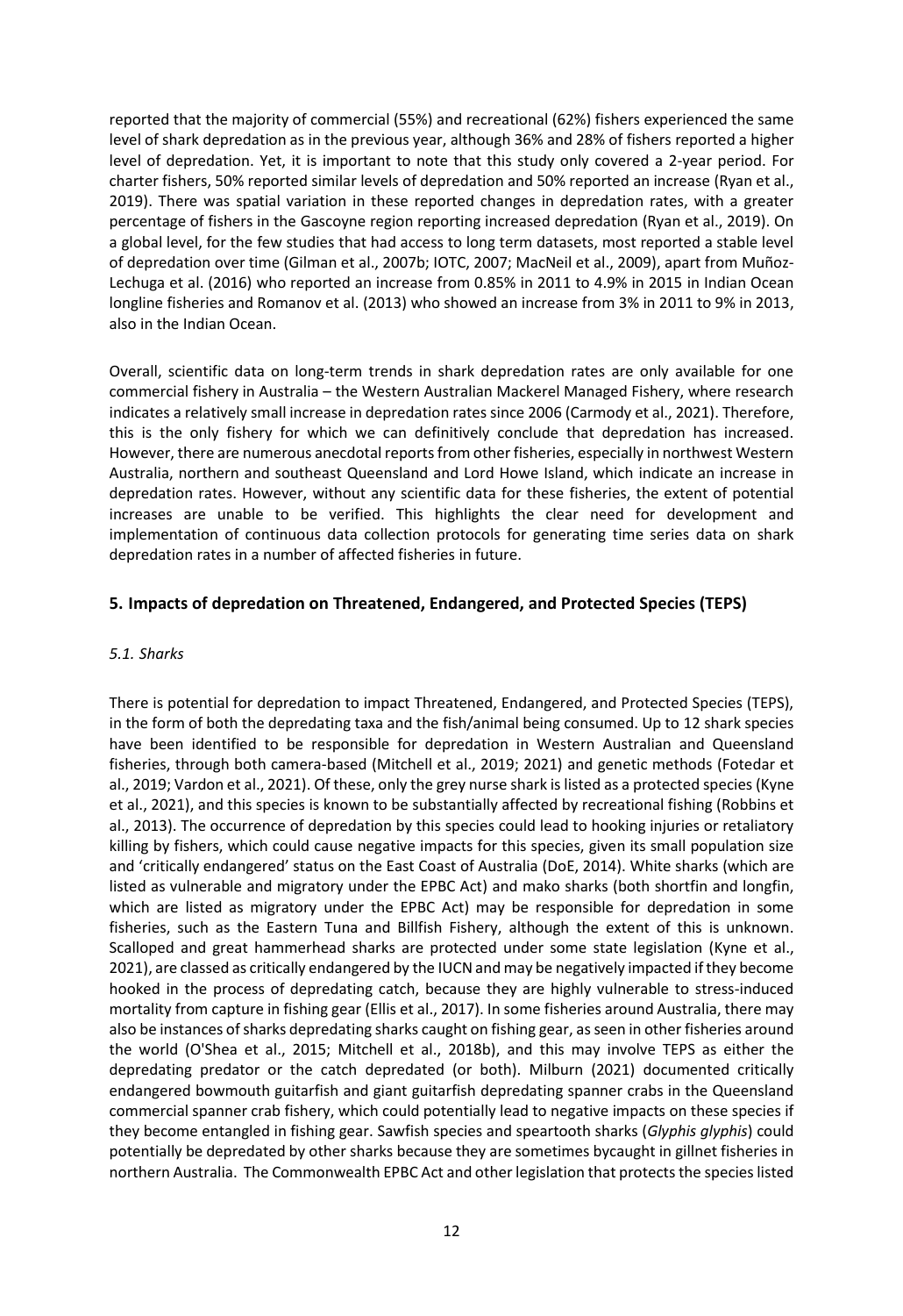reported that the majority of commercial (55%) and recreational (62%) fishers experienced the same level of shark depredation as in the previous year, although 36% and 28% of fishers reported a higher level of depredation. Yet, it is important to note that this study only covered a 2-year period. For charter fishers, 50% reported similar levels of depredation and 50% reported an increase (Ryan et al., 2019). There was spatial variation in these reported changes in depredation rates, with a greater percentage of fishers in the Gascoyne region reporting increased depredation (Ryan et al., 2019). On a global level, for the few studies that had access to long term datasets, most reported a stable level of depredation over time (Gilman et al., 2007b; IOTC, 2007; MacNeil et al., 2009), apart from Muñoz-Lechuga et al. (2016) who reported an increase from 0.85% in 2011 to 4.9% in 2015 in Indian Ocean longline fisheries and Romanov et al. (2013) who showed an increase from 3% in 2011 to 9% in 2013, also in the Indian Ocean.

Overall, scientific data on long-term trends in shark depredation rates are only available for one commercial fishery in Australia – the Western Australian Mackerel Managed Fishery, where research indicates a relatively small increase in depredation rates since 2006 (Carmody et al., 2021). Therefore, this is the only fishery for which we can definitively conclude that depredation has increased. However, there are numerous anecdotal reports from other fisheries, especially in northwest Western Australia, northern and southeast Queensland and Lord Howe Island, which indicate an increase in depredation rates. However, without any scientific data for these fisheries, the extent of potential increases are unable to be verified. This highlights the clear need for development and implementation of continuous data collection protocols for generating time series data on shark depredation rates in a number of affected fisheries in future.

## 5. Impacts of depredation on Threatened, Endangered, and Protected Species (TEPS)

### *5.1. Sharks*

There is potential for depredation to impact Threatened, Endangered, and Protected Species (TEPS), in the form of both the depredating taxa and the fish/animal being consumed. Up to 12 shark species have been identified to be responsible for depredation in Western Australian and Queensland fisheries, through both camera-based (Mitchell et al., 2019; 2021) and genetic methods (Fotedar et al., 2019; Vardon et al., 2021). Of these, only the grey nurse shark is listed as a protected species (Kyne et al., 2021), and this species is known to be substantially affected by recreational fishing (Robbins et al., 2013). The occurrence of depredation by this species could lead to hooking injuries or retaliatory killing by fishers, which could cause negative impacts for this species, given its small population size and 'critically endangered' status on the East Coast of Australia (DoE, 2014). White sharks (which are listed as vulnerable and migratory under the EPBC Act) and mako sharks (both shortfin and longfin, which are listed as migratory under the EPBC Act) may be responsible for depredation in some fisheries, such as the Eastern Tuna and Billfish Fishery, although the extent of this is unknown. Scalloped and great hammerhead sharks are protected under some state legislation (Kyne et al., 2021), are classed as critically endangered by the IUCN and may be negatively impacted if they become hooked in the process of depredating catch, because they are highly vulnerable to stress-induced mortality from capture in fishing gear (Ellis et al., 2017). In some fisheries around Australia, there may also be instances of sharks depredating sharks caught on fishing gear, as seen in other fisheries around the world (O'Shea et al., 2015; Mitchell et al., 2018b), and this may involve TEPS as either the depredating predator or the catch depredated (or both). Milburn (2021) documented critically endangered bowmouth guitarfish and giant guitarfish depredating spanner crabs in the Queensland commercial spanner crab fishery, which could potentially lead to negative impacts on these species if they become entangled in fishing gear. Sawfish species and speartooth sharks (*Glyphis glyphis*) could potentially be depredated by other sharks because they are sometimes bycaught in gillnet fisheries in northern Australia. The Commonwealth EPBC Act and other legislation that protects the species listed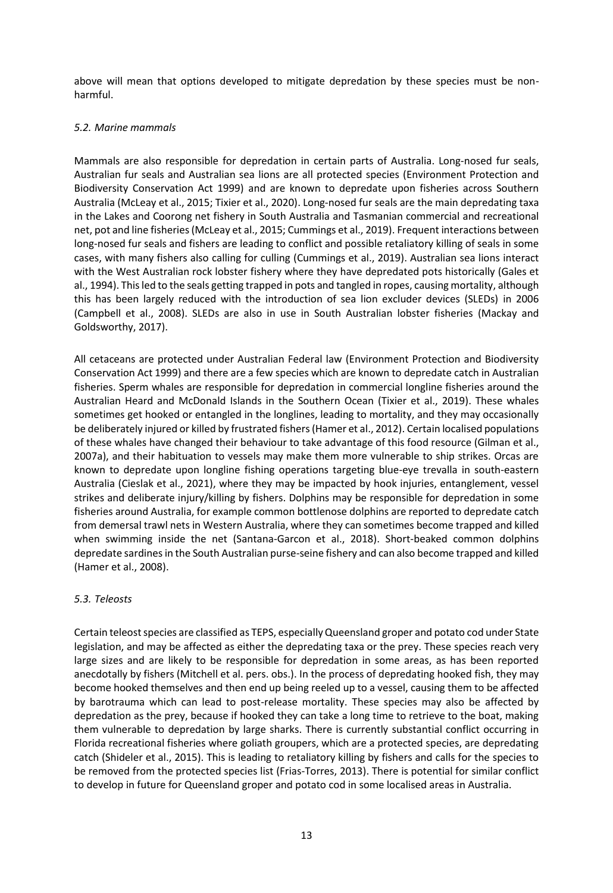above will mean that options developed to mitigate depredation by these species must be non-harmful.

### *5.2. Marine mammals*

Mammals are also responsible for depredation in certain parts of Australia. Long-nosed fur seals, Australian fur seals and Australian sea lions are all protected species (Environment Protection and Biodiversity Conservation Act 1999) and are known to depredate upon fisheries across Southern Australia (McLeay et al., 2015; Tixier et al., 2020). Long-nosed fur seals are the main depredating taxa in the Lakes and Coorong net fishery in South Australia and Tasmanian commercial and recreational net, pot and line fisheries (McLeay et al., 2015; Cummings et al., 2019). Frequent interactions between long-nosed fur seals and fishers are leading to conflict and possible retaliatory killing of seals in some cases, with many fishers also calling for culling (Cummings et al., 2019). Australian sea lions interact with the West Australian rock lobster fishery where they have depredated pots historically (Gales et al., 1994). This led to the seals getting trapped in pots and tangled in ropes, causing mortality, although this has been largely reduced with the introduction of sea lion excluder devices (SLEDs) in 2006 (Campbell et al., 2008). SLEDs are also in use in South Australian lobster fisheries (Mackay and Goldsworthy, 2017).

All cetaceans are protected under Australian Federal law (Environment Protection and Biodiversity Conservation Act 1999) and there are a few species which are known to depredate catch in Australian fisheries. Sperm whales are responsible for depredation in commercial longline fisheries around the Australian Heard and McDonald Islands in the Southern Ocean (Tixier et al., 2019). These whales sometimes get hooked or entangled in the longlines, leading to mortality, and they may occasionally be deliberately injured or killed by frustrated fishers (Hamer et al., 2012). Certain localised populations of these whales have changed their behaviour to take advantage of this food resource (Gilman et al., 2007a), and their habituation to vessels may make them more vulnerable to ship strikes. Orcas are known to depredate upon longline fishing operations targeting blue-eye trevalla in south-eastern Australia (Cieslak et al., 2021), where they may be impacted by hook injuries, entanglement, vessel strikes and deliberate injury/killing by fishers. Dolphins may be responsible for depredation in some fisheries around Australia, for example common bottlenose dolphins are reported to depredate catch from demersal trawl nets in Western Australia, where they can sometimes become trapped and killed when swimming inside the net (Santana-Garcon et al., 2018). Short-beaked common dolphins depredate sardines in the South Australian purse-seine fishery and can also become trapped and killed (Hamer et al., 2008).

### *5.3. Teleosts*

Certain teleost species are classified as TEPS, especially Queensland groper and potato cod under State legislation, and may be affected as either the depredating taxa or the prey. These species reach very large sizes and are likely to be responsible for depredation in some areas, as has been reported anecdotally by fishers (Mitchell et al. pers. obs.). In the process of depredating hooked fish, they may become hooked themselves and then end up being reeled up to a vessel, causing them to be affected by barotrauma which can lead to post-release mortality. These species may also be affected by depredation as the prey, because if hooked they can take a long time to retrieve to the boat, making them vulnerable to depredation by large sharks. There is currently substantial conflict occurring in Florida recreational fisheries where goliath groupers, which are a protected species, are depredating catch (Shideler et al., 2015). This is leading to retaliatory killing by fishers and calls for the species to be removed from the protected species list (Frias-Torres, 2013). There is potential for similar conflict to develop in future for Queensland groper and potato cod in some localised areas in Australia.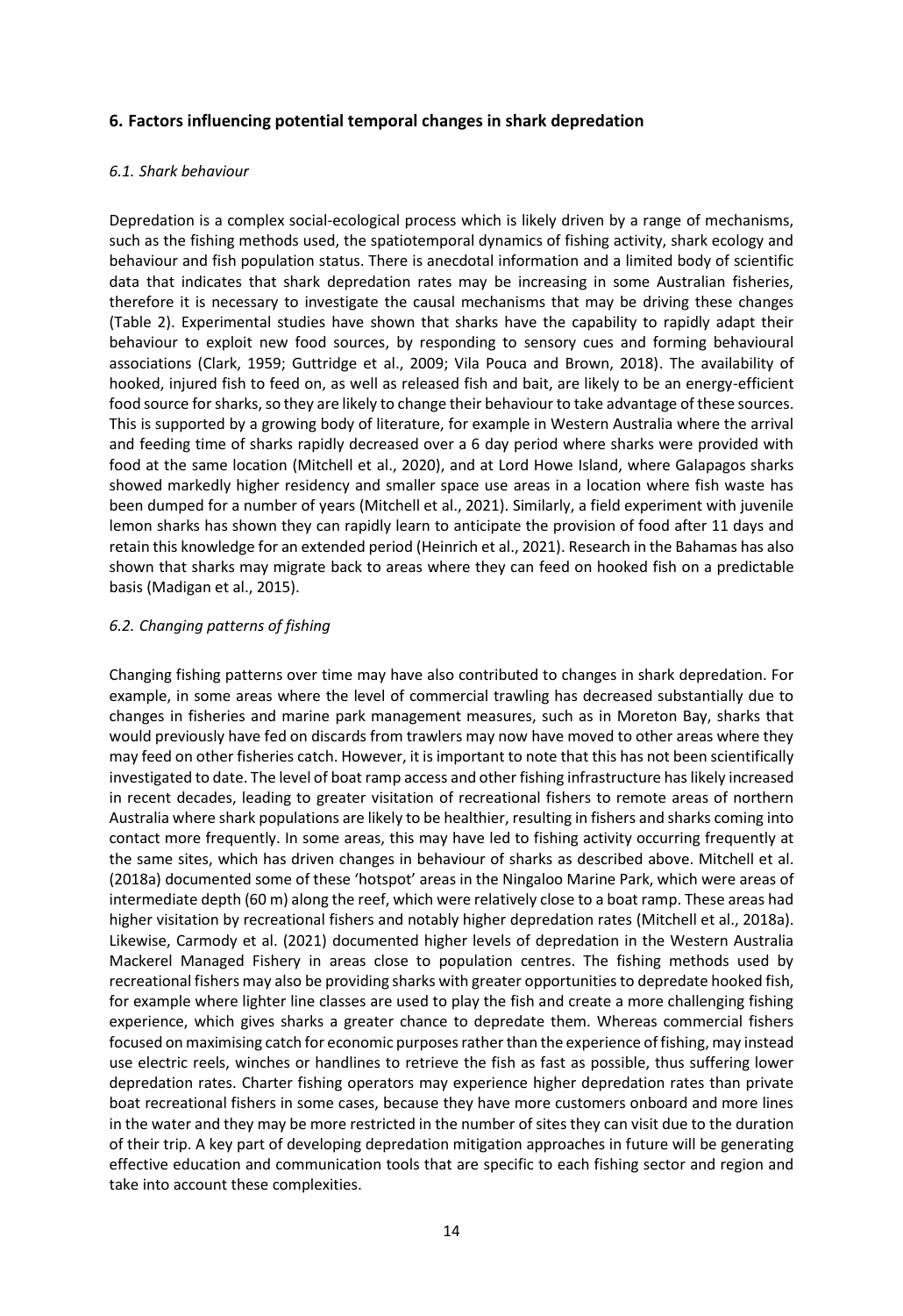## 6. Factors influencing potential temporal changes in shark depredation

### *6.1. Shark behaviour*

Depredation is a complex social-ecological process which is likely driven by a range of mechanisms, such as the fishing methods used, the spatiotemporal dynamics of fishing activity, shark ecology and behaviour and fish population status. There is anecdotal information and a limited body of scientific data that indicates that shark depredation rates may be increasing in some Australian fisheries, therefore it is necessary to investigate the causal mechanisms that may be driving these changes (Table 2). Experimental studies have shown that sharks have the capability to rapidly adapt their behaviour to exploit new food sources, by responding to sensory cues and forming behavioural associations (Clark, 1959; Guttridge et al., 2009; Vila Pouca and Brown, 2018). The availability of hooked, injured fish to feed on, as well as released fish and bait, are likely to be an energy-efficient food source for sharks, so they are likely to change their behaviour to take advantage of these sources. This is supported by a growing body of literature, for example in Western Australia where the arrival and feeding time of sharks rapidly decreased over a 6 day period where sharks were provided with food at the same location (Mitchell et al., 2020), and at Lord Howe Island, where Galapagos sharks showed markedly higher residency and smaller space use areas in a location where fish waste has been dumped for a number of years (Mitchell et al., 2021). Similarly, a field experiment with juvenile lemon sharks has shown they can rapidly learn to anticipate the provision of food after 11 days and retain this knowledge for an extended period (Heinrich et al., 2021). Research in the Bahamas has also shown that sharks may migrate back to areas where they can feed on hooked fish on a predictable basis (Madigan et al., 2015).

### *6.2. Changing patterns of fishing*

Changing fishing patterns over time may have also contributed to changes in shark depredation. For example, in some areas where the level of commercial trawling has decreased substantially due to changes in fisheries and marine park management measures, such as in Moreton Bay, sharks that would previously have fed on discards from trawlers may now have moved to other areas where they may feed on other fisheries catch. However, it is important to note that this has not been scientifically investigated to date. The level of boat ramp access and other fishing infrastructure has likely increased in recent decades, leading to greater visitation of recreational fishers to remote areas of northern Australia where shark populations are likely to be healthier, resulting in fishers and sharks coming into contact more frequently. In some areas, this may have led to fishing activity occurring frequently at the same sites, which has driven changes in behaviour of sharks as described above. Mitchell et al. (2018a) documented some of these 'hotspot' areas in the Ningaloo Marine Park, which were areas of intermediate depth (60 m) along the reef, which were relatively close to a boat ramp. These areas had higher visitation by recreational fishers and notably higher depredation rates (Mitchell et al., 2018a). Likewise, Carmody et al. (2021) documented higher levels of depredation in the Western Australia Mackerel Managed Fishery in areas close to population centres. The fishing methods used by recreational fishers may also be providing sharks with greater opportunities to depredate hooked fish, for example where lighter line classes are used to play the fish and create a more challenging fishing experience, which gives sharks a greater chance to depredate them. Whereas commercial fishers focused on maximising catch for economic purposes rather than the experience of fishing, may instead use electric reels, winches or handlines to retrieve the fish as fast as possible, thus suffering lower depredation rates. Charter fishing operators may experience higher depredation rates than private boat recreational fishers in some cases, because they have more customers onboard and more lines in the water and they may be more restricted in the number of sites they can visit due to the duration of their trip. A key part of developing depredation mitigation approaches in future will be generating effective education and communication tools that are specific to each fishing sector and region and take into account these complexities.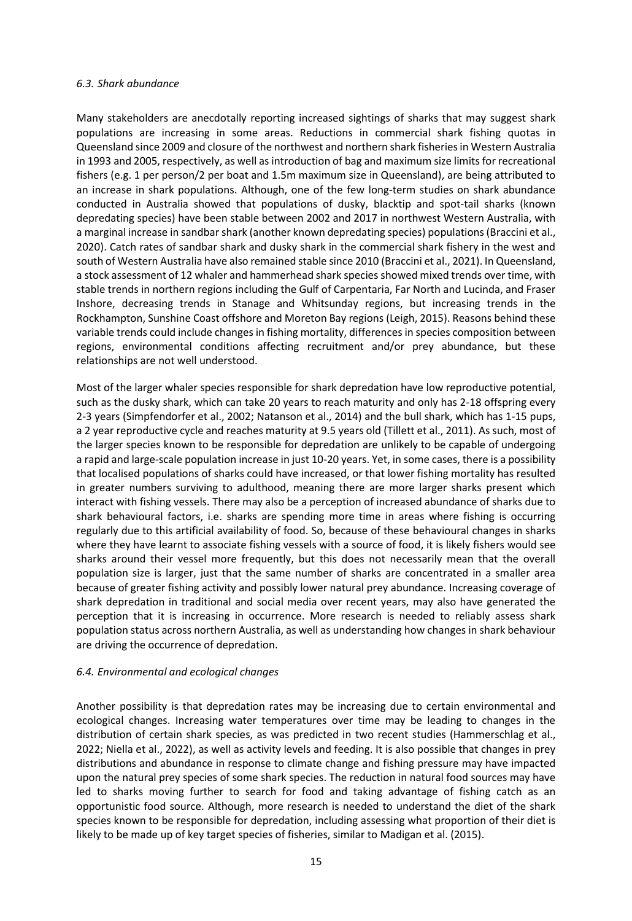### *6.3. Shark abundance*

Many stakeholders are anecdotally reporting increased sightings of sharks that may suggest shark populations are increasing in some areas. Reductions in commercial shark fishing quotas in Queensland since 2009 and closure of the northwest and northern shark fisheries in Western Australia in 1993 and 2005, respectively, as well as introduction of bag and maximum size limits for recreational fishers (e.g. 1 per person/2 per boat and 1.5m maximum size in Queensland), are being attributed to an increase in shark populations. Although, one of the few long-term studies on shark abundance conducted in Australia showed that populations of dusky, blacktip and spot-tail sharks (known depredating species) have been stable between 2002 and 2017 in northwest Western Australia, with a marginal increase in sandbar shark (another known depredating species) populations (Braccini et al., 2020). Catch rates of sandbar shark and dusky shark in the commercial shark fishery in the west and south of Western Australia have also remained stable since 2010 (Braccini et al., 2021). In Queensland, a stock assessment of 12 whaler and hammerhead shark species showed mixed trends over time, with stable trends in northern regions including the Gulf of Carpentaria, Far North and Lucinda, and Fraser Inshore, decreasing trends in Stanage and Whitsunday regions, but increasing trends in the Rockhampton, Sunshine Coast offshore and Moreton Bay regions (Leigh, 2015). Reasons behind these variable trends could include changes in fishing mortality, differences in species composition between regions, environmental conditions affecting recruitment and/or prey abundance, but these relationships are not well understood.

Most of the larger whaler species responsible for shark depredation have low reproductive potential, such as the dusky shark, which can take 20 years to reach maturity and only has 2-18 offspring every 2-3 years (Simpfendorfer et al., 2002; Natanson et al., 2014) and the bull shark, which has 1-15 pups, a 2 year reproductive cycle and reaches maturity at 9.5 years old (Tillett et al., 2011). As such, most of the larger species known to be responsible for depredation are unlikely to be capable of undergoing a rapid and large-scale population increase in just 10-20 years. Yet, in some cases, there is a possibility that localised populations of sharks could have increased, or that lower fishing mortality has resulted in greater numbers surviving to adulthood, meaning there are more larger sharks present which interact with fishing vessels. There may also be a perception of increased abundance of sharks due to shark behavioural factors, i.e. sharks are spending more time in areas where fishing is occurring regularly due to this artificial availability of food. So, because of these behavioural changes in sharks where they have learnt to associate fishing vessels with a source of food, it is likely fishers would see sharks around their vessel more frequently, but this does not necessarily mean that the overall population size is larger, just that the same number of sharks are concentrated in a smaller area because of greater fishing activity and possibly lower natural prey abundance. Increasing coverage of shark depredation in traditional and social media over recent years, may also have generated the perception that it is increasing in occurrence. More research is needed to reliably assess shark population status across northern Australia, as well as understanding how changes in shark behaviour are driving the occurrence of depredation.

### *6.4. Environmental and ecological changes*

Another possibility is that depredation rates may be increasing due to certain environmental and ecological changes. Increasing water temperatures over time may be leading to changes in the distribution of certain shark species, as was predicted in two recent studies (Hammerschlag et al., 2022; Niella et al., 2022), as well as activity levels and feeding. It is also possible that changes in prey distributions and abundance in response to climate change and fishing pressure may have impacted upon the natural prey species of some shark species. The reduction in natural food sources may have led to sharks moving further to search for food and taking advantage of fishing catch as an opportunistic food source. Although, more research is needed to understand the diet of the shark species known to be responsible for depredation, including assessing what proportion of their diet is likely to be made up of key target species of fisheries, similar to Madigan et al. (2015).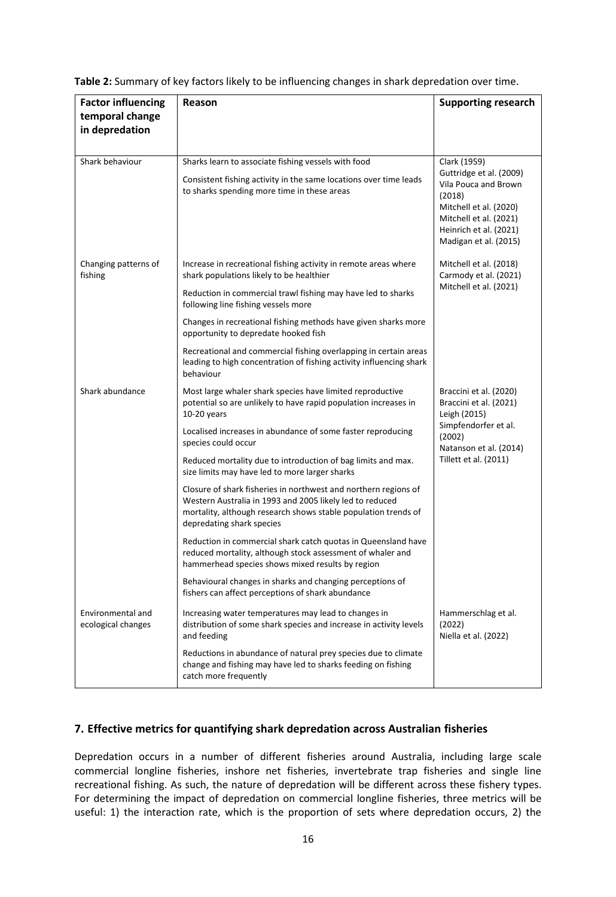**Table 2:** Summary of key factors likely to be influencing changes in shark depredation over time.

| Factor influencing temporal change in depredation | Reason | Supporting research |
|---|---|---|
| Shark behaviour | Sharks learn to associate fishing vessels with food<br><br>Consistent fishing activity in the same locations over time leads to sharks spending more time in these areas | Clark (1959)<br>Guttridge et al. (2009)<br>Vila Pouca and Brown (2018)<br>Mitchell et al. (2020)<br>Mitchell et al. (2021)<br>Heinrich et al. (2021)<br>Madigan et al. (2015) |
| Changing patterns of fishing | Increase in recreational fishing activity in remote areas where shark populations likely to be healthier<br><br>Reduction in commercial trawl fishing may have led to sharks following line fishing vessels more<br><br>Changes in recreational fishing methods have given sharks more opportunity to depredate hooked fish<br><br>Recreational and commercial fishing overlapping in certain areas leading to high concentration of fishing activity influencing shark behaviour | Mitchell et al. (2018)<br>Carmody et al. (2021)<br>Mitchell et al. (2021) |
| Shark abundance | Most large whaler shark species have limited reproductive potential so are unlikely to have rapid population increases in 10-20 years<br><br>Localised increases in abundance of some faster reproducing species could occur<br><br>Reduced mortality due to introduction of bag limits and max. size limits may have led to more larger sharks<br><br>Closure of shark fisheries in northwest and northern regions of Western Australia in 1993 and 2005 likely led to reduced mortality, although research shows stable population trends of depredating shark species<br><br>Reduction in commercial shark catch quotas in Queensland have reduced mortality, although stock assessment of whaler and hammerhead species shows mixed results by region<br><br>Behavioural changes in sharks and changing perceptions of fishers can affect perceptions of shark abundance | Braccini et al. (2020)<br>Braccini et al. (2021)<br>Leigh (2015)<br>Simpfendorfer et al. (2002)<br>Natanson et al. (2014)<br>Tillett et al. (2011) |
| Environmental and ecological changes | Increasing water temperatures may lead to changes in distribution of some shark species and increase in activity levels and feeding<br><br>Reductions in abundance of natural prey species due to climate change and fishing may have led to sharks feeding on fishing catch more frequently | Hammerschlag et al. (2022)<br>Niella et al. (2022) |

## 7. Effective metrics for quantifying shark depredation across Australian fisheries

Depredation occurs in a number of different fisheries around Australia, including large scale commercial longline fisheries, inshore net fisheries, invertebrate trap fisheries and single line recreational fishing. As such, the nature of depredation will be different across these fishery types. For determining the impact of depredation on commercial longline fisheries, three metrics will be useful: 1) the interaction rate, which is the proportion of sets where depredation occurs, 2) the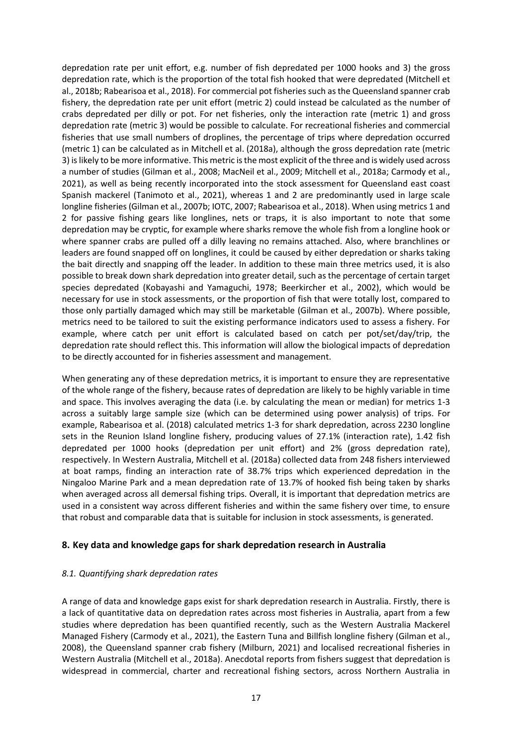depredation rate per unit effort, e.g. number of fish depredated per 1000 hooks and 3) the gross depredation rate, which is the proportion of the total fish hooked that were depredated (Mitchell et al., 2018b; Rabearisoa et al., 2018). For commercial pot fisheries such as the Queensland spanner crab fishery, the depredation rate per unit effort (metric 2) could instead be calculated as the number of crabs depredated per dilly or pot. For net fisheries, only the interaction rate (metric 1) and gross depredation rate (metric 3) would be possible to calculate. For recreational fisheries and commercial fisheries that use small numbers of droplines, the percentage of trips where depredation occurred (metric 1) can be calculated as in Mitchell et al. (2018a), although the gross depredation rate (metric 3) is likely to be more informative. This metric is the most explicit of the three and is widely used across a number of studies (Gilman et al., 2008; MacNeil et al., 2009; Mitchell et al., 2018a; Carmody et al., 2021), as well as being recently incorporated into the stock assessment for Queensland east coast Spanish mackerel (Tanimoto et al., 2021), whereas 1 and 2 are predominantly used in large scale longline fisheries (Gilman et al., 2007b; IOTC, 2007; Rabearisoa et al., 2018). When using metrics 1 and 2 for passive fishing gears like longlines, nets or traps, it is also important to note that some depredation may be cryptic, for example where sharks remove the whole fish from a longline hook or where spanner crabs are pulled off a dilly leaving no remains attached. Also, where branchlines or leaders are found snapped off on longlines, it could be caused by either depredation or sharks taking the bait directly and snapping off the leader. In addition to these main three metrics used, it is also possible to break down shark depredation into greater detail, such as the percentage of certain target species depredated (Kobayashi and Yamaguchi, 1978; Beerkircher et al., 2002), which would be necessary for use in stock assessments, or the proportion of fish that were totally lost, compared to those only partially damaged which may still be marketable (Gilman et al., 2007b). Where possible, metrics need to be tailored to suit the existing performance indicators used to assess a fishery. For example, where catch per unit effort is calculated based on catch per pot/set/day/trip, the depredation rate should reflect this. This information will allow the biological impacts of depredation to be directly accounted for in fisheries assessment and management.

When generating any of these depredation metrics, it is important to ensure they are representative of the whole range of the fishery, because rates of depredation are likely to be highly variable in time and space. This involves averaging the data (i.e. by calculating the mean or median) for metrics 1-3 across a suitably large sample size (which can be determined using power analysis) of trips. For example, Rabearisoa et al. (2018) calculated metrics 1-3 for shark depredation, across 2230 longline sets in the Reunion Island longline fishery, producing values of 27.1% (interaction rate), 1.42 fish depredated per 1000 hooks (depredation per unit effort) and 2% (gross depredation rate), respectively. In Western Australia, Mitchell et al. (2018a) collected data from 248 fishers interviewed at boat ramps, finding an interaction rate of 38.7% trips which experienced depredation in the Ningaloo Marine Park and a mean depredation rate of 13.7% of hooked fish being taken by sharks when averaged across all demersal fishing trips. Overall, it is important that depredation metrics are used in a consistent way across different fisheries and within the same fishery over time, to ensure that robust and comparable data that is suitable for inclusion in stock assessments, is generated.

## 8. Key data and knowledge gaps for shark depredation research in Australia

### *8.1. Quantifying shark depredation rates*

A range of data and knowledge gaps exist for shark depredation research in Australia. Firstly, there is a lack of quantitative data on depredation rates across most fisheries in Australia, apart from a few studies where depredation has been quantified recently, such as the Western Australia Mackerel Managed Fishery (Carmody et al., 2021), the Eastern Tuna and Billfish longline fishery (Gilman et al., 2008), the Queensland spanner crab fishery (Milburn, 2021) and localised recreational fisheries in Western Australia (Mitchell et al., 2018a). Anecdotal reports from fishers suggest that depredation is widespread in commercial, charter and recreational fishing sectors, across Northern Australia in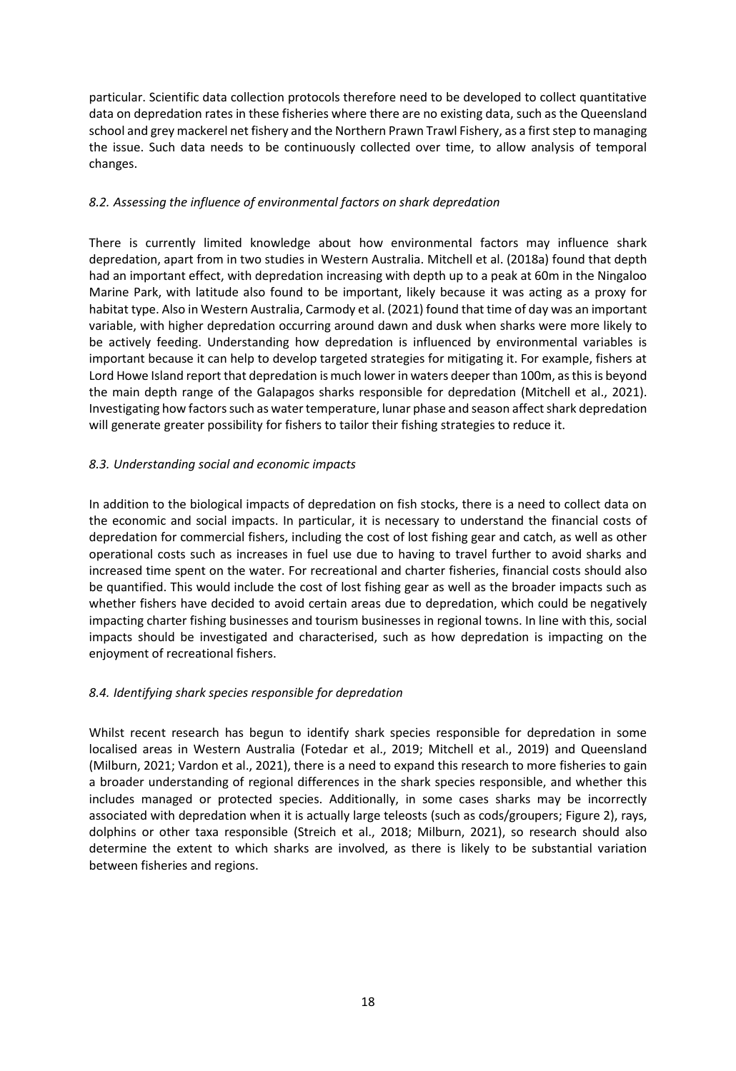particular. Scientific data collection protocols therefore need to be developed to collect quantitative data on depredation rates in these fisheries where there are no existing data, such as the Queensland school and grey mackerel net fishery and the Northern Prawn Trawl Fishery, as a first step to managing the issue. Such data needs to be continuously collected over time, to allow analysis of temporal changes.

### *8.2. Assessing the influence of environmental factors on shark depredation*

There is currently limited knowledge about how environmental factors may influence shark depredation, apart from in two studies in Western Australia. Mitchell et al. (2018a) found that depth had an important effect, with depredation increasing with depth up to a peak at 60m in the Ningaloo Marine Park, with latitude also found to be important, likely because it was acting as a proxy for habitat type. Also in Western Australia, Carmody et al. (2021) found that time of day was an important variable, with higher depredation occurring around dawn and dusk when sharks were more likely to be actively feeding. Understanding how depredation is influenced by environmental variables is important because it can help to develop targeted strategies for mitigating it. For example, fishers at Lord Howe Island report that depredation is much lower in waters deeper than 100m, as this is beyond the main depth range of the Galapagos sharks responsible for depredation (Mitchell et al., 2021). Investigating how factors such as water temperature, lunar phase and season affect shark depredation will generate greater possibility for fishers to tailor their fishing strategies to reduce it.

### *8.3. Understanding social and economic impacts*

In addition to the biological impacts of depredation on fish stocks, there is a need to collect data on the economic and social impacts. In particular, it is necessary to understand the financial costs of depredation for commercial fishers, including the cost of lost fishing gear and catch, as well as other operational costs such as increases in fuel use due to having to travel further to avoid sharks and increased time spent on the water. For recreational and charter fisheries, financial costs should also be quantified. This would include the cost of lost fishing gear as well as the broader impacts such as whether fishers have decided to avoid certain areas due to depredation, which could be negatively impacting charter fishing businesses and tourism businesses in regional towns. In line with this, social impacts should be investigated and characterised, such as how depredation is impacting on the enjoyment of recreational fishers.

### *8.4. Identifying shark species responsible for depredation*

Whilst recent research has begun to identify shark species responsible for depredation in some localised areas in Western Australia (Fotedar et al., 2019; Mitchell et al., 2019) and Queensland (Milburn, 2021; Vardon et al., 2021), there is a need to expand this research to more fisheries to gain a broader understanding of regional differences in the shark species responsible, and whether this includes managed or protected species. Additionally, in some cases sharks may be incorrectly associated with depredation when it is actually large teleosts (such as cods/groupers; Figure 2), rays, dolphins or other taxa responsible (Streich et al., 2018; Milburn, 2021), so research should also determine the extent to which sharks are involved, as there is likely to be substantial variation between fisheries and regions.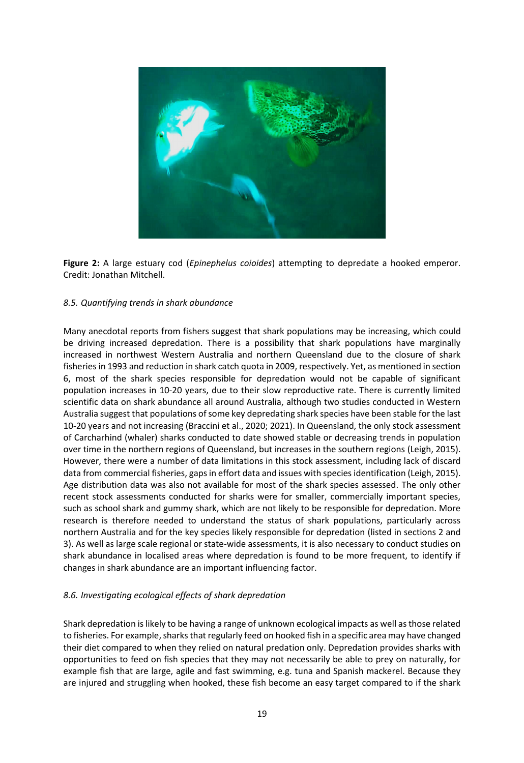**Figure 2:** A large estuary cod (*Epinephelus coioides*) attempting to depredate a hooked emperor. Credit: Jonathan Mitchell.

*8.5. Quantifying trends in shark abundance*

Many anecdotal reports from fishers suggest that shark populations may be increasing, which could be driving increased depredation. There is a possibility that shark populations have marginally increased in northwest Western Australia and northern Queensland due to the closure of shark fisheries in 1993 and reduction in shark catch quota in 2009, respectively. Yet, as mentioned in section 6, most of the shark species responsible for depredation would not be capable of significant population increases in 10-20 years, due to their slow reproductive rate. There is currently limited scientific data on shark abundance all around Australia, although two studies conducted in Western Australia suggest that populations of some key depredating shark species have been stable for the last 10-20 years and not increasing (Braccini et al., 2020; 2021). In Queensland, the only stock assessment of Carcharhind (whaler) sharks conducted to date showed stable or decreasing trends in population over time in the northern regions of Queensland, but increases in the southern regions (Leigh, 2015). However, there were a number of data limitations in this stock assessment, including lack of discard data from commercial fisheries, gaps in effort data and issues with species identification (Leigh, 2015). Age distribution data was also not available for most of the shark species assessed. The only other recent stock assessments conducted for sharks were for smaller, commercially important species, such as school shark and gummy shark, which are not likely to be responsible for depredation. More research is therefore needed to understand the status of shark populations, particularly across northern Australia and for the key species likely responsible for depredation (listed in sections 2 and 3). As well as large scale regional or state-wide assessments, it is also necessary to conduct studies on shark abundance in localised areas where depredation is found to be more frequent, to identify if changes in shark abundance are an important influencing factor.

*8.6. Investigating ecological effects of shark depredation*

Shark depredation is likely to be having a range of unknown ecological impacts as well as those related to fisheries. For example, sharks that regularly feed on hooked fish in a specific area may have changed their diet compared to when they relied on natural predation only. Depredation provides sharks with opportunities to feed on fish species that they may not necessarily be able to prey on naturally, for example fish that are large, agile and fast swimming, e.g. tuna and Spanish mackerel. Because they are injured and struggling when hooked, these fish become an easy target compared to if the shark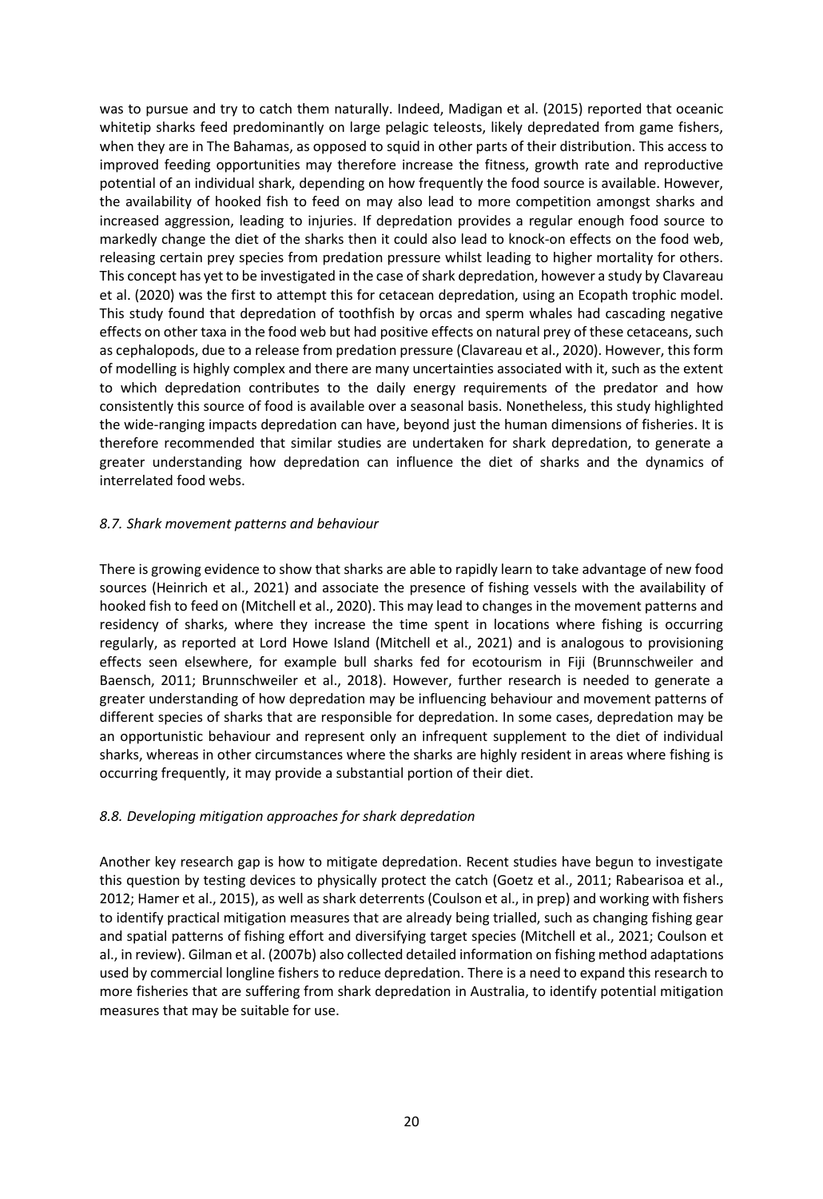was to pursue and try to catch them naturally. Indeed, Madigan et al. (2015) reported that oceanic whitetip sharks feed predominantly on large pelagic teleosts, likely depredated from game fishers, when they are in The Bahamas, as opposed to squid in other parts of their distribution. This access to improved feeding opportunities may therefore increase the fitness, growth rate and reproductive potential of an individual shark, depending on how frequently the food source is available. However, the availability of hooked fish to feed on may also lead to more competition amongst sharks and increased aggression, leading to injuries. If depredation provides a regular enough food source to markedly change the diet of the sharks then it could also lead to knock-on effects on the food web, releasing certain prey species from predation pressure whilst leading to higher mortality for others. This concept has yet to be investigated in the case of shark depredation, however a study by Clavareau et al. (2020) was the first to attempt this for cetacean depredation, using an Ecopath trophic model. This study found that depredation of toothfish by orcas and sperm whales had cascading negative effects on other taxa in the food web but had positive effects on natural prey of these cetaceans, such as cephalopods, due to a release from predation pressure (Clavareau et al., 2020). However, this form of modelling is highly complex and there are many uncertainties associated with it, such as the extent to which depredation contributes to the daily energy requirements of the predator and how consistently this source of food is available over a seasonal basis. Nonetheless, this study highlighted the wide-ranging impacts depredation can have, beyond just the human dimensions of fisheries. It is therefore recommended that similar studies are undertaken for shark depredation, to generate a greater understanding how depredation can influence the diet of sharks and the dynamics of interrelated food webs.

### *8.7. Shark movement patterns and behaviour*

There is growing evidence to show that sharks are able to rapidly learn to take advantage of new food sources (Heinrich et al., 2021) and associate the presence of fishing vessels with the availability of hooked fish to feed on (Mitchell et al., 2020). This may lead to changes in the movement patterns and residency of sharks, where they increase the time spent in locations where fishing is occurring regularly, as reported at Lord Howe Island (Mitchell et al., 2021) and is analogous to provisioning effects seen elsewhere, for example bull sharks fed for ecotourism in Fiji (Brunnschweiler and Baensch, 2011; Brunnschweiler et al., 2018). However, further research is needed to generate a greater understanding of how depredation may be influencing behaviour and movement patterns of different species of sharks that are responsible for depredation. In some cases, depredation may be an opportunistic behaviour and represent only an infrequent supplement to the diet of individual sharks, whereas in other circumstances where the sharks are highly resident in areas where fishing is occurring frequently, it may provide a substantial portion of their diet.

### *8.8. Developing mitigation approaches for shark depredation*

Another key research gap is how to mitigate depredation. Recent studies have begun to investigate this question by testing devices to physically protect the catch (Goetz et al., 2011; Rabearisoa et al., 2012; Hamer et al., 2015), as well as shark deterrents (Coulson et al., in prep) and working with fishers to identify practical mitigation measures that are already being trialled, such as changing fishing gear and spatial patterns of fishing effort and diversifying target species (Mitchell et al., 2021; Coulson et al., in review). Gilman et al. (2007b) also collected detailed information on fishing method adaptations used by commercial longline fishers to reduce depredation. There is a need to expand this research to more fisheries that are suffering from shark depredation in Australia, to identify potential mitigation measures that may be suitable for use.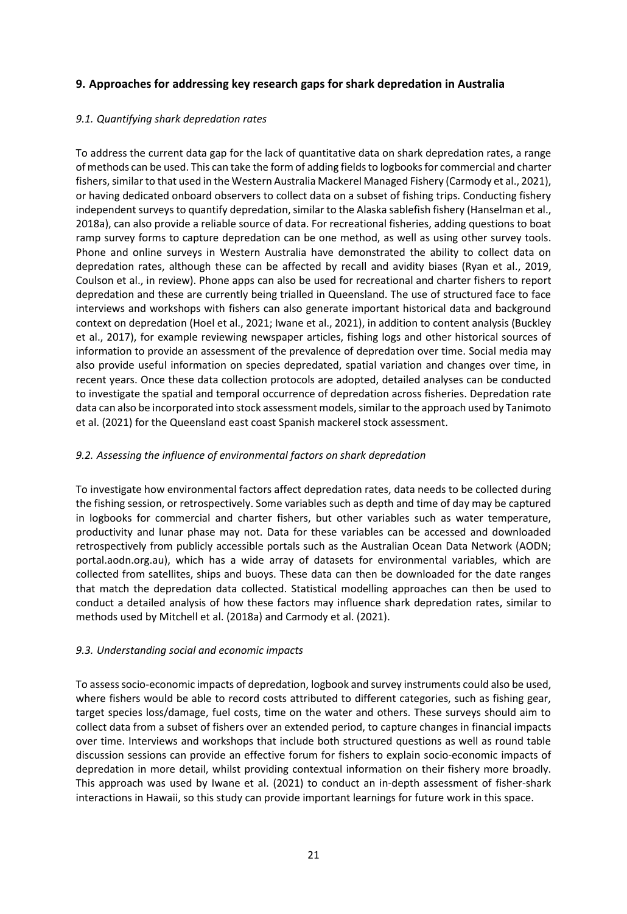## 9. Approaches for addressing key research gaps for shark depredation in Australia

### *9.1. Quantifying shark depredation rates*

To address the current data gap for the lack of quantitative data on shark depredation rates, a range of methods can be used. This can take the form of adding fields to logbooks for commercial and charter fishers, similar to that used in the Western Australia Mackerel Managed Fishery (Carmody et al., 2021), or having dedicated onboard observers to collect data on a subset of fishing trips. Conducting fishery independent surveys to quantify depredation, similar to the Alaska sablefish fishery (Hanselman et al., 2018a), can also provide a reliable source of data. For recreational fisheries, adding questions to boat ramp survey forms to capture depredation can be one method, as well as using other survey tools. Phone and online surveys in Western Australia have demonstrated the ability to collect data on depredation rates, although these can be affected by recall and avidity biases (Ryan et al., 2019, Coulson et al., in review). Phone apps can also be used for recreational and charter fishers to report depredation and these are currently being trialled in Queensland. The use of structured face to face interviews and workshops with fishers can also generate important historical data and background context on depredation (Hoel et al., 2021; Iwane et al., 2021), in addition to content analysis (Buckley et al., 2017), for example reviewing newspaper articles, fishing logs and other historical sources of information to provide an assessment of the prevalence of depredation over time. Social media may also provide useful information on species depredated, spatial variation and changes over time, in recent years. Once these data collection protocols are adopted, detailed analyses can be conducted to investigate the spatial and temporal occurrence of depredation across fisheries. Depredation rate data can also be incorporated into stock assessment models, similar to the approach used by Tanimoto et al. (2021) for the Queensland east coast Spanish mackerel stock assessment.

### *9.2. Assessing the influence of environmental factors on shark depredation*

To investigate how environmental factors affect depredation rates, data needs to be collected during the fishing session, or retrospectively. Some variables such as depth and time of day may be captured in logbooks for commercial and charter fishers, but other variables such as water temperature, productivity and lunar phase may not. Data for these variables can be accessed and downloaded retrospectively from publicly accessible portals such as the Australian Ocean Data Network (AODN; portal.aodn.org.au), which has a wide array of datasets for environmental variables, which are collected from satellites, ships and buoys. These data can then be downloaded for the date ranges that match the depredation data collected. Statistical modelling approaches can then be used to conduct a detailed analysis of how these factors may influence shark depredation rates, similar to methods used by Mitchell et al. (2018a) and Carmody et al. (2021).

### *9.3. Understanding social and economic impacts*

To assess socio-economic impacts of depredation, logbook and survey instruments could also be used, where fishers would be able to record costs attributed to different categories, such as fishing gear, target species loss/damage, fuel costs, time on the water and others. These surveys should aim to collect data from a subset of fishers over an extended period, to capture changes in financial impacts over time. Interviews and workshops that include both structured questions as well as round table discussion sessions can provide an effective forum for fishers to explain socio-economic impacts of depredation in more detail, whilst providing contextual information on their fishery more broadly. This approach was used by Iwane et al. (2021) to conduct an in-depth assessment of fisher-shark interactions in Hawaii, so this study can provide important learnings for future work in this space.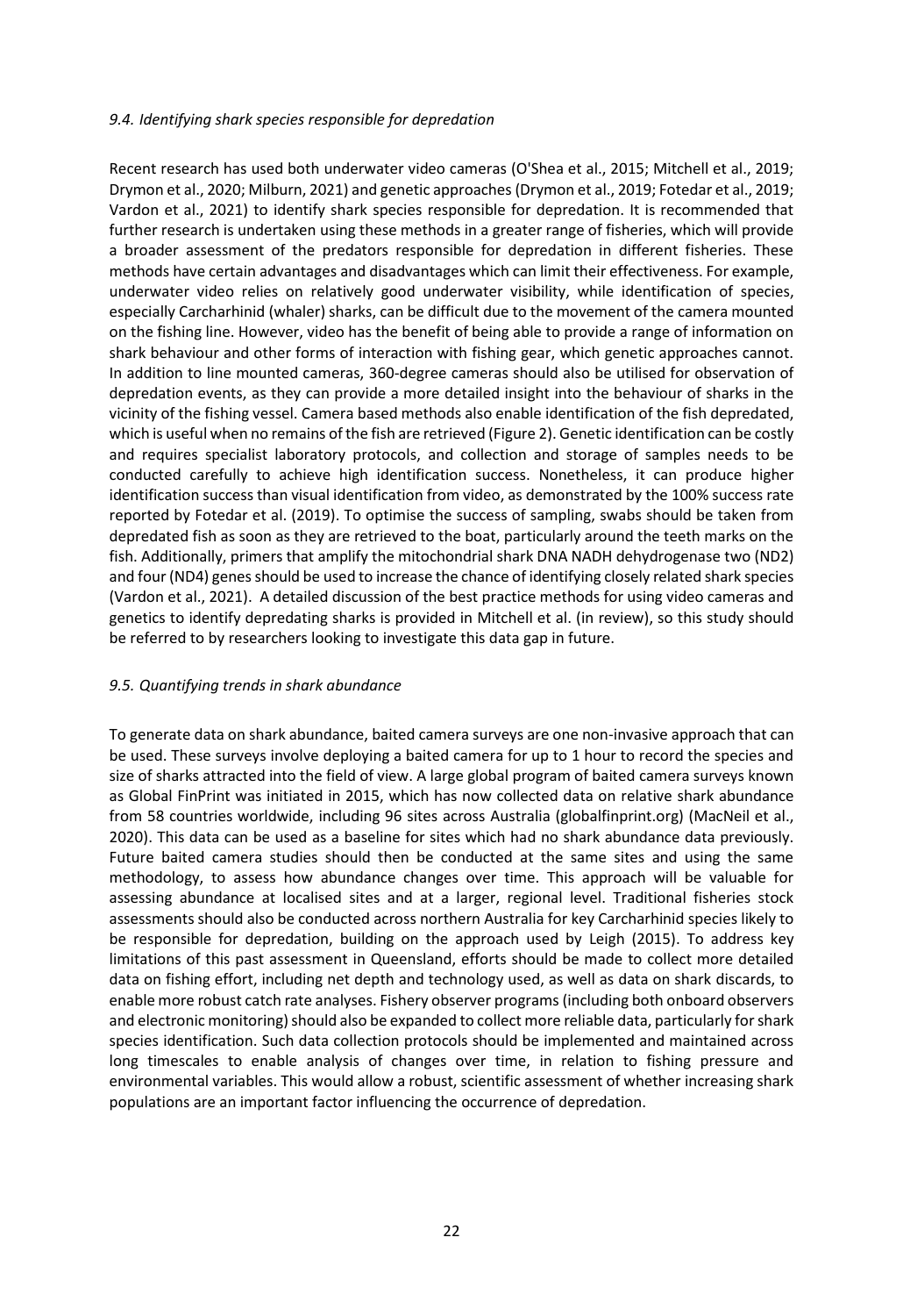### *9.4. Identifying shark species responsible for depredation*

Recent research has used both underwater video cameras (O'Shea et al., 2015; Mitchell et al., 2019; Drymon et al., 2020; Milburn, 2021) and genetic approaches (Drymon et al., 2019; Fotedar et al., 2019; Vardon et al., 2021) to identify shark species responsible for depredation. It is recommended that further research is undertaken using these methods in a greater range of fisheries, which will provide a broader assessment of the predators responsible for depredation in different fisheries. These methods have certain advantages and disadvantages which can limit their effectiveness. For example, underwater video relies on relatively good underwater visibility, while identification of species, especially Carcharhinid (whaler) sharks, can be difficult due to the movement of the camera mounted on the fishing line. However, video has the benefit of being able to provide a range of information on shark behaviour and other forms of interaction with fishing gear, which genetic approaches cannot. In addition to line mounted cameras, 360-degree cameras should also be utilised for observation of depredation events, as they can provide a more detailed insight into the behaviour of sharks in the vicinity of the fishing vessel. Camera based methods also enable identification of the fish depredated, which is useful when no remains of the fish are retrieved (Figure 2). Genetic identification can be costly and requires specialist laboratory protocols, and collection and storage of samples needs to be conducted carefully to achieve high identification success. Nonetheless, it can produce higher identification success than visual identification from video, as demonstrated by the 100% success rate reported by Fotedar et al. (2019). To optimise the success of sampling, swabs should be taken from depredated fish as soon as they are retrieved to the boat, particularly around the teeth marks on the fish. Additionally, primers that amplify the mitochondrial shark DNA NADH dehydrogenase two (ND2) and four (ND4) genes should be used to increase the chance of identifying closely related shark species (Vardon et al., 2021). A detailed discussion of the best practice methods for using video cameras and genetics to identify depredating sharks is provided in Mitchell et al. (in review), so this study should be referred to by researchers looking to investigate this data gap in future.

### *9.5. Quantifying trends in shark abundance*

To generate data on shark abundance, baited camera surveys are one non-invasive approach that can be used. These surveys involve deploying a baited camera for up to 1 hour to record the species and size of sharks attracted into the field of view. A large global program of baited camera surveys known as Global FinPrint was initiated in 2015, which has now collected data on relative shark abundance from 58 countries worldwide, including 96 sites across Australia (globalfinprint.org) (MacNeil et al., 2020). This data can be used as a baseline for sites which had no shark abundance data previously. Future baited camera studies should then be conducted at the same sites and using the same methodology, to assess how abundance changes over time. This approach will be valuable for assessing abundance at localised sites and at a larger, regional level. Traditional fisheries stock assessments should also be conducted across northern Australia for key Carcharhinid species likely to be responsible for depredation, building on the approach used by Leigh (2015). To address key limitations of this past assessment in Queensland, efforts should be made to collect more detailed data on fishing effort, including net depth and technology used, as well as data on shark discards, to enable more robust catch rate analyses. Fishery observer programs (including both onboard observers and electronic monitoring) should also be expanded to collect more reliable data, particularly for shark species identification. Such data collection protocols should be implemented and maintained across long timescales to enable analysis of changes over time, in relation to fishing pressure and environmental variables. This would allow a robust, scientific assessment of whether increasing shark populations are an important factor influencing the occurrence of depredation.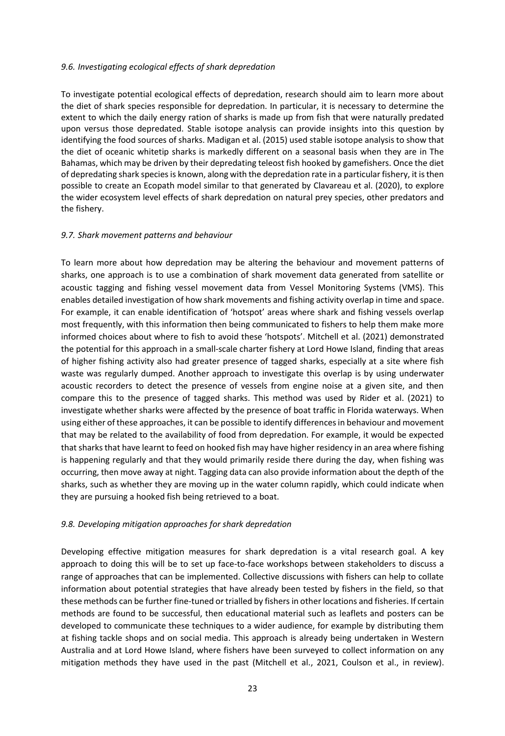### *9.6. Investigating ecological effects of shark depredation*

To investigate potential ecological effects of depredation, research should aim to learn more about the diet of shark species responsible for depredation. In particular, it is necessary to determine the extent to which the daily energy ration of sharks is made up from fish that were naturally predated upon versus those depredated. Stable isotope analysis can provide insights into this question by identifying the food sources of sharks. Madigan et al. (2015) used stable isotope analysis to show that the diet of oceanic whitetip sharks is markedly different on a seasonal basis when they are in The Bahamas, which may be driven by their depredating teleost fish hooked by gamefishers. Once the diet of depredating shark species is known, along with the depredation rate in a particular fishery, it is then possible to create an Ecopath model similar to that generated by Clavareau et al. (2020), to explore the wider ecosystem level effects of shark depredation on natural prey species, other predators and the fishery.

### *9.7. Shark movement patterns and behaviour*

To learn more about how depredation may be altering the behaviour and movement patterns of sharks, one approach is to use a combination of shark movement data generated from satellite or acoustic tagging and fishing vessel movement data from Vessel Monitoring Systems (VMS). This enables detailed investigation of how shark movements and fishing activity overlap in time and space. For example, it can enable identification of 'hotspot' areas where shark and fishing vessels overlap most frequently, with this information then being communicated to fishers to help them make more informed choices about where to fish to avoid these 'hotspots'. Mitchell et al. (2021) demonstrated the potential for this approach in a small-scale charter fishery at Lord Howe Island, finding that areas of higher fishing activity also had greater presence of tagged sharks, especially at a site where fish waste was regularly dumped. Another approach to investigate this overlap is by using underwater acoustic recorders to detect the presence of vessels from engine noise at a given site, and then compare this to the presence of tagged sharks. This method was used by Rider et al. (2021) to investigate whether sharks were affected by the presence of boat traffic in Florida waterways. When using either of these approaches, it can be possible to identify differences in behaviour and movement that may be related to the availability of food from depredation. For example, it would be expected that sharks that have learnt to feed on hooked fish may have higher residency in an area where fishing is happening regularly and that they would primarily reside there during the day, when fishing was occurring, then move away at night. Tagging data can also provide information about the depth of the sharks, such as whether they are moving up in the water column rapidly, which could indicate when they are pursuing a hooked fish being retrieved to a boat.

### *9.8. Developing mitigation approaches for shark depredation*

Developing effective mitigation measures for shark depredation is a vital research goal. A key approach to doing this will be to set up face-to-face workshops between stakeholders to discuss a range of approaches that can be implemented. Collective discussions with fishers can help to collate information about potential strategies that have already been tested by fishers in the field, so that these methods can be further fine-tuned or trialled by fishers in other locations and fisheries. If certain methods are found to be successful, then educational material such as leaflets and posters can be developed to communicate these techniques to a wider audience, for example by distributing them at fishing tackle shops and on social media. This approach is already being undertaken in Western Australia and at Lord Howe Island, where fishers have been surveyed to collect information on any mitigation methods they have used in the past (Mitchell et al., 2021, Coulson et al., in review).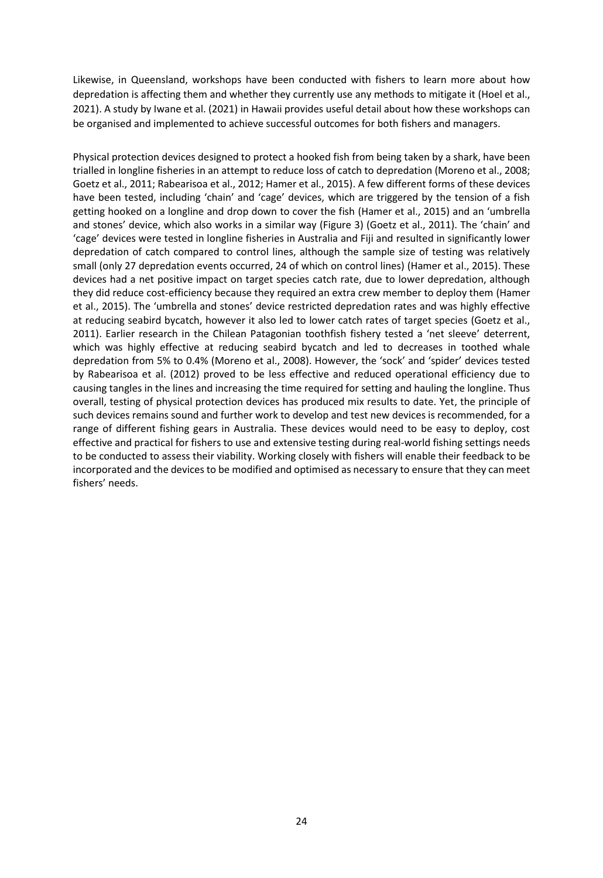Likewise, in Queensland, workshops have been conducted with fishers to learn more about how depredation is affecting them and whether they currently use any methods to mitigate it (Hoel et al., 2021). A study by Iwane et al. (2021) in Hawaii provides useful detail about how these workshops can be organised and implemented to achieve successful outcomes for both fishers and managers.

Physical protection devices designed to protect a hooked fish from being taken by a shark, have been trialled in longline fisheries in an attempt to reduce loss of catch to depredation (Moreno et al., 2008; Goetz et al., 2011; Rabearisoa et al., 2012; Hamer et al., 2015). A few different forms of these devices have been tested, including 'chain' and 'cage' devices, which are triggered by the tension of a fish getting hooked on a longline and drop down to cover the fish (Hamer et al., 2015) and an 'umbrella and stones' device, which also works in a similar way (Figure 3) (Goetz et al., 2011). The 'chain' and 'cage' devices were tested in longline fisheries in Australia and Fiji and resulted in significantly lower depredation of catch compared to control lines, although the sample size of testing was relatively small (only 27 depredation events occurred, 24 of which on control lines) (Hamer et al., 2015). These devices had a net positive impact on target species catch rate, due to lower depredation, although they did reduce cost-efficiency because they required an extra crew member to deploy them (Hamer et al., 2015). The 'umbrella and stones' device restricted depredation rates and was highly effective at reducing seabird bycatch, however it also led to lower catch rates of target species (Goetz et al., 2011). Earlier research in the Chilean Patagonian toothfish fishery tested a 'net sleeve' deterrent, which was highly effective at reducing seabird bycatch and led to decreases in toothed whale depredation from 5% to 0.4% (Moreno et al., 2008). However, the 'sock' and 'spider' devices tested by Rabearisoa et al. (2012) proved to be less effective and reduced operational efficiency due to causing tangles in the lines and increasing the time required for setting and hauling the longline. Thus overall, testing of physical protection devices has produced mix results to date. Yet, the principle of such devices remains sound and further work to develop and test new devices is recommended, for a range of different fishing gears in Australia. These devices would need to be easy to deploy, cost effective and practical for fishers to use and extensive testing during real-world fishing settings needs to be conducted to assess their viability. Working closely with fishers will enable their feedback to be incorporated and the devices to be modified and optimised as necessary to ensure that they can meet fishers' needs.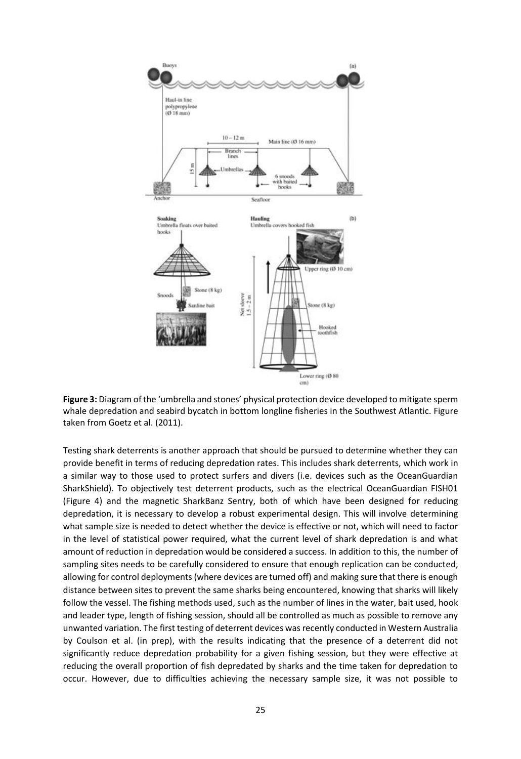**Figure 3:** Diagram of the 'umbrella and stones' physical protection device developed to mitigate sperm whale depredation and seabird bycatch in bottom longline fisheries in the Southwest Atlantic. Figure taken from Goetz et al. (2011).

Testing shark deterrents is another approach that should be pursued to determine whether they can provide benefit in terms of reducing depredation rates. This includes shark deterrents, which work in a similar way to those used to protect surfers and divers (i.e. devices such as the OceanGuardian SharkShield). To objectively test deterrent products, such as the electrical OceanGuardian FISH01 (Figure 4) and the magnetic SharkBanz Sentry, both of which have been designed for reducing depredation, it is necessary to develop a robust experimental design. This will involve determining what sample size is needed to detect whether the device is effective or not, which will need to factor in the level of statistical power required, what the current level of shark depredation is and what amount of reduction in depredation would be considered a success. In addition to this, the number of sampling sites needs to be carefully considered to ensure that enough replication can be conducted, allowing for control deployments (where devices are turned off) and making sure that there is enough distance between sites to prevent the same sharks being encountered, knowing that sharks will likely follow the vessel. The fishing methods used, such as the number of lines in the water, bait used, hook and leader type, length of fishing session, should all be controlled as much as possible to remove any unwanted variation. The first testing of deterrent devices was recently conducted in Western Australia by Coulson et al. (in prep), with the results indicating that the presence of a deterrent did not significantly reduce depredation probability for a given fishing session, but they were effective at reducing the overall proportion of fish depredated by sharks and the time taken for depredation to occur. However, due to difficulties achieving the necessary sample size, it was not possible to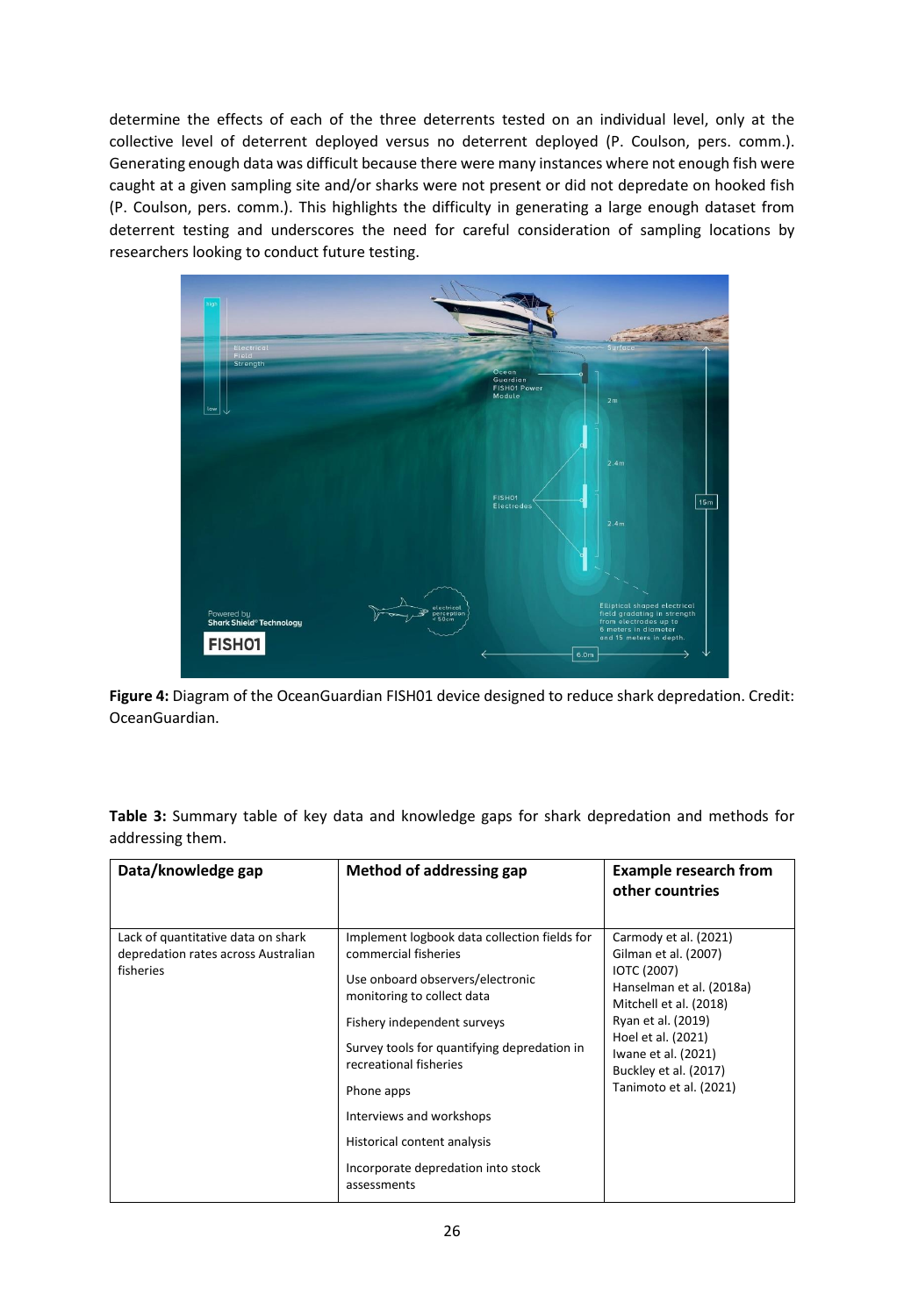determine the effects of each of the three deterrents tested on an individual level, only at the collective level of deterrent deployed versus no deterrent deployed (P. Coulson, pers. comm.). Generating enough data was difficult because there were many instances where not enough fish were caught at a given sampling site and/or sharks were not present or did not depredate on hooked fish (P. Coulson, pers. comm.). This highlights the difficulty in generating a large enough dataset from deterrent testing and underscores the need for careful consideration of sampling locations by researchers looking to conduct future testing.

**Figure 4:** Diagram of the OceanGuardian FISH01 device designed to reduce shark depredation. Credit: OceanGuardian.

**Table 3:** Summary table of key data and knowledge gaps for shark depredation and methods for addressing them.

| Data/knowledge gap | Method of addressing gap | Example research from other countries |
|---|---|---|
| Lack of quantitative data on shark depredation rates across Australian fisheries | Implement logbook data collection fields for commercial fisheries<br><br>Use onboard observers/electronic monitoring to collect data<br><br>Fishery independent surveys<br><br>Survey tools for quantifying depredation in recreational fisheries<br><br>Phone apps<br><br>Interviews and workshops<br><br>Historical content analysis<br><br>Incorporate depredation into stock assessments | Carmody et al. (2021)<br>Gilman et al. (2007)<br>IOTC (2007)<br>Hanselman et al. (2018a)<br>Mitchell et al. (2018)<br>Ryan et al. (2019)<br>Hoel et al. (2021)<br>Iwane et al. (2021)<br>Buckley et al. (2017)<br>Tanimoto et al. (2021) |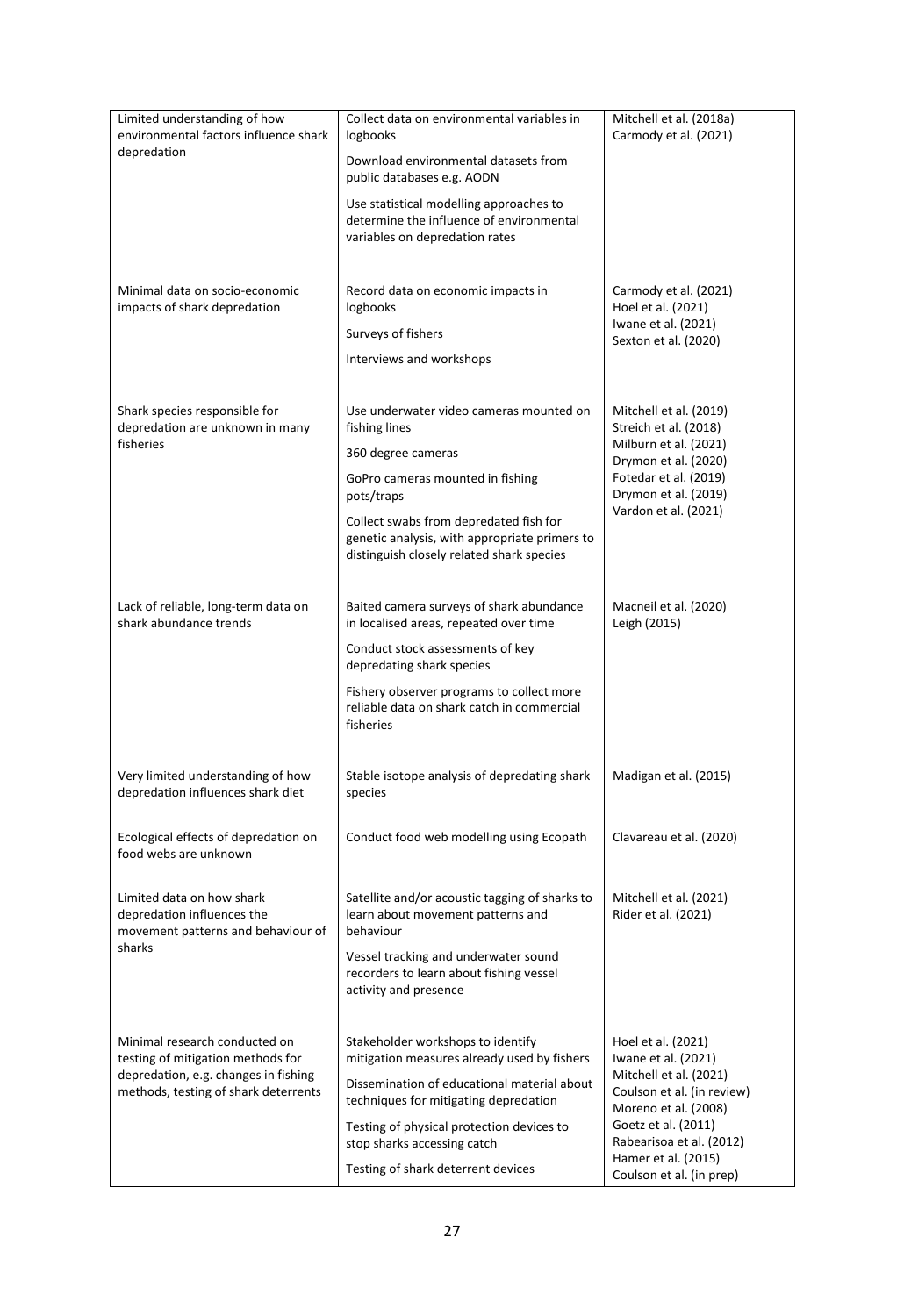| | | |
|---|---|---|
| Limited understanding of how environmental factors influence shark depredation | Collect data on environmental variables in logbooks<br><br>Download environmental datasets from public databases e.g. AODN<br><br>Use statistical modelling approaches to determine the influence of environmental variables on depredation rates | Mitchell et al. (2018a)<br>Carmody et al. (2021) |
| Minimal data on socio-economic impacts of shark depredation | Record data on economic impacts in logbooks<br><br>Surveys of fishers<br><br>Interviews and workshops | Carmody et al. (2021)<br>Hoel et al. (2021)<br>Iwane et al. (2021)<br>Sexton et al. (2020) |
| Shark species responsible for depredation are unknown in many fisheries | Use underwater video cameras mounted on fishing lines<br><br>360 degree cameras<br><br>GoPro cameras mounted in fishing pots/traps<br><br>Collect swabs from depredated fish for genetic analysis, with appropriate primers to distinguish closely related shark species | Mitchell et al. (2019)<br>Streich et al. (2018)<br>Milburn et al. (2021)<br>Drymon et al. (2020)<br>Fotedar et al. (2019)<br>Drymon et al. (2019)<br>Vardon et al. (2021) |
| Lack of reliable, long-term data on shark abundance trends | Baited camera surveys of shark abundance in localised areas, repeated over time<br><br>Conduct stock assessments of key depredating shark species<br><br>Fishery observer programs to collect more reliable data on shark catch in commercial fisheries | Macneil et al. (2020)<br>Leigh (2015) |
| Very limited understanding of how depredation influences shark diet | Stable isotope analysis of depredating shark species | Madigan et al. (2015) |
| Ecological effects of depredation on food webs are unknown | Conduct food web modelling using Ecopath | Clavareau et al. (2020) |
| Limited data on how shark depredation influences the movement patterns and behaviour of sharks | Satellite and/or acoustic tagging of sharks to learn about movement patterns and behaviour<br><br>Vessel tracking and underwater sound recorders to learn about fishing vessel activity and presence | Mitchell et al. (2021)<br>Rider et al. (2021) |
| Minimal research conducted on testing of mitigation methods for depredation, e.g. changes in fishing methods, testing of shark deterrents | Stakeholder workshops to identify mitigation measures already used by fishers<br><br>Dissemination of educational material about techniques for mitigating depredation<br><br>Testing of physical protection devices to stop sharks accessing catch<br><br>Testing of shark deterrent devices | Hoel et al. (2021)<br>Iwane et al. (2021)<br>Mitchell et al. (2021)<br>Coulson et al. (in review)<br>Moreno et al. (2008)<br>Goetz et al. (2011)<br>Rabearisoa et al. (2012)<br>Hamer et al. (2015)<br>Coulson et al. (in prep) |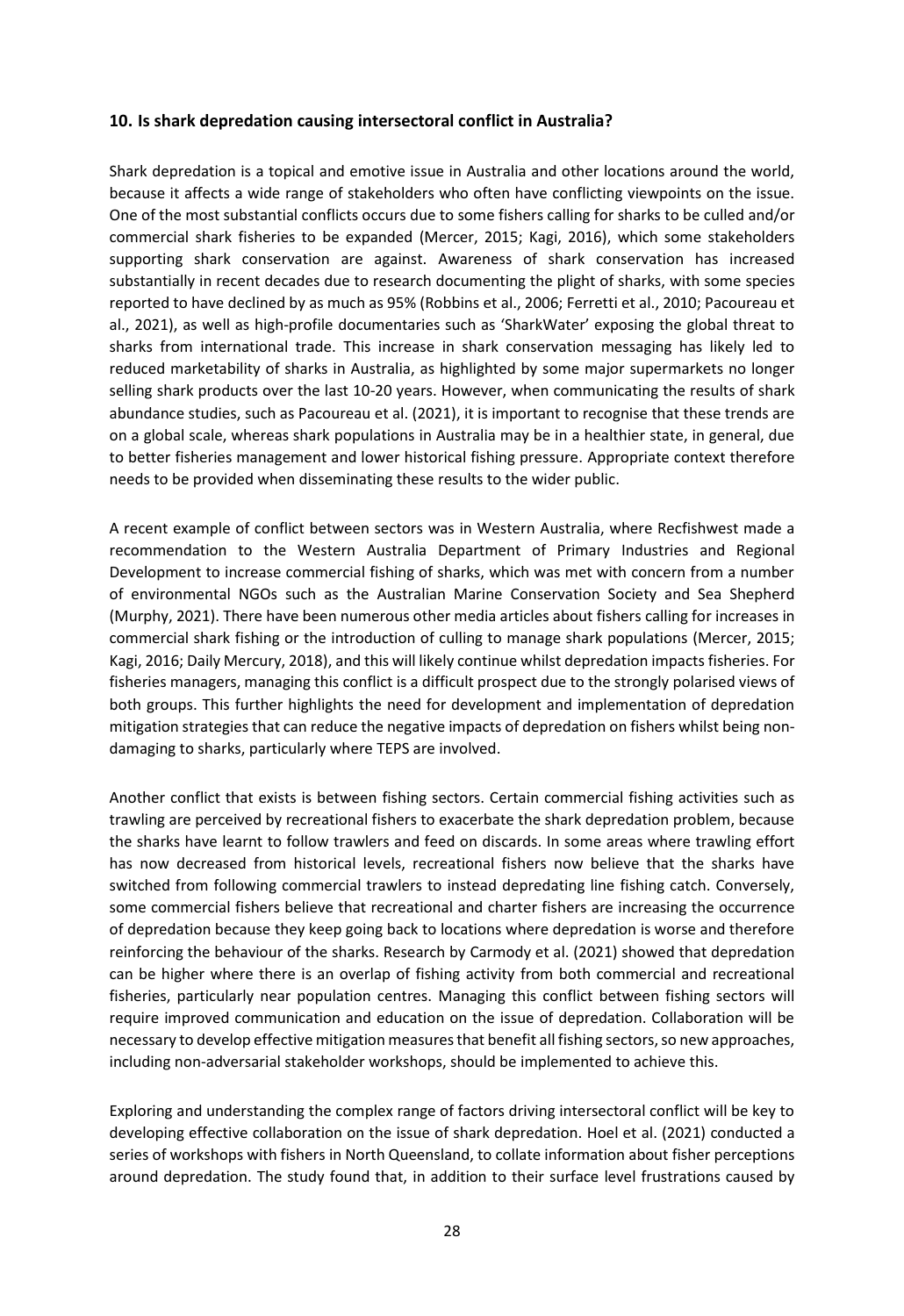### 10. Is shark depredation causing intersectoral conflict in Australia?

Shark depredation is a topical and emotive issue in Australia and other locations around the world, because it affects a wide range of stakeholders who often have conflicting viewpoints on the issue. One of the most substantial conflicts occurs due to some fishers calling for sharks to be culled and/or commercial shark fisheries to be expanded (Mercer, 2015; Kagi, 2016), which some stakeholders supporting shark conservation are against. Awareness of shark conservation has increased substantially in recent decades due to research documenting the plight of sharks, with some species reported to have declined by as much as 95% (Robbins et al., 2006; Ferretti et al., 2010; Pacoureau et al., 2021), as well as high-profile documentaries such as 'SharkWater' exposing the global threat to sharks from international trade. This increase in shark conservation messaging has likely led to reduced marketability of sharks in Australia, as highlighted by some major supermarkets no longer selling shark products over the last 10-20 years. However, when communicating the results of shark abundance studies, such as Pacoureau et al. (2021), it is important to recognise that these trends are on a global scale, whereas shark populations in Australia may be in a healthier state, in general, due to better fisheries management and lower historical fishing pressure. Appropriate context therefore needs to be provided when disseminating these results to the wider public.

A recent example of conflict between sectors was in Western Australia, where Recfishwest made a recommendation to the Western Australia Department of Primary Industries and Regional Development to increase commercial fishing of sharks, which was met with concern from a number of environmental NGOs such as the Australian Marine Conservation Society and Sea Shepherd (Murphy, 2021). There have been numerous other media articles about fishers calling for increases in commercial shark fishing or the introduction of culling to manage shark populations (Mercer, 2015; Kagi, 2016; Daily Mercury, 2018), and this will likely continue whilst depredation impacts fisheries. For fisheries managers, managing this conflict is a difficult prospect due to the strongly polarised views of both groups. This further highlights the need for development and implementation of depredation mitigation strategies that can reduce the negative impacts of depredation on fishers whilst being non-damaging to sharks, particularly where TEPS are involved.

Another conflict that exists is between fishing sectors. Certain commercial fishing activities such as trawling are perceived by recreational fishers to exacerbate the shark depredation problem, because the sharks have learnt to follow trawlers and feed on discards. In some areas where trawling effort has now decreased from historical levels, recreational fishers now believe that the sharks have switched from following commercial trawlers to instead depredating line fishing catch. Conversely, some commercial fishers believe that recreational and charter fishers are increasing the occurrence of depredation because they keep going back to locations where depredation is worse and therefore reinforcing the behaviour of the sharks. Research by Carmody et al. (2021) showed that depredation can be higher where there is an overlap of fishing activity from both commercial and recreational fisheries, particularly near population centres. Managing this conflict between fishing sectors will require improved communication and education on the issue of depredation. Collaboration will be necessary to develop effective mitigation measures that benefit all fishing sectors, so new approaches, including non-adversarial stakeholder workshops, should be implemented to achieve this.

Exploring and understanding the complex range of factors driving intersectoral conflict will be key to developing effective collaboration on the issue of shark depredation. Hoel et al. (2021) conducted a series of workshops with fishers in North Queensland, to collate information about fisher perceptions around depredation. The study found that, in addition to their surface level frustrations caused by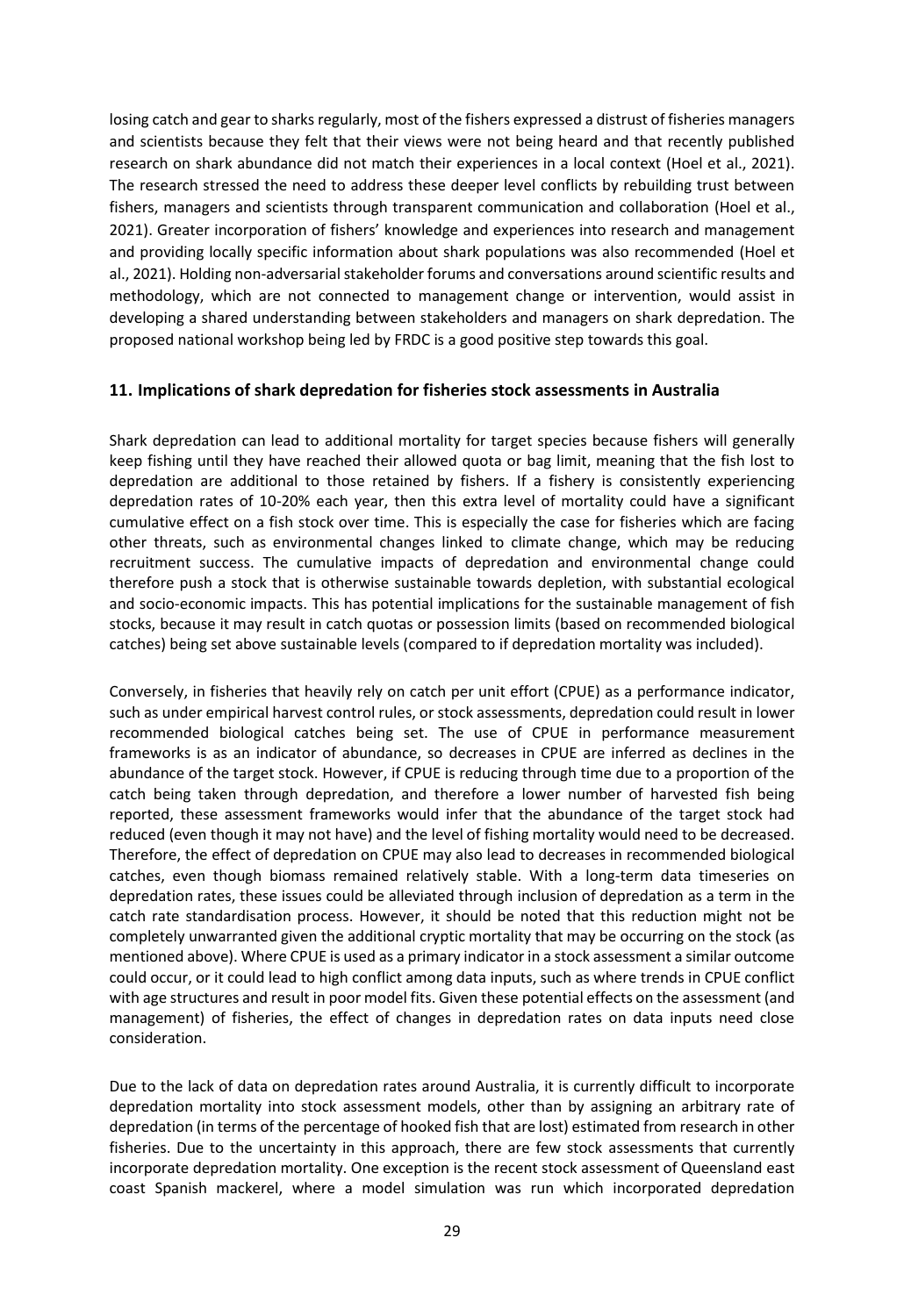losing catch and gear to sharks regularly, most of the fishers expressed a distrust of fisheries managers and scientists because they felt that their views were not being heard and that recently published research on shark abundance did not match their experiences in a local context (Hoel et al., 2021). The research stressed the need to address these deeper level conflicts by rebuilding trust between fishers, managers and scientists through transparent communication and collaboration (Hoel et al., 2021). Greater incorporation of fishers' knowledge and experiences into research and management and providing locally specific information about shark populations was also recommended (Hoel et al., 2021). Holding non-adversarial stakeholder forums and conversations around scientific results and methodology, which are not connected to management change or intervention, would assist in developing a shared understanding between stakeholders and managers on shark depredation. The proposed national workshop being led by FRDC is a good positive step towards this goal.

## 11. Implications of shark depredation for fisheries stock assessments in Australia

Shark depredation can lead to additional mortality for target species because fishers will generally keep fishing until they have reached their allowed quota or bag limit, meaning that the fish lost to depredation are additional to those retained by fishers. If a fishery is consistently experiencing depredation rates of 10-20% each year, then this extra level of mortality could have a significant cumulative effect on a fish stock over time. This is especially the case for fisheries which are facing other threats, such as environmental changes linked to climate change, which may be reducing recruitment success. The cumulative impacts of depredation and environmental change could therefore push a stock that is otherwise sustainable towards depletion, with substantial ecological and socio-economic impacts. This has potential implications for the sustainable management of fish stocks, because it may result in catch quotas or possession limits (based on recommended biological catches) being set above sustainable levels (compared to if depredation mortality was included).

Conversely, in fisheries that heavily rely on catch per unit effort (CPUE) as a performance indicator, such as under empirical harvest control rules, or stock assessments, depredation could result in lower recommended biological catches being set. The use of CPUE in performance measurement frameworks is as an indicator of abundance, so decreases in CPUE are inferred as declines in the abundance of the target stock. However, if CPUE is reducing through time due to a proportion of the catch being taken through depredation, and therefore a lower number of harvested fish being reported, these assessment frameworks would infer that the abundance of the target stock had reduced (even though it may not have) and the level of fishing mortality would need to be decreased. Therefore, the effect of depredation on CPUE may also lead to decreases in recommended biological catches, even though biomass remained relatively stable. With a long-term data timeseries on depredation rates, these issues could be alleviated through inclusion of depredation as a term in the catch rate standardisation process. However, it should be noted that this reduction might not be completely unwarranted given the additional cryptic mortality that may be occurring on the stock (as mentioned above). Where CPUE is used as a primary indicator in a stock assessment a similar outcome could occur, or it could lead to high conflict among data inputs, such as where trends in CPUE conflict with age structures and result in poor model fits. Given these potential effects on the assessment (and management) of fisheries, the effect of changes in depredation rates on data inputs need close consideration.

Due to the lack of data on depredation rates around Australia, it is currently difficult to incorporate depredation mortality into stock assessment models, other than by assigning an arbitrary rate of depredation (in terms of the percentage of hooked fish that are lost) estimated from research in other fisheries. Due to the uncertainty in this approach, there are few stock assessments that currently incorporate depredation mortality. One exception is the recent stock assessment of Queensland east coast Spanish mackerel, where a model simulation was run which incorporated depredation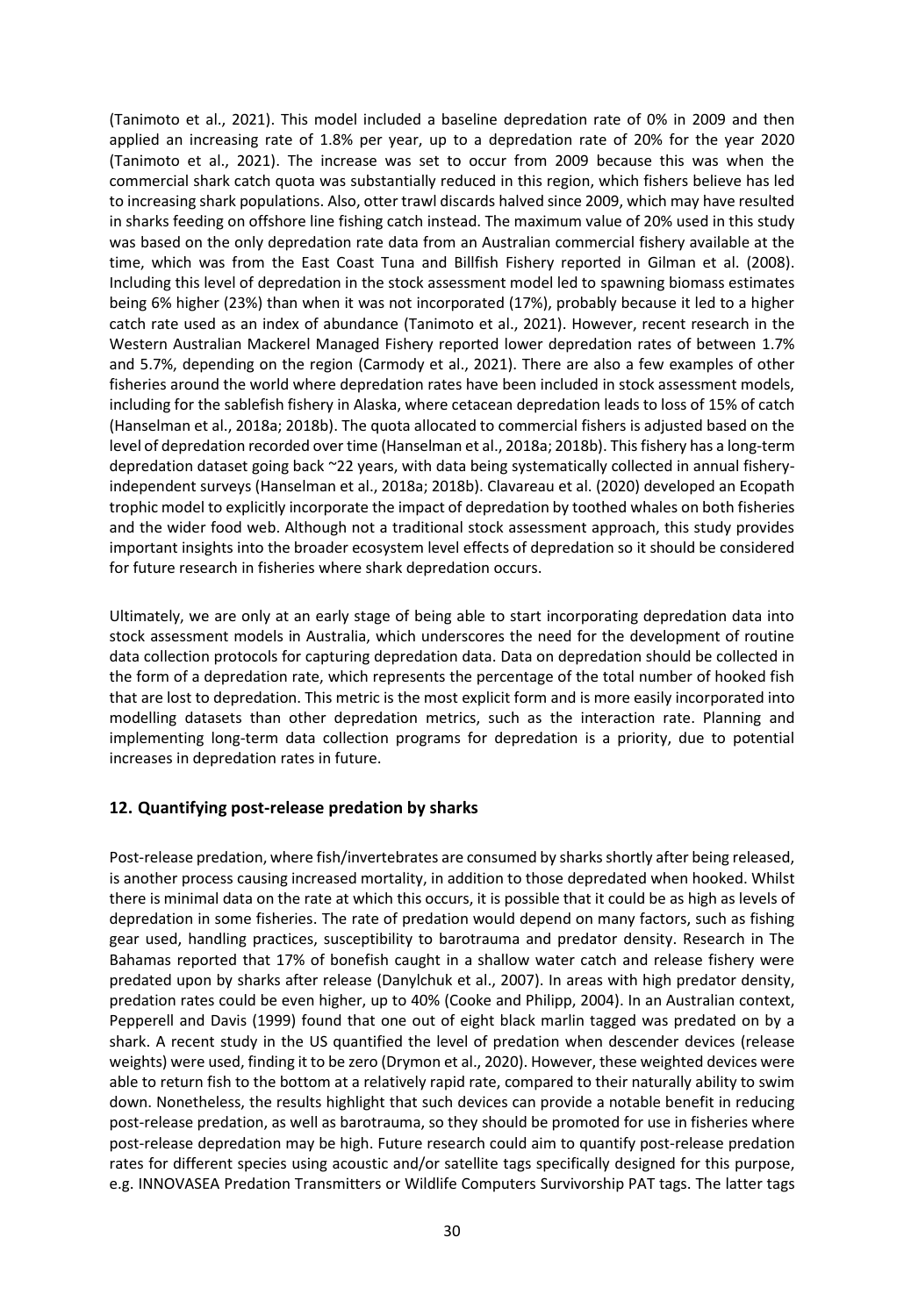(Tanimoto et al., 2021). This model included a baseline depredation rate of 0% in 2009 and then applied an increasing rate of 1.8% per year, up to a depredation rate of 20% for the year 2020 (Tanimoto et al., 2021). The increase was set to occur from 2009 because this was when the commercial shark catch quota was substantially reduced in this region, which fishers believe has led to increasing shark populations. Also, otter trawl discards halved since 2009, which may have resulted in sharks feeding on offshore line fishing catch instead. The maximum value of 20% used in this study was based on the only depredation rate data from an Australian commercial fishery available at the time, which was from the East Coast Tuna and Billfish Fishery reported in Gilman et al. (2008). Including this level of depredation in the stock assessment model led to spawning biomass estimates being 6% higher (23%) than when it was not incorporated (17%), probably because it led to a higher catch rate used as an index of abundance (Tanimoto et al., 2021). However, recent research in the Western Australian Mackerel Managed Fishery reported lower depredation rates of between 1.7% and 5.7%, depending on the region (Carmody et al., 2021). There are also a few examples of other fisheries around the world where depredation rates have been included in stock assessment models, including for the sablefish fishery in Alaska, where cetacean depredation leads to loss of 15% of catch (Hanselman et al., 2018a; 2018b). The quota allocated to commercial fishers is adjusted based on the level of depredation recorded over time (Hanselman et al., 2018a; 2018b). This fishery has a long-term depredation dataset going back ~22 years, with data being systematically collected in annual fishery-independent surveys (Hanselman et al., 2018a; 2018b). Clavareau et al. (2020) developed an Ecopath trophic model to explicitly incorporate the impact of depredation by toothed whales on both fisheries and the wider food web. Although not a traditional stock assessment approach, this study provides important insights into the broader ecosystem level effects of depredation so it should be considered for future research in fisheries where shark depredation occurs.

Ultimately, we are only at an early stage of being able to start incorporating depredation data into stock assessment models in Australia, which underscores the need for the development of routine data collection protocols for capturing depredation data. Data on depredation should be collected in the form of a depredation rate, which represents the percentage of the total number of hooked fish that are lost to depredation. This metric is the most explicit form and is more easily incorporated into modelling datasets than other depredation metrics, such as the interaction rate. Planning and implementing long-term data collection programs for depredation is a priority, due to potential increases in depredation rates in future.

## 12. Quantifying post-release predation by sharks

Post-release predation, where fish/invertebrates are consumed by sharks shortly after being released, is another process causing increased mortality, in addition to those depredated when hooked. Whilst there is minimal data on the rate at which this occurs, it is possible that it could be as high as levels of depredation in some fisheries. The rate of predation would depend on many factors, such as fishing gear used, handling practices, susceptibility to barotrauma and predator density. Research in The Bahamas reported that 17% of bonefish caught in a shallow water catch and release fishery were predated upon by sharks after release (Danylchuk et al., 2007). In areas with high predator density, predation rates could be even higher, up to 40% (Cooke and Philipp, 2004). In an Australian context, Pepperell and Davis (1999) found that one out of eight black marlin tagged was predated on by a shark. A recent study in the US quantified the level of predation when descender devices (release weights) were used, finding it to be zero (Drymon et al., 2020). However, these weighted devices were able to return fish to the bottom at a relatively rapid rate, compared to their naturally ability to swim down. Nonetheless, the results highlight that such devices can provide a notable benefit in reducing post-release predation, as well as barotrauma, so they should be promoted for use in fisheries where post-release depredation may be high. Future research could aim to quantify post-release predation rates for different species using acoustic and/or satellite tags specifically designed for this purpose, e.g. INNOVASEA Predation Transmitters or Wildlife Computers Survivorship PAT tags. The latter tags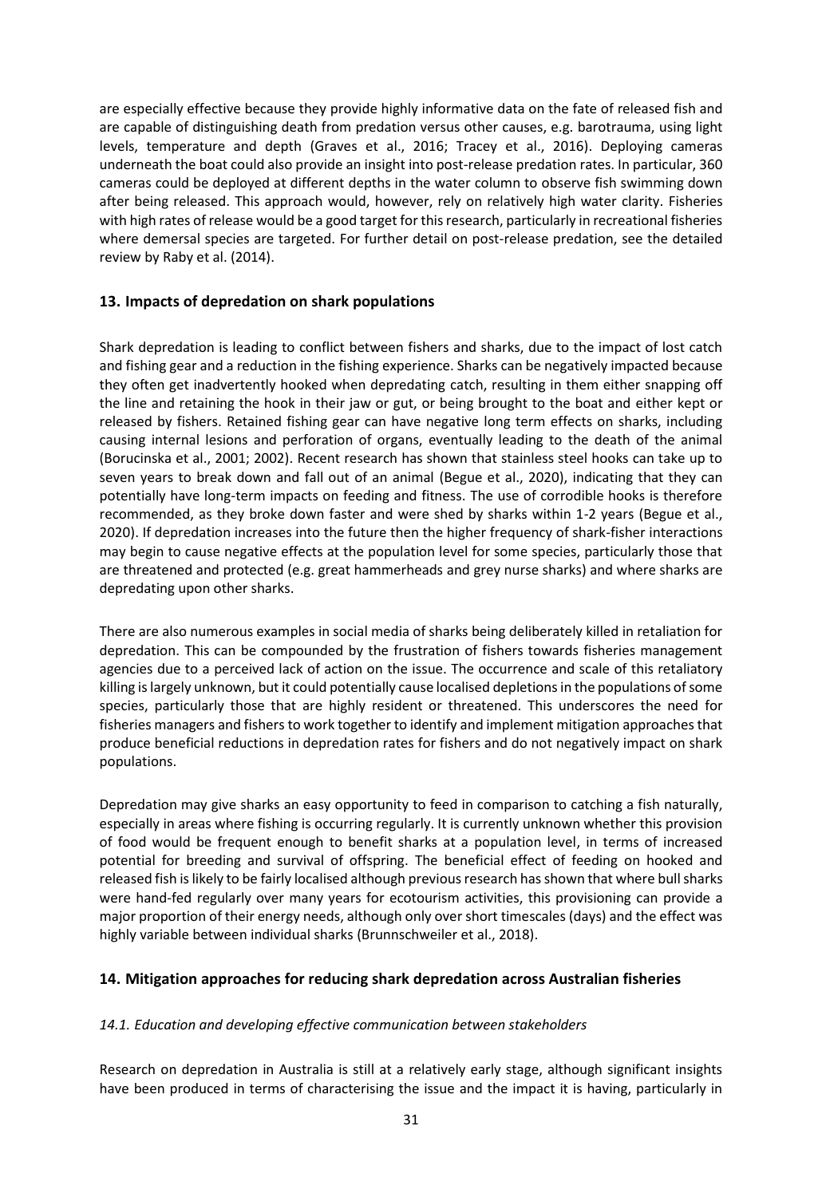are especially effective because they provide highly informative data on the fate of released fish and are capable of distinguishing death from predation versus other causes, e.g. barotrauma, using light levels, temperature and depth (Graves et al., 2016; Tracey et al., 2016). Deploying cameras underneath the boat could also provide an insight into post-release predation rates. In particular, 360 cameras could be deployed at different depths in the water column to observe fish swimming down after being released. This approach would, however, rely on relatively high water clarity. Fisheries with high rates of release would be a good target for this research, particularly in recreational fisheries where demersal species are targeted. For further detail on post-release predation, see the detailed review by Raby et al. (2014).

## 13. Impacts of depredation on shark populations

Shark depredation is leading to conflict between fishers and sharks, due to the impact of lost catch and fishing gear and a reduction in the fishing experience. Sharks can be negatively impacted because they often get inadvertently hooked when depredating catch, resulting in them either snapping off the line and retaining the hook in their jaw or gut, or being brought to the boat and either kept or released by fishers. Retained fishing gear can have negative long term effects on sharks, including causing internal lesions and perforation of organs, eventually leading to the death of the animal (Borucinska et al., 2001; 2002). Recent research has shown that stainless steel hooks can take up to seven years to break down and fall out of an animal (Begue et al., 2020), indicating that they can potentially have long-term impacts on feeding and fitness. The use of corrodible hooks is therefore recommended, as they broke down faster and were shed by sharks within 1-2 years (Begue et al., 2020). If depredation increases into the future then the higher frequency of shark-fisher interactions may begin to cause negative effects at the population level for some species, particularly those that are threatened and protected (e.g. great hammerheads and grey nurse sharks) and where sharks are depredating upon other sharks.

There are also numerous examples in social media of sharks being deliberately killed in retaliation for depredation. This can be compounded by the frustration of fishers towards fisheries management agencies due to a perceived lack of action on the issue. The occurrence and scale of this retaliatory killing is largely unknown, but it could potentially cause localised depletions in the populations of some species, particularly those that are highly resident or threatened. This underscores the need for fisheries managers and fishers to work together to identify and implement mitigation approaches that produce beneficial reductions in depredation rates for fishers and do not negatively impact on shark populations.

Depredation may give sharks an easy opportunity to feed in comparison to catching a fish naturally, especially in areas where fishing is occurring regularly. It is currently unknown whether this provision of food would be frequent enough to benefit sharks at a population level, in terms of increased potential for breeding and survival of offspring. The beneficial effect of feeding on hooked and released fish is likely to be fairly localised although previous research has shown that where bull sharks were hand-fed regularly over many years for ecotourism activities, this provisioning can provide a major proportion of their energy needs, although only over short timescales (days) and the effect was highly variable between individual sharks (Brunnschweiler et al., 2018).

## 14. Mitigation approaches for reducing shark depredation across Australian fisheries

### *14.1. Education and developing effective communication between stakeholders*

Research on depredation in Australia is still at a relatively early stage, although significant insights have been produced in terms of characterising the issue and the impact it is having, particularly in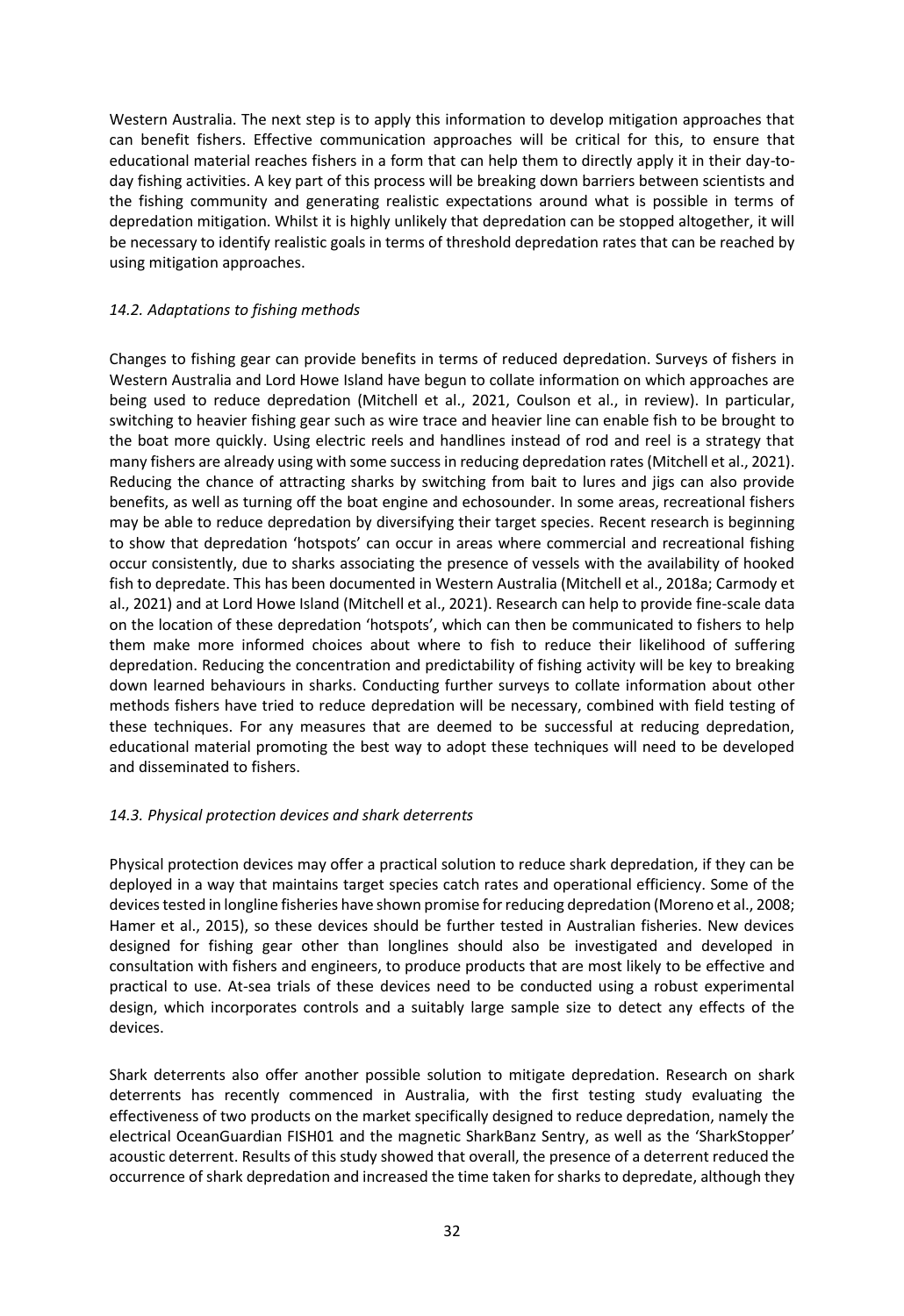Western Australia. The next step is to apply this information to develop mitigation approaches that can benefit fishers. Effective communication approaches will be critical for this, to ensure that educational material reaches fishers in a form that can help them to directly apply it in their day-to-day fishing activities. A key part of this process will be breaking down barriers between scientists and the fishing community and generating realistic expectations around what is possible in terms of depredation mitigation. Whilst it is highly unlikely that depredation can be stopped altogether, it will be necessary to identify realistic goals in terms of threshold depredation rates that can be reached by using mitigation approaches.

### *14.2. Adaptations to fishing methods*

Changes to fishing gear can provide benefits in terms of reduced depredation. Surveys of fishers in Western Australia and Lord Howe Island have begun to collate information on which approaches are being used to reduce depredation (Mitchell et al., 2021, Coulson et al., in review). In particular, switching to heavier fishing gear such as wire trace and heavier line can enable fish to be brought to the boat more quickly. Using electric reels and handlines instead of rod and reel is a strategy that many fishers are already using with some success in reducing depredation rates (Mitchell et al., 2021). Reducing the chance of attracting sharks by switching from bait to lures and jigs can also provide benefits, as well as turning off the boat engine and echosounder. In some areas, recreational fishers may be able to reduce depredation by diversifying their target species. Recent research is beginning to show that depredation 'hotspots' can occur in areas where commercial and recreational fishing occur consistently, due to sharks associating the presence of vessels with the availability of hooked fish to depredate. This has been documented in Western Australia (Mitchell et al., 2018a; Carmody et al., 2021) and at Lord Howe Island (Mitchell et al., 2021). Research can help to provide fine-scale data on the location of these depredation 'hotspots', which can then be communicated to fishers to help them make more informed choices about where to fish to reduce their likelihood of suffering depredation. Reducing the concentration and predictability of fishing activity will be key to breaking down learned behaviours in sharks. Conducting further surveys to collate information about other methods fishers have tried to reduce depredation will be necessary, combined with field testing of these techniques. For any measures that are deemed to be successful at reducing depredation, educational material promoting the best way to adopt these techniques will need to be developed and disseminated to fishers.

### *14.3. Physical protection devices and shark deterrents*

Physical protection devices may offer a practical solution to reduce shark depredation, if they can be deployed in a way that maintains target species catch rates and operational efficiency. Some of the devices tested in longline fisheries have shown promise for reducing depredation (Moreno et al., 2008; Hamer et al., 2015), so these devices should be further tested in Australian fisheries. New devices designed for fishing gear other than longlines should also be investigated and developed in consultation with fishers and engineers, to produce products that are most likely to be effective and practical to use. At-sea trials of these devices need to be conducted using a robust experimental design, which incorporates controls and a suitably large sample size to detect any effects of the devices.

Shark deterrents also offer another possible solution to mitigate depredation. Research on shark deterrents has recently commenced in Australia, with the first testing study evaluating the effectiveness of two products on the market specifically designed to reduce depredation, namely the electrical OceanGuardian FISH01 and the magnetic SharkBanz Sentry, as well as the 'SharkStopper' acoustic deterrent. Results of this study showed that overall, the presence of a deterrent reduced the occurrence of shark depredation and increased the time taken for sharks to depredate, although they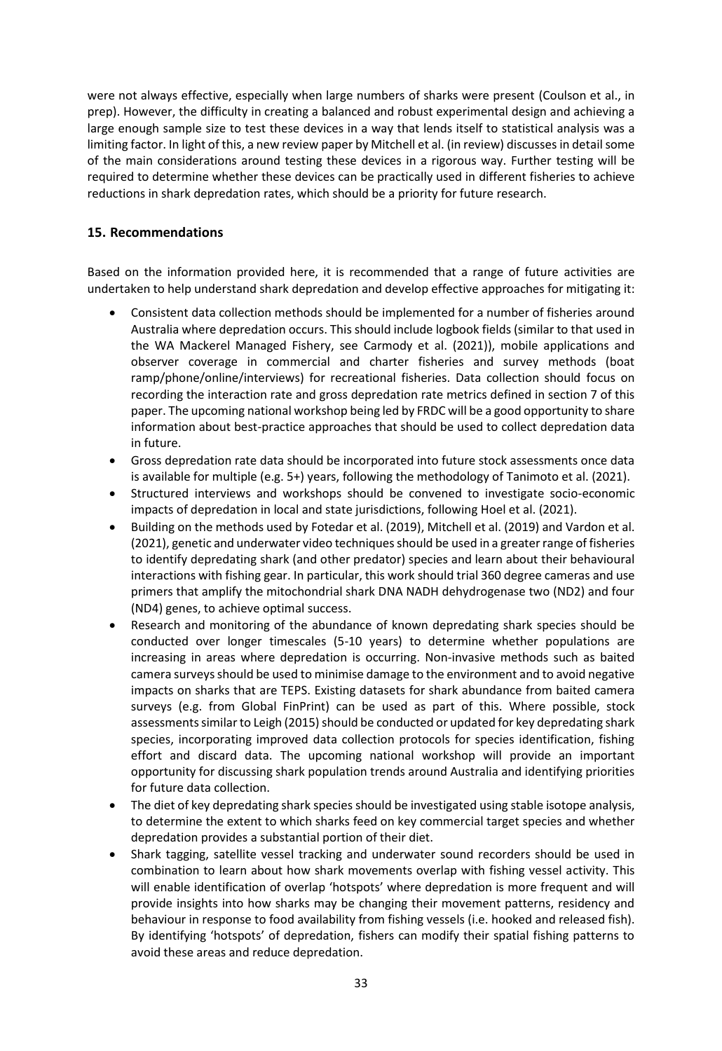were not always effective, especially when large numbers of sharks were present (Coulson et al., in prep). However, the difficulty in creating a balanced and robust experimental design and achieving a large enough sample size to test these devices in a way that lends itself to statistical analysis was a limiting factor. In light of this, a new review paper by Mitchell et al. (in review) discusses in detail some of the main considerations around testing these devices in a rigorous way. Further testing will be required to determine whether these devices can be practically used in different fisheries to achieve reductions in shark depredation rates, which should be a priority for future research.

## 15. Recommendations

Based on the information provided here, it is recommended that a range of future activities are undertaken to help understand shark depredation and develop effective approaches for mitigating it:

- Consistent data collection methods should be implemented for a number of fisheries around Australia where depredation occurs. This should include logbook fields (similar to that used in the WA Mackerel Managed Fishery, see Carmody et al. (2021)), mobile applications and observer coverage in commercial and charter fisheries and survey methods (boat ramp/phone/online/interviews) for recreational fisheries. Data collection should focus on recording the interaction rate and gross depredation rate metrics defined in section 7 of this paper. The upcoming national workshop being led by FRDC will be a good opportunity to share information about best-practice approaches that should be used to collect depredation data in future.
- Gross depredation rate data should be incorporated into future stock assessments once data is available for multiple (e.g. 5+) years, following the methodology of Tanimoto et al. (2021).
- Structured interviews and workshops should be convened to investigate socio-economic impacts of depredation in local and state jurisdictions, following Hoel et al. (2021).
- Building on the methods used by Fotedar et al. (2019), Mitchell et al. (2019) and Vardon et al. (2021), genetic and underwater video techniques should be used in a greater range of fisheries to identify depredating shark (and other predator) species and learn about their behavioural interactions with fishing gear. In particular, this work should trial 360 degree cameras and use primers that amplify the mitochondrial shark DNA NADH dehydrogenase two (ND2) and four (ND4) genes, to achieve optimal success.
- Research and monitoring of the abundance of known depredating shark species should be conducted over longer timescales (5-10 years) to determine whether populations are increasing in areas where depredation is occurring. Non-invasive methods such as baited camera surveys should be used to minimise damage to the environment and to avoid negative impacts on sharks that are TEPS. Existing datasets for shark abundance from baited camera surveys (e.g. from Global FinPrint) can be used as part of this. Where possible, stock assessments similar to Leigh (2015) should be conducted or updated for key depredating shark species, incorporating improved data collection protocols for species identification, fishing effort and discard data. The upcoming national workshop will provide an important opportunity for discussing shark population trends around Australia and identifying priorities for future data collection.
- The diet of key depredating shark species should be investigated using stable isotope analysis, to determine the extent to which sharks feed on key commercial target species and whether depredation provides a substantial portion of their diet.
- Shark tagging, satellite vessel tracking and underwater sound recorders should be used in combination to learn about how shark movements overlap with fishing vessel activity. This will enable identification of overlap 'hotspots' where depredation is more frequent and will provide insights into how sharks may be changing their movement patterns, residency and behaviour in response to food availability from fishing vessels (i.e. hooked and released fish). By identifying 'hotspots' of depredation, fishers can modify their spatial fishing patterns to avoid these areas and reduce depredation.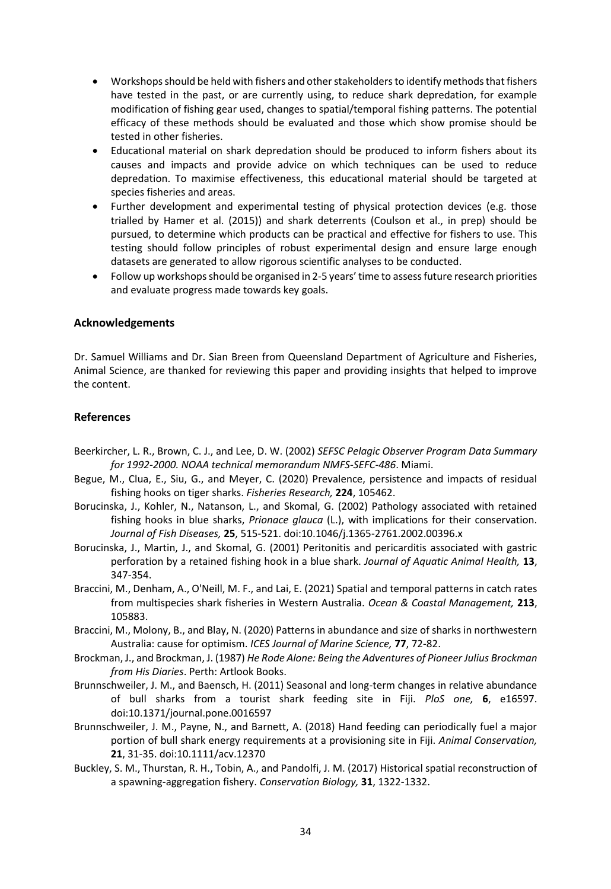- Workshops should be held with fishers and other stakeholders to identify methods that fishers have tested in the past, or are currently using, to reduce shark depredation, for example modification of fishing gear used, changes to spatial/temporal fishing patterns. The potential efficacy of these methods should be evaluated and those which show promise should be tested in other fisheries.
- Educational material on shark depredation should be produced to inform fishers about its causes and impacts and provide advice on which techniques can be used to reduce depredation. To maximise effectiveness, this educational material should be targeted at species fisheries and areas.
- Further development and experimental testing of physical protection devices (e.g. those trialled by Hamer et al. (2015)) and shark deterrents (Coulson et al., in prep) should be pursued, to determine which products can be practical and effective for fishers to use. This testing should follow principles of robust experimental design and ensure large enough datasets are generated to allow rigorous scientific analyses to be conducted.
- Follow up workshops should be organised in 2-5 years' time to assess future research priorities and evaluate progress made towards key goals.

## Acknowledgements

Dr. Samuel Williams and Dr. Sian Breen from Queensland Department of Agriculture and Fisheries, Animal Science, are thanked for reviewing this paper and providing insights that helped to improve the content.

## References

Beerkircher, L. R., Brown, C. J., and Lee, D. W. (2002) *SEFSC Pelagic Observer Program Data Summary for 1992-2000. NOAA technical memorandum NMFS-SEFC-486*. Miami.

Begue, M., Clua, E., Siu, G., and Meyer, C. (2020) Prevalence, persistence and impacts of residual fishing hooks on tiger sharks. *Fisheries Research,* **224**, 105462.

Borucinska, J., Kohler, N., Natanson, L., and Skomal, G. (2002) Pathology associated with retained fishing hooks in blue sharks, *Prionace glauca* (L.), with implications for their conservation. *Journal of Fish Diseases,* **25**, 515-521. doi:10.1046/j.1365-2761.2002.00396.x

Borucinska, J., Martin, J., and Skomal, G. (2001) Peritonitis and pericarditis associated with gastric perforation by a retained fishing hook in a blue shark. *Journal of Aquatic Animal Health,* **13**, 347-354.

Braccini, M., Denham, A., O'Neill, M. F., and Lai, E. (2021) Spatial and temporal patterns in catch rates from multispecies shark fisheries in Western Australia. *Ocean & Coastal Management,* **213**, 105883.

Braccini, M., Molony, B., and Blay, N. (2020) Patterns in abundance and size of sharks in northwestern Australia: cause for optimism. *ICES Journal of Marine Science,* **77**, 72-82.

Brockman, J., and Brockman, J. (1987) *He Rode Alone: Being the Adventures of Pioneer Julius Brockman from His Diaries*. Perth: Artlook Books.

Brunnschweiler, J. M., and Baensch, H. (2011) Seasonal and long-term changes in relative abundance of bull sharks from a tourist shark feeding site in Fiji. *PloS one,* **6**, e16597. doi:10.1371/journal.pone.0016597

Brunnschweiler, J. M., Payne, N., and Barnett, A. (2018) Hand feeding can periodically fuel a major portion of bull shark energy requirements at a provisioning site in Fiji. *Animal Conservation,* **21**, 31-35. doi:10.1111/acv.12370

Buckley, S. M., Thurstan, R. H., Tobin, A., and Pandolfi, J. M. (2017) Historical spatial reconstruction of a spawning-aggregation fishery. *Conservation Biology,* **31**, 1322-1332.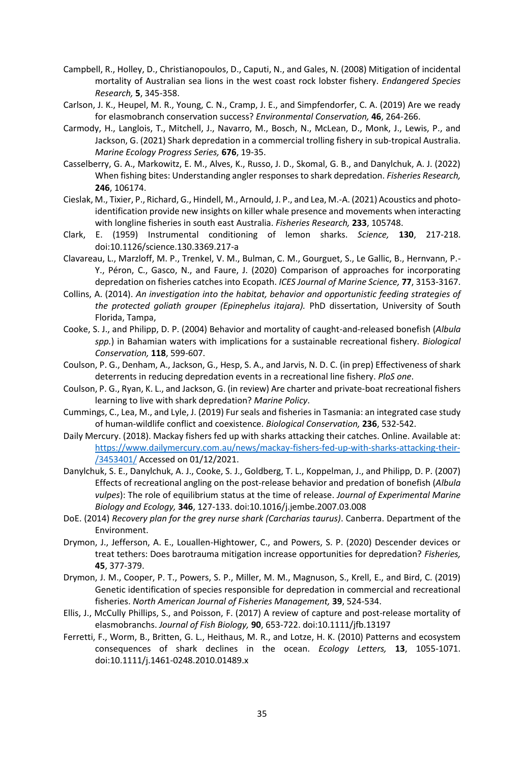Campbell, R., Holley, D., Christianopoulos, D., Caputi, N., and Gales, N. (2008) Mitigation of incidental mortality of Australian sea lions in the west coast rock lobster fishery. *Endangered Species Research,* **5**, 345-358.

Carlson, J. K., Heupel, M. R., Young, C. N., Cramp, J. E., and Simpfendorfer, C. A. (2019) Are we ready for elasmobranch conservation success? *Environmental Conservation,* **46**, 264-266.

Carmody, H., Langlois, T., Mitchell, J., Navarro, M., Bosch, N., McLean, D., Monk, J., Lewis, P., and Jackson, G. (2021) Shark depredation in a commercial trolling fishery in sub-tropical Australia. *Marine Ecology Progress Series,* **676**, 19-35.

Casselberry, G. A., Markowitz, E. M., Alves, K., Russo, J. D., Skomal, G. B., and Danylchuk, A. J. (2022) When fishing bites: Understanding angler responses to shark depredation. *Fisheries Research,* **246**, 106174.

Cieslak, M., Tixier, P., Richard, G., Hindell, M., Arnould, J. P., and Lea, M.-A. (2021) Acoustics and photo-identification provide new insights on killer whale presence and movements when interacting with longline fisheries in south east Australia. *Fisheries Research,* **233**, 105748.

Clark, E. (1959) Instrumental conditioning of lemon sharks. *Science,* **130**, 217-218. doi:10.1126/science.130.3369.217-a

Clavareau, L., Marzloff, M. P., Trenkel, V. M., Bulman, C. M., Gourguet, S., Le Gallic, B., Hernvann, P.-Y., Péron, C., Gasco, N., and Faure, J. (2020) Comparison of approaches for incorporating depredation on fisheries catches into Ecopath. *ICES Journal of Marine Science,* **77**, 3153-3167.

Collins, A. (2014). *An investigation into the habitat, behavior and opportunistic feeding strategies of the protected goliath grouper (Epinephelus itajara).* PhD dissertation, University of South Florida, Tampa,

Cooke, S. J., and Philipp, D. P. (2004) Behavior and mortality of caught-and-released bonefish (*Albula spp.*) in Bahamian waters with implications for a sustainable recreational fishery. *Biological Conservation,* **118**, 599-607.

Coulson, P. G., Denham, A., Jackson, G., Hesp, S. A., and Jarvis, N. D. C. (in prep) Effectiveness of shark deterrents in reducing depredation events in a recreational line fishery. *PloS one*.

Coulson, P. G., Ryan, K. L., and Jackson, G. (in review) Are charter and private-boat recreational fishers learning to live with shark depredation? *Marine Policy*.

Cummings, C., Lea, M., and Lyle, J. (2019) Fur seals and fisheries in Tasmania: an integrated case study of human-wildlife conflict and coexistence. *Biological Conservation,* **236**, 532-542.

Daily Mercury. (2018). Mackay fishers fed up with sharks attacking their catches. Online. Available at: https://www.dailymercury.com.au/news/mackay-fishers-fed-up-with-sharks-attacking-their-/3453401/ Accessed on 01/12/2021.

Danylchuk, S. E., Danylchuk, A. J., Cooke, S. J., Goldberg, T. L., Koppelman, J., and Philipp, D. P. (2007) Effects of recreational angling on the post-release behavior and predation of bonefish (*Albula vulpes*): The role of equilibrium status at the time of release. *Journal of Experimental Marine Biology and Ecology,* **346**, 127-133. doi:10.1016/j.jembe.2007.03.008

DoE. (2014) *Recovery plan for the grey nurse shark (Carcharias taurus)*. Canberra. Department of the Environment.

Drymon, J., Jefferson, A. E., Louallen-Hightower, C., and Powers, S. P. (2020) Descender devices or treat tethers: Does barotrauma mitigation increase opportunities for depredation? *Fisheries,* **45**, 377-379.

Drymon, J. M., Cooper, P. T., Powers, S. P., Miller, M. M., Magnuson, S., Krell, E., and Bird, C. (2019) Genetic identification of species responsible for depredation in commercial and recreational fisheries. *North American Journal of Fisheries Management,* **39**, 524-534.

Ellis, J., McCully Phillips, S., and Poisson, F. (2017) A review of capture and post-release mortality of elasmobranchs. *Journal of Fish Biology,* **90**, 653-722. doi:10.1111/jfb.13197

Ferretti, F., Worm, B., Britten, G. L., Heithaus, M. R., and Lotze, H. K. (2010) Patterns and ecosystem consequences of shark declines in the ocean. *Ecology Letters,* **13**, 1055-1071. doi:10.1111/j.1461-0248.2010.01489.x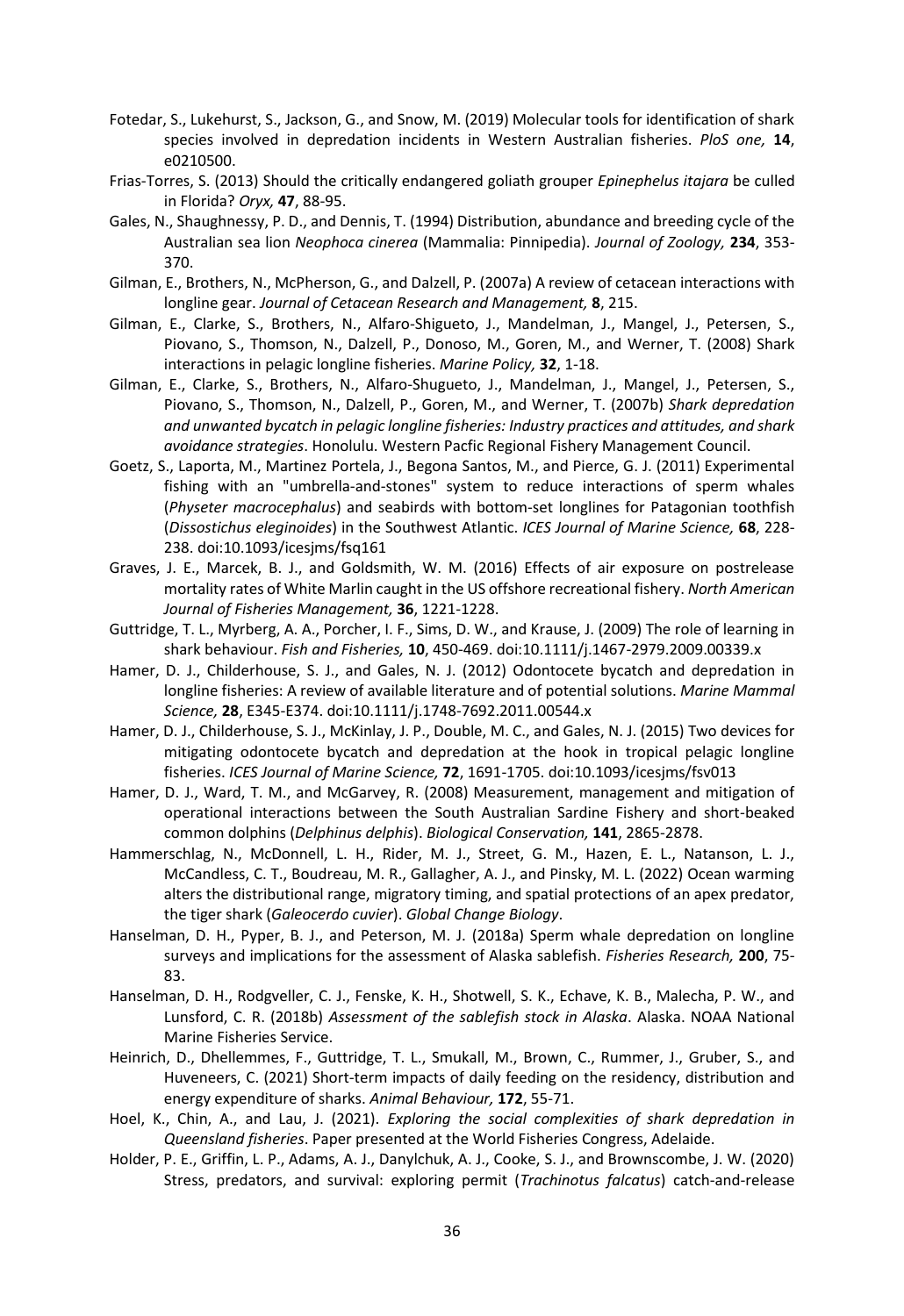Fotedar, S., Lukehurst, S., Jackson, G., and Snow, M. (2019) Molecular tools for identification of shark species involved in depredation incidents in Western Australian fisheries. *PloS one,* **14**, e0210500.

Frias-Torres, S. (2013) Should the critically endangered goliath grouper *Epinephelus itajara* be culled in Florida? *Oryx,* **47**, 88-95.

Gales, N., Shaughnessy, P. D., and Dennis, T. (1994) Distribution, abundance and breeding cycle of the Australian sea lion *Neophoca cinerea* (Mammalia: Pinnipedia). *Journal of Zoology,* **234**, 353-370.

Gilman, E., Brothers, N., McPherson, G., and Dalzell, P. (2007a) A review of cetacean interactions with longline gear. *Journal of Cetacean Research and Management,* **8**, 215.

Gilman, E., Clarke, S., Brothers, N., Alfaro-Shigueto, J., Mandelman, J., Mangel, J., Petersen, S., Piovano, S., Thomson, N., Dalzell, P., Donoso, M., Goren, M., and Werner, T. (2008) Shark interactions in pelagic longline fisheries. *Marine Policy,* **32**, 1-18.

Gilman, E., Clarke, S., Brothers, N., Alfaro-Shugueto, J., Mandelman, J., Mangel, J., Petersen, S., Piovano, S., Thomson, N., Dalzell, P., Goren, M., and Werner, T. (2007b) *Shark depredation and unwanted bycatch in pelagic longline fisheries: Industry practices and attitudes, and shark avoidance strategies*. Honolulu. Western Pacfic Regional Fishery Management Council.

Goetz, S., Laporta, M., Martinez Portela, J., Begona Santos, M., and Pierce, G. J. (2011) Experimental fishing with an "umbrella-and-stones" system to reduce interactions of sperm whales (*Physeter macrocephalus*) and seabirds with bottom-set longlines for Patagonian toothfish (*Dissostichus eleginoides*) in the Southwest Atlantic. *ICES Journal of Marine Science,* **68**, 228-238. doi:10.1093/icesjms/fsq161

Graves, J. E., Marcek, B. J., and Goldsmith, W. M. (2016) Effects of air exposure on postrelease mortality rates of White Marlin caught in the US offshore recreational fishery. *North American Journal of Fisheries Management,* **36**, 1221-1228.

Guttridge, T. L., Myrberg, A. A., Porcher, I. F., Sims, D. W., and Krause, J. (2009) The role of learning in shark behaviour. *Fish and Fisheries,* **10**, 450-469. doi:10.1111/j.1467-2979.2009.00339.x

Hamer, D. J., Childerhouse, S. J., and Gales, N. J. (2012) Odontocete bycatch and depredation in longline fisheries: A review of available literature and of potential solutions. *Marine Mammal Science,* **28**, E345-E374. doi:10.1111/j.1748-7692.2011.00544.x

Hamer, D. J., Childerhouse, S. J., McKinlay, J. P., Double, M. C., and Gales, N. J. (2015) Two devices for mitigating odontocete bycatch and depredation at the hook in tropical pelagic longline fisheries. *ICES Journal of Marine Science,* **72**, 1691-1705. doi:10.1093/icesjms/fsv013

Hamer, D. J., Ward, T. M., and McGarvey, R. (2008) Measurement, management and mitigation of operational interactions between the South Australian Sardine Fishery and short-beaked common dolphins (*Delphinus delphis*). *Biological Conservation,* **141**, 2865-2878.

Hammerschlag, N., McDonnell, L. H., Rider, M. J., Street, G. M., Hazen, E. L., Natanson, L. J., McCandless, C. T., Boudreau, M. R., Gallagher, A. J., and Pinsky, M. L. (2022) Ocean warming alters the distributional range, migratory timing, and spatial protections of an apex predator, the tiger shark (*Galeocerdo cuvier*). *Global Change Biology*.

Hanselman, D. H., Pyper, B. J., and Peterson, M. J. (2018a) Sperm whale depredation on longline surveys and implications for the assessment of Alaska sablefish. *Fisheries Research,* **200**, 75-83.

Hanselman, D. H., Rodgveller, C. J., Fenske, K. H., Shotwell, S. K., Echave, K. B., Malecha, P. W., and Lunsford, C. R. (2018b) *Assessment of the sablefish stock in Alaska*. Alaska. NOAA National Marine Fisheries Service.

Heinrich, D., Dhellemmes, F., Guttridge, T. L., Smukall, M., Brown, C., Rummer, J., Gruber, S., and Huveneers, C. (2021) Short-term impacts of daily feeding on the residency, distribution and energy expenditure of sharks. *Animal Behaviour,* **172**, 55-71.

Hoel, K., Chin, A., and Lau, J. (2021). *Exploring the social complexities of shark depredation in Queensland fisheries*. Paper presented at the World Fisheries Congress, Adelaide.

Holder, P. E., Griffin, L. P., Adams, A. J., Danylchuk, A. J., Cooke, S. J., and Brownscombe, J. W. (2020) Stress, predators, and survival: exploring permit (*Trachinotus falcatus*) catch-and-release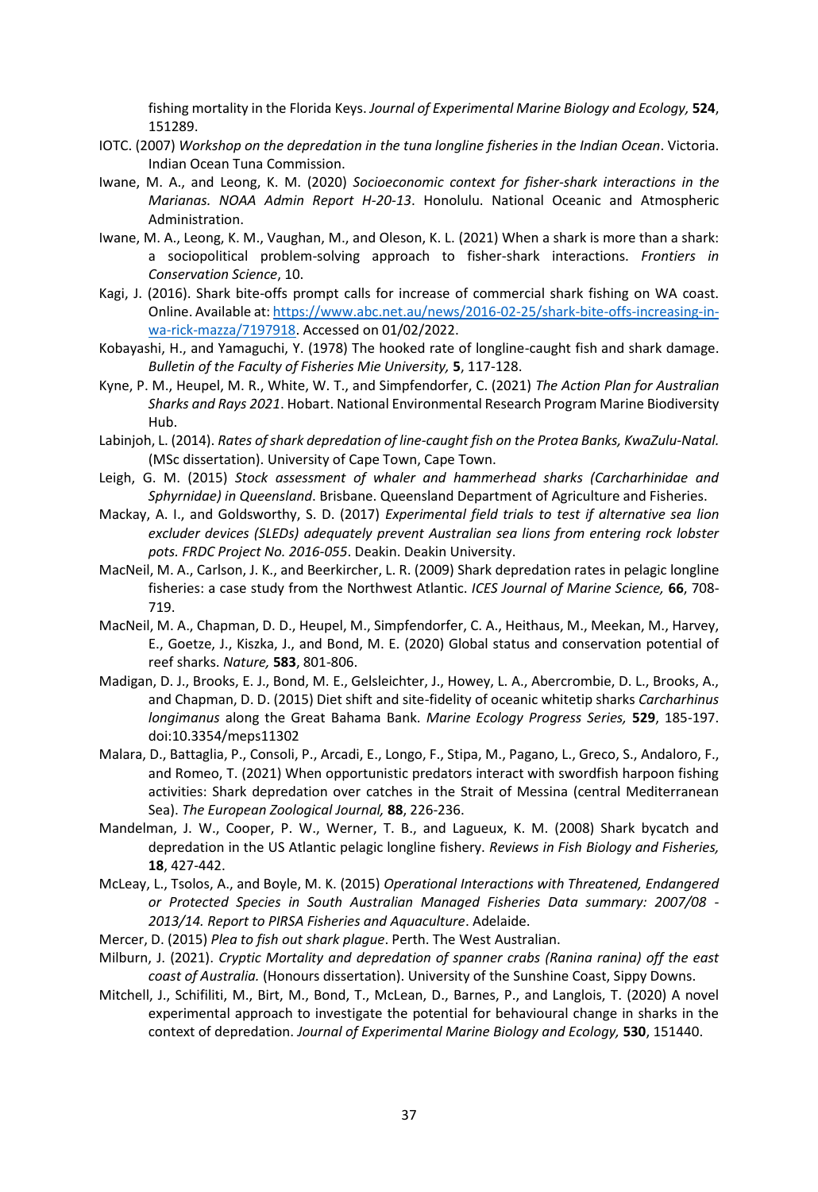fishing mortality in the Florida Keys. *Journal of Experimental Marine Biology and Ecology,* **524**, 151289.

IOTC. (2007) *Workshop on the depredation in the tuna longline fisheries in the Indian Ocean*. Victoria. Indian Ocean Tuna Commission.

Iwane, M. A., and Leong, K. M. (2020) *Socioeconomic context for fisher-shark interactions in the Marianas. NOAA Admin Report H-20-13*. Honolulu. National Oceanic and Atmospheric Administration.

Iwane, M. A., Leong, K. M., Vaughan, M., and Oleson, K. L. (2021) When a shark is more than a shark: a sociopolitical problem-solving approach to fisher-shark interactions. *Frontiers in Conservation Science*, 10.

Kagi, J. (2016). Shark bite-offs prompt calls for increase of commercial shark fishing on WA coast. Online. Available at: https://www.abc.net.au/news/2016-02-25/shark-bite-offs-increasing-in-wa-rick-mazza/7197918. Accessed on 01/02/2022.

Kobayashi, H., and Yamaguchi, Y. (1978) The hooked rate of longline-caught fish and shark damage. *Bulletin of the Faculty of Fisheries Mie University,* **5**, 117-128.

Kyne, P. M., Heupel, M. R., White, W. T., and Simpfendorfer, C. (2021) *The Action Plan for Australian Sharks and Rays 2021*. Hobart. National Environmental Research Program Marine Biodiversity Hub.

Labinjoh, L. (2014). *Rates of shark depredation of line-caught fish on the Protea Banks, KwaZulu-Natal.* (MSc dissertation). University of Cape Town, Cape Town.

Leigh, G. M. (2015) *Stock assessment of whaler and hammerhead sharks (Carcharhinidae and Sphyrnidae) in Queensland*. Brisbane. Queensland Department of Agriculture and Fisheries.

Mackay, A. I., and Goldsworthy, S. D. (2017) *Experimental field trials to test if alternative sea lion excluder devices (SLEDs) adequately prevent Australian sea lions from entering rock lobster pots. FRDC Project No. 2016-055*. Deakin. Deakin University.

MacNeil, M. A., Carlson, J. K., and Beerkircher, L. R. (2009) Shark depredation rates in pelagic longline fisheries: a case study from the Northwest Atlantic. *ICES Journal of Marine Science,* **66**, 708-719.

MacNeil, M. A., Chapman, D. D., Heupel, M., Simpfendorfer, C. A., Heithaus, M., Meekan, M., Harvey, E., Goetze, J., Kiszka, J., and Bond, M. E. (2020) Global status and conservation potential of reef sharks. *Nature,* **583**, 801-806.

Madigan, D. J., Brooks, E. J., Bond, M. E., Gelsleichter, J., Howey, L. A., Abercrombie, D. L., Brooks, A., and Chapman, D. D. (2015) Diet shift and site-fidelity of oceanic whitetip sharks *Carcharhinus longimanus* along the Great Bahama Bank. *Marine Ecology Progress Series,* **529**, 185-197. doi:10.3354/meps11302

Malara, D., Battaglia, P., Consoli, P., Arcadi, E., Longo, F., Stipa, M., Pagano, L., Greco, S., Andaloro, F., and Romeo, T. (2021) When opportunistic predators interact with swordfish harpoon fishing activities: Shark depredation over catches in the Strait of Messina (central Mediterranean Sea). *The European Zoological Journal,* **88**, 226-236.

Mandelman, J. W., Cooper, P. W., Werner, T. B., and Lagueux, K. M. (2008) Shark bycatch and depredation in the US Atlantic pelagic longline fishery. *Reviews in Fish Biology and Fisheries,* **18**, 427-442.

McLeay, L., Tsolos, A., and Boyle, M. K. (2015) *Operational Interactions with Threatened, Endangered or Protected Species in South Australian Managed Fisheries Data summary: 2007/08 - 2013/14. Report to PIRSA Fisheries and Aquaculture*. Adelaide.

Mercer, D. (2015) *Plea to fish out shark plague*. Perth. The West Australian.

Milburn, J. (2021). *Cryptic Mortality and depredation of spanner crabs (Ranina ranina) off the east coast of Australia.* (Honours dissertation). University of the Sunshine Coast, Sippy Downs.

Mitchell, J., Schifiliti, M., Birt, M., Bond, T., McLean, D., Barnes, P., and Langlois, T. (2020) A novel experimental approach to investigate the potential for behavioural change in sharks in the context of depredation. *Journal of Experimental Marine Biology and Ecology,* **530**, 151440.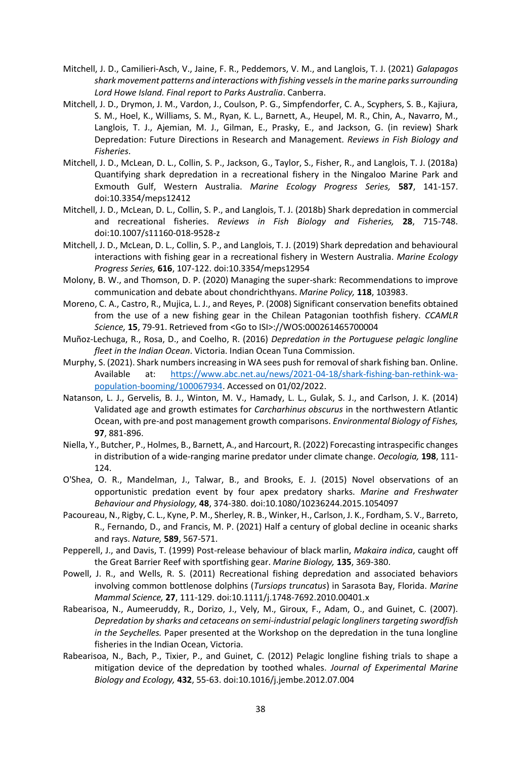Mitchell, J. D., Camilieri-Asch, V., Jaine, F. R., Peddemors, V. M., and Langlois, T. J. (2021) *Galapagos shark movement patterns and interactions with fishing vessels in the marine parks surrounding Lord Howe Island. Final report to Parks Australia*. Canberra.

Mitchell, J. D., Drymon, J. M., Vardon, J., Coulson, P. G., Simpfendorfer, C. A., Scyphers, S. B., Kajiura, S. M., Hoel, K., Williams, S. M., Ryan, K. L., Barnett, A., Heupel, M. R., Chin, A., Navarro, M., Langlois, T. J., Ajemian, M. J., Gilman, E., Prasky, E., and Jackson, G. (in review) Shark Depredation: Future Directions in Research and Management. *Reviews in Fish Biology and Fisheries*.

Mitchell, J. D., McLean, D. L., Collin, S. P., Jackson, G., Taylor, S., Fisher, R., and Langlois, T. J. (2018a) Quantifying shark depredation in a recreational fishery in the Ningaloo Marine Park and Exmouth Gulf, Western Australia. *Marine Ecology Progress Series,* **587**, 141-157. doi:10.3354/meps12412

Mitchell, J. D., McLean, D. L., Collin, S. P., and Langlois, T. J. (2018b) Shark depredation in commercial and recreational fisheries. *Reviews in Fish Biology and Fisheries,* **28**, 715-748. doi:10.1007/s11160-018-9528-z

Mitchell, J. D., McLean, D. L., Collin, S. P., and Langlois, T. J. (2019) Shark depredation and behavioural interactions with fishing gear in a recreational fishery in Western Australia. *Marine Ecology Progress Series,* **616**, 107-122. doi:10.3354/meps12954

Molony, B. W., and Thomson, D. P. (2020) Managing the super-shark: Recommendations to improve communication and debate about chondrichthyans. *Marine Policy,* **118**, 103983.

Moreno, C. A., Castro, R., Mujica, L. J., and Reyes, P. (2008) Significant conservation benefits obtained from the use of a new fishing gear in the Chilean Patagonian toothfish fishery. *CCAMLR Science,* **15**, 79-91. Retrieved from <Go to ISI>://WOS:000261465700004

Muñoz-Lechuga, R., Rosa, D., and Coelho, R. (2016) *Depredation in the Portuguese pelagic longline fleet in the Indian Ocean*. Victoria. Indian Ocean Tuna Commission.

Murphy, S. (2021). Shark numbers increasing in WA sees push for removal of shark fishing ban. Online. Available at: https://www.abc.net.au/news/2021-04-18/shark-fishing-ban-rethink-wa-population-booming/100067934. Accessed on 01/02/2022.

Natanson, L. J., Gervelis, B. J., Winton, M. V., Hamady, L. L., Gulak, S. J., and Carlson, J. K. (2014) Validated age and growth estimates for *Carcharhinus obscurus* in the northwestern Atlantic Ocean, with pre-and post management growth comparisons. *Environmental Biology of Fishes,* **97**, 881-896.

Niella, Y., Butcher, P., Holmes, B., Barnett, A., and Harcourt, R. (2022) Forecasting intraspecific changes in distribution of a wide-ranging marine predator under climate change. *Oecologia,* **198**, 111-124.

O'Shea, O. R., Mandelman, J., Talwar, B., and Brooks, E. J. (2015) Novel observations of an opportunistic predation event by four apex predatory sharks. *Marine and Freshwater Behaviour and Physiology,* **48**, 374-380. doi:10.1080/10236244.2015.1054097

Pacoureau, N., Rigby, C. L., Kyne, P. M., Sherley, R. B., Winker, H., Carlson, J. K., Fordham, S. V., Barreto, R., Fernando, D., and Francis, M. P. (2021) Half a century of global decline in oceanic sharks and rays. *Nature,* **589**, 567-571.

Pepperell, J., and Davis, T. (1999) Post-release behaviour of black marlin, *Makaira indica*, caught off the Great Barrier Reef with sportfishing gear. *Marine Biology,* **135**, 369-380.

Powell, J. R., and Wells, R. S. (2011) Recreational fishing depredation and associated behaviors involving common bottlenose dolphins (*Tursiops truncatus*) in Sarasota Bay, Florida. *Marine Mammal Science,* **27**, 111-129. doi:10.1111/j.1748-7692.2010.00401.x

Rabearisoa, N., Aumeeruddy, R., Dorizo, J., Vely, M., Giroux, F., Adam, O., and Guinet, C. (2007). *Depredation by sharks and cetaceans on semi-industrial pelagic longliners targeting swordfish in the Seychelles.* Paper presented at the Workshop on the depredation in the tuna longline fisheries in the Indian Ocean, Victoria.

Rabearisoa, N., Bach, P., Tixier, P., and Guinet, C. (2012) Pelagic longline fishing trials to shape a mitigation device of the depredation by toothed whales. *Journal of Experimental Marine Biology and Ecology,* **432**, 55-63. doi:10.1016/j.jembe.2012.07.004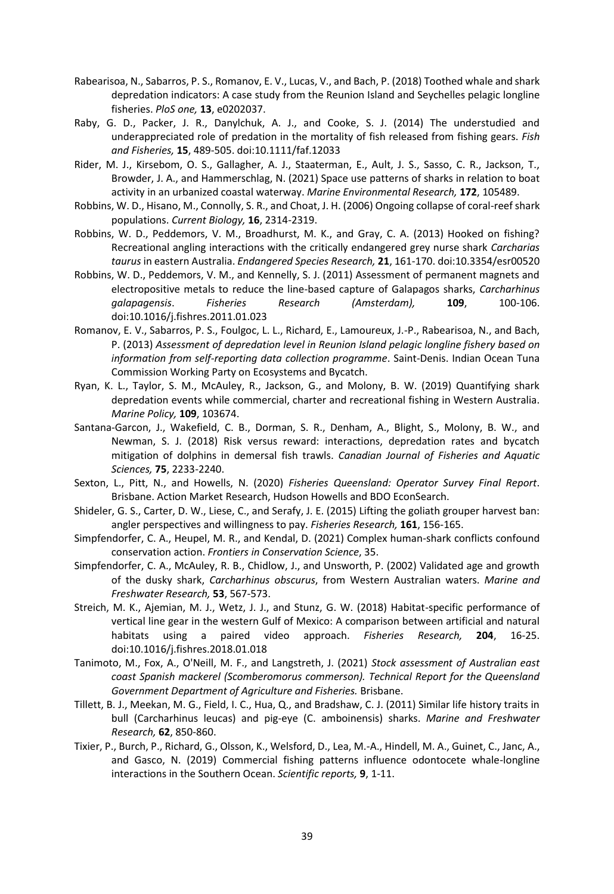Rabearisoa, N., Sabarros, P. S., Romanov, E. V., Lucas, V., and Bach, P. (2018) Toothed whale and shark depredation indicators: A case study from the Reunion Island and Seychelles pelagic longline fisheries. *PloS one,* **13**, e0202037.

Raby, G. D., Packer, J. R., Danylchuk, A. J., and Cooke, S. J. (2014) The understudied and underappreciated role of predation in the mortality of fish released from fishing gears. *Fish and Fisheries,* **15**, 489-505. doi:10.1111/faf.12033

Rider, M. J., Kirsebom, O. S., Gallagher, A. J., Staaterman, E., Ault, J. S., Sasso, C. R., Jackson, T., Browder, J. A., and Hammerschlag, N. (2021) Space use patterns of sharks in relation to boat activity in an urbanized coastal waterway. *Marine Environmental Research,* **172**, 105489.

Robbins, W. D., Hisano, M., Connolly, S. R., and Choat, J. H. (2006) Ongoing collapse of coral-reef shark populations. *Current Biology,* **16**, 2314-2319.

Robbins, W. D., Peddemors, V. M., Broadhurst, M. K., and Gray, C. A. (2013) Hooked on fishing? Recreational angling interactions with the critically endangered grey nurse shark *Carcharias taurus* in eastern Australia. *Endangered Species Research,* **21**, 161-170. doi:10.3354/esr00520

Robbins, W. D., Peddemors, V. M., and Kennelly, S. J. (2011) Assessment of permanent magnets and electropositive metals to reduce the line-based capture of Galapagos sharks, *Carcharhinus galapagensis*. *Fisheries Research (Amsterdam),* **109**, 100-106. doi:10.1016/j.fishres.2011.01.023

Romanov, E. V., Sabarros, P. S., Foulgoc, L. L., Richard, E., Lamoureux, J.-P., Rabearisoa, N., and Bach, P. (2013) *Assessment of depredation level in Reunion Island pelagic longline fishery based on information from self-reporting data collection programme*. Saint-Denis. Indian Ocean Tuna Commission Working Party on Ecosystems and Bycatch.

Ryan, K. L., Taylor, S. M., McAuley, R., Jackson, G., and Molony, B. W. (2019) Quantifying shark depredation events while commercial, charter and recreational fishing in Western Australia. *Marine Policy,* **109**, 103674.

Santana-Garcon, J., Wakefield, C. B., Dorman, S. R., Denham, A., Blight, S., Molony, B. W., and Newman, S. J. (2018) Risk versus reward: interactions, depredation rates and bycatch mitigation of dolphins in demersal fish trawls. *Canadian Journal of Fisheries and Aquatic Sciences,* **75**, 2233-2240.

Sexton, L., Pitt, N., and Howells, N. (2020) *Fisheries Queensland: Operator Survey Final Report*. Brisbane. Action Market Research, Hudson Howells and BDO EconSearch.

Shideler, G. S., Carter, D. W., Liese, C., and Serafy, J. E. (2015) Lifting the goliath grouper harvest ban: angler perspectives and willingness to pay. *Fisheries Research,* **161**, 156-165.

Simpfendorfer, C. A., Heupel, M. R., and Kendal, D. (2021) Complex human-shark conflicts confound conservation action. *Frontiers in Conservation Science*, 35.

Simpfendorfer, C. A., McAuley, R. B., Chidlow, J., and Unsworth, P. (2002) Validated age and growth of the dusky shark, *Carcharhinus obscurus*, from Western Australian waters. *Marine and Freshwater Research,* **53**, 567-573.

Streich, M. K., Ajemian, M. J., Wetz, J. J., and Stunz, G. W. (2018) Habitat-specific performance of vertical line gear in the western Gulf of Mexico: A comparison between artificial and natural habitats using a paired video approach. *Fisheries Research,* **204**, 16-25. doi:10.1016/j.fishres.2018.01.018

Tanimoto, M., Fox, A., O'Neill, M. F., and Langstreth, J. (2021) *Stock assessment of Australian east coast Spanish mackerel (Scomberomorus commerson). Technical Report for the Queensland Government Department of Agriculture and Fisheries.* Brisbane.

Tillett, B. J., Meekan, M. G., Field, I. C., Hua, Q., and Bradshaw, C. J. (2011) Similar life history traits in bull (Carcharhinus leucas) and pig-eye (C. amboinensis) sharks. *Marine and Freshwater Research,* **62**, 850-860.

Tixier, P., Burch, P., Richard, G., Olsson, K., Welsford, D., Lea, M.-A., Hindell, M. A., Guinet, C., Janc, A., and Gasco, N. (2019) Commercial fishing patterns influence odontocete whale-longline interactions in the Southern Ocean. *Scientific reports,* **9**, 1-11.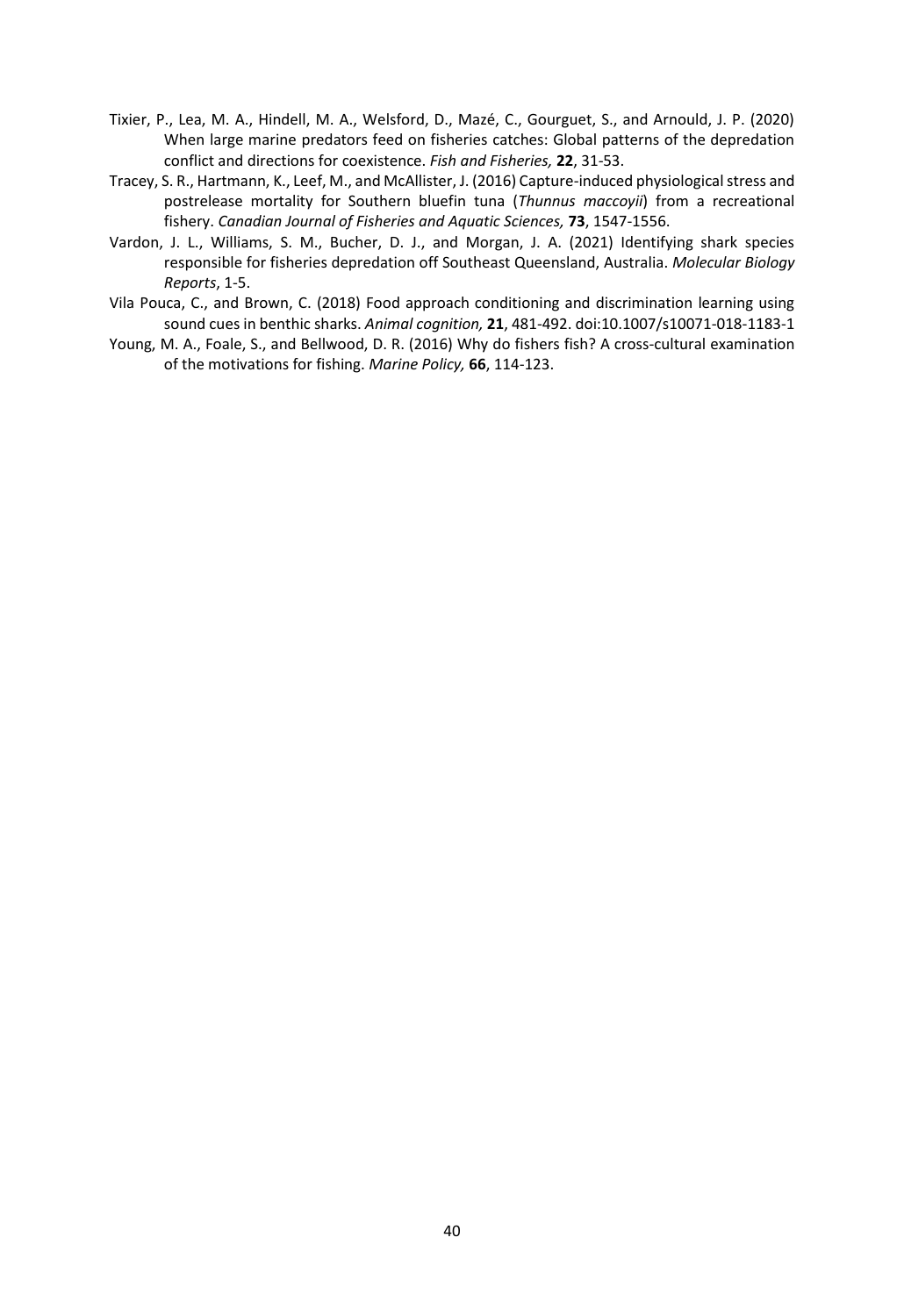Tixier, P., Lea, M. A., Hindell, M. A., Welsford, D., Mazé, C., Gourguet, S., and Arnould, J. P. (2020) When large marine predators feed on fisheries catches: Global patterns of the depredation conflict and directions for coexistence. *Fish and Fisheries,* **22**, 31-53.

Tracey, S. R., Hartmann, K., Leef, M., and McAllister, J. (2016) Capture-induced physiological stress and postrelease mortality for Southern bluefin tuna (*Thunnus maccoyii*) from a recreational fishery. *Canadian Journal of Fisheries and Aquatic Sciences,* **73**, 1547-1556.

Vardon, J. L., Williams, S. M., Bucher, D. J., and Morgan, J. A. (2021) Identifying shark species responsible for fisheries depredation off Southeast Queensland, Australia. *Molecular Biology Reports*, 1-5.

Vila Pouca, C., and Brown, C. (2018) Food approach conditioning and discrimination learning using sound cues in benthic sharks. *Animal cognition,* **21**, 481-492. doi:10.1007/s10071-018-1183-1

Young, M. A., Foale, S., and Bellwood, D. R. (2016) Why do fishers fish? A cross-cultural examination of the motivations for fishing. *Marine Policy,* **66**, 114-123.